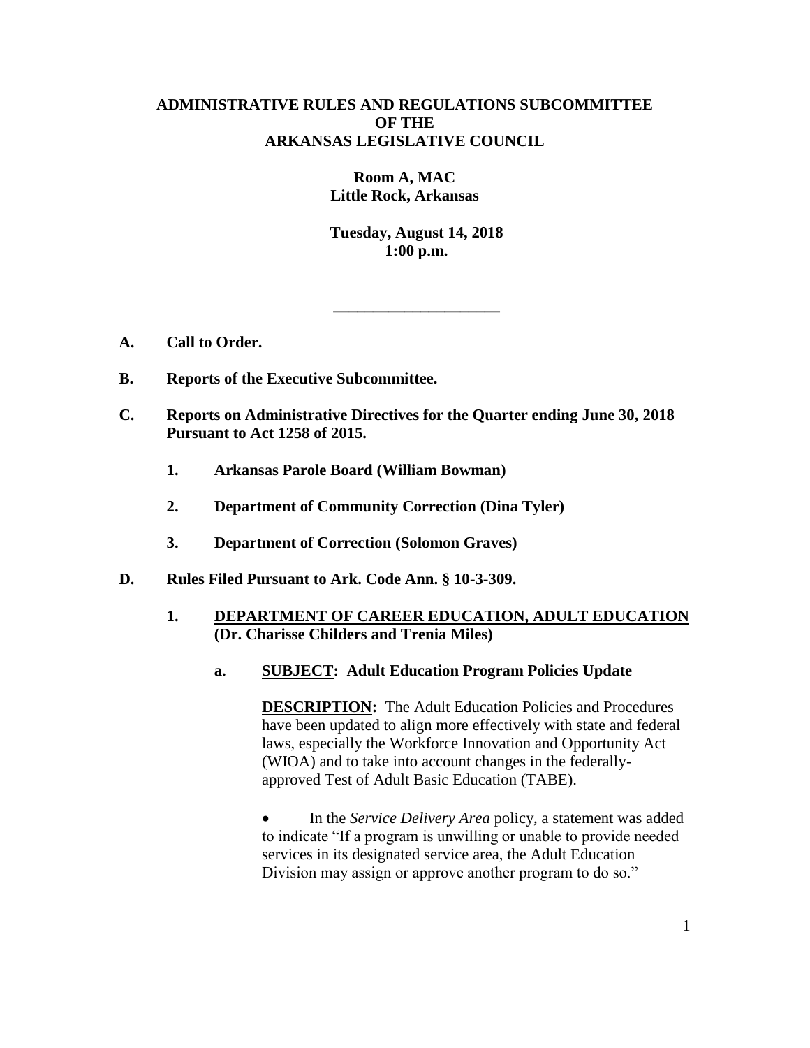**ADMINISTRATIVE RULES AND REGULATIONS SUBCOMMITTEE OF THE ARKANSAS LEGISLATIVE COUNCIL**

**Room A, MAC**
**Little Rock, Arkansas**

**Tuesday, August 14, 2018**
**1:00 p.m.**

---

**A. Call to Order.**

**B. Reports of the Executive Subcommittee.**

**C. Reports on Administrative Directives for the Quarter ending June 30, 2018 Pursuant to Act 1258 of 2015.**

**1. Arkansas Parole Board (William Bowman)**

**2. Department of Community Correction (Dina Tyler)**

**3. Department of Correction (Solomon Graves)**

**D. Rules Filed Pursuant to Ark. Code Ann. § 10-3-309.**

**1. DEPARTMENT OF CAREER EDUCATION, ADULT EDUCATION (Dr. Charisse Childers and Trenia Miles)**

**a. SUBJECT: Adult Education Program Policies Update**

**DESCRIPTION:** The Adult Education Policies and Procedures have been updated to align more effectively with state and federal laws, especially the Workforce Innovation and Opportunity Act (WIOA) and to take into account changes in the federally-approved Test of Adult Basic Education (TABE).

- In the *Service Delivery Area* policy, a statement was added to indicate "If a program is unwilling or unable to provide needed services in its designated service area, the Adult Education Division may assign or approve another program to do so."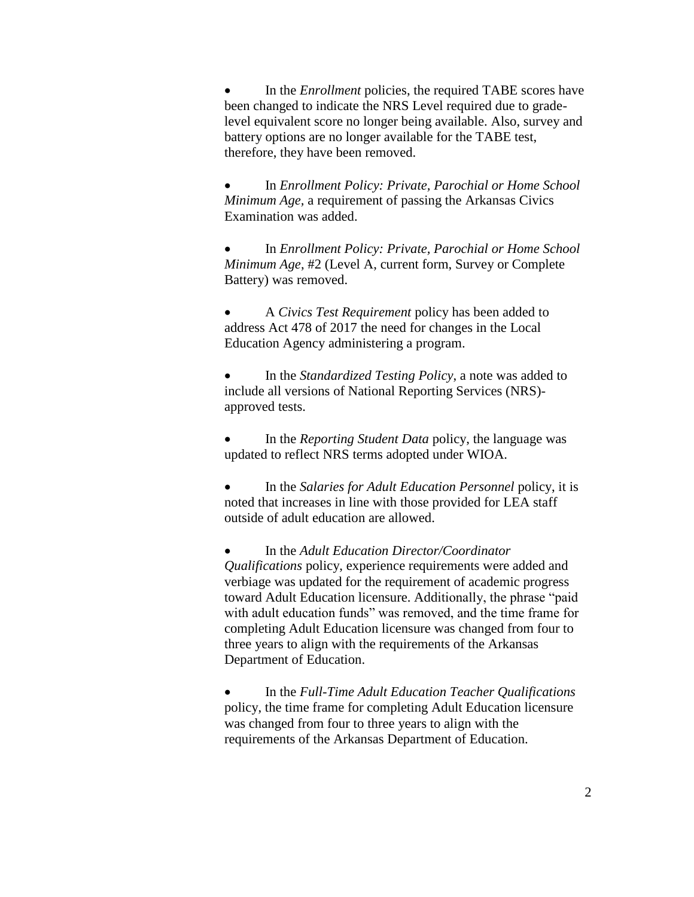- In the *Enrollment* policies, the required TABE scores have been changed to indicate the NRS Level required due to grade-level equivalent score no longer being available. Also, survey and battery options are no longer available for the TABE test, therefore, they have been removed.

- In *Enrollment Policy: Private, Parochial or Home School Minimum Age*, a requirement of passing the Arkansas Civics Examination was added.

- In *Enrollment Policy: Private, Parochial or Home School Minimum Age*, #2 (Level A, current form, Survey or Complete Battery) was removed.

- A *Civics Test Requirement* policy has been added to address Act 478 of 2017 the need for changes in the Local Education Agency administering a program.

- In the *Standardized Testing Policy*, a note was added to include all versions of National Reporting Services (NRS)-approved tests.

- In the *Reporting Student Data* policy, the language was updated to reflect NRS terms adopted under WIOA.

- In the *Salaries for Adult Education Personnel* policy, it is noted that increases in line with those provided for LEA staff outside of adult education are allowed.

- In the *Adult Education Director/Coordinator Qualifications* policy, experience requirements were added and verbiage was updated for the requirement of academic progress toward Adult Education licensure. Additionally, the phrase "paid with adult education funds" was removed, and the time frame for completing Adult Education licensure was changed from four to three years to align with the requirements of the Arkansas Department of Education.

- In the *Full-Time Adult Education Teacher Qualifications* policy, the time frame for completing Adult Education licensure was changed from four to three years to align with the requirements of the Arkansas Department of Education.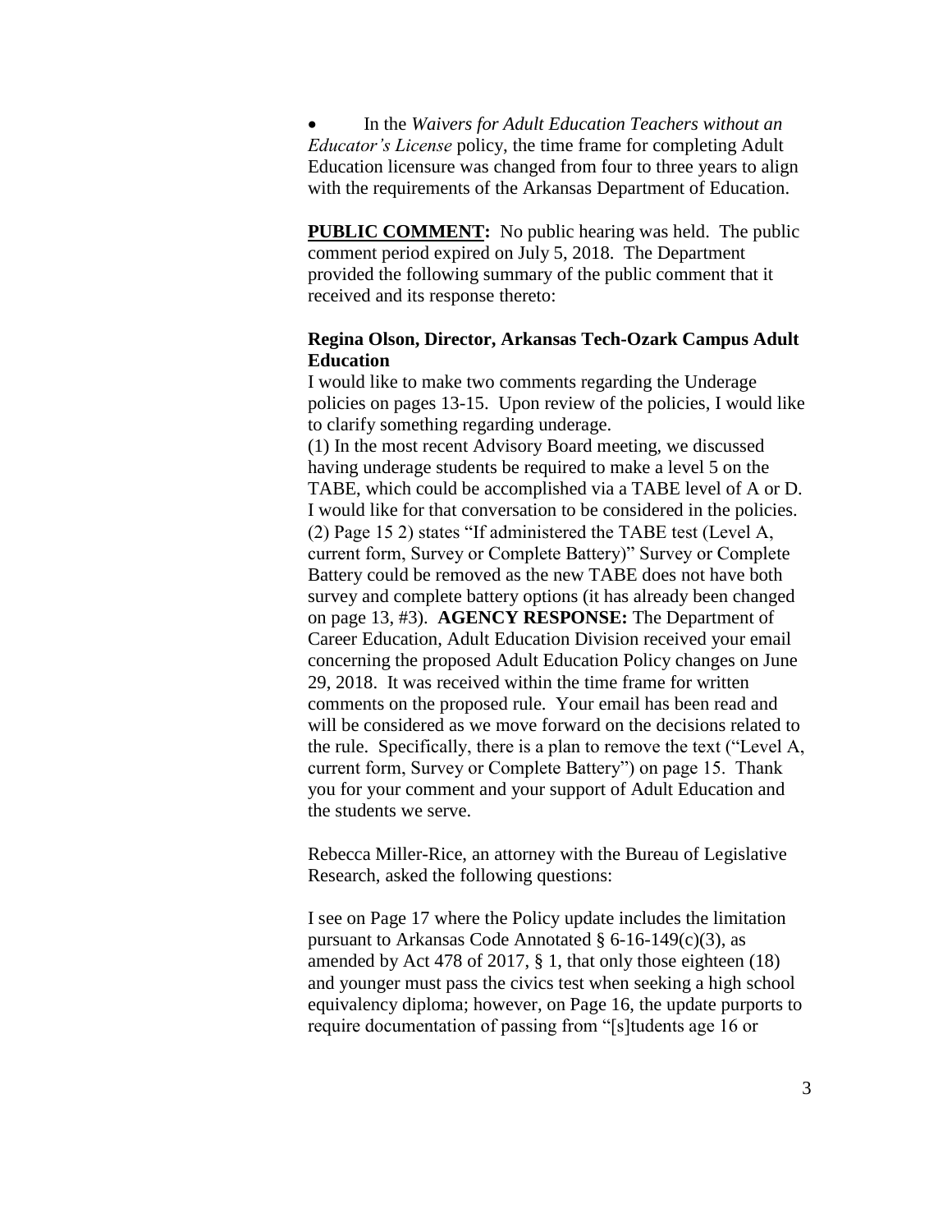- In the *Waivers for Adult Education Teachers without an Educator's License* policy, the time frame for completing Adult Education licensure was changed from four to three years to align with the requirements of the Arkansas Department of Education.

**PUBLIC COMMENT:** No public hearing was held. The public comment period expired on July 5, 2018. The Department provided the following summary of the public comment that it received and its response thereto:

**Regina Olson, Director, Arkansas Tech-Ozark Campus Adult Education**

I would like to make two comments regarding the Underage policies on pages 13-15. Upon review of the policies, I would like to clarify something regarding underage.

(1) In the most recent Advisory Board meeting, we discussed having underage students be required to make a level 5 on the TABE, which could be accomplished via a TABE level of A or D. I would like for that conversation to be considered in the policies.

(2) Page 15 2) states "If administered the TABE test (Level A, current form, Survey or Complete Battery)" Survey or Complete Battery could be removed as the new TABE does not have both survey and complete battery options (it has already been changed on page 13, #3). **AGENCY RESPONSE:** The Department of Career Education, Adult Education Division received your email concerning the proposed Adult Education Policy changes on June 29, 2018. It was received within the time frame for written comments on the proposed rule. Your email has been read and will be considered as we move forward on the decisions related to the rule. Specifically, there is a plan to remove the text ("Level A, current form, Survey or Complete Battery") on page 15. Thank you for your comment and your support of Adult Education and the students we serve.

Rebecca Miller-Rice, an attorney with the Bureau of Legislative Research, asked the following questions:

I see on Page 17 where the Policy update includes the limitation pursuant to Arkansas Code Annotated § 6-16-149(c)(3), as amended by Act 478 of 2017, § 1, that only those eighteen (18) and younger must pass the civics test when seeking a high school equivalency diploma; however, on Page 16, the update purports to require documentation of passing from "[s]tudents age 16 or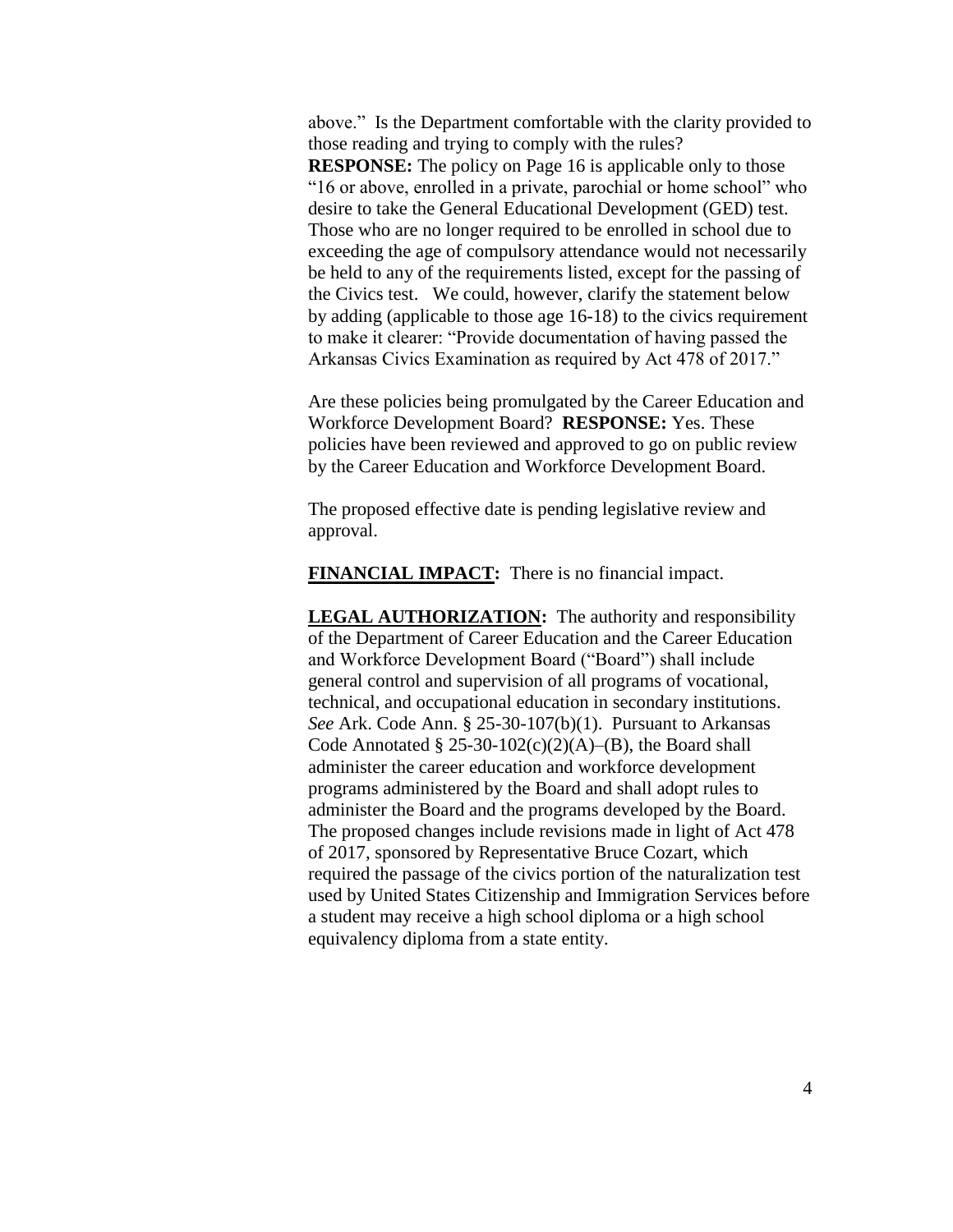above." Is the Department comfortable with the clarity provided to those reading and trying to comply with the rules?

**RESPONSE:** The policy on Page 16 is applicable only to those "16 or above, enrolled in a private, parochial or home school" who desire to take the General Educational Development (GED) test. Those who are no longer required to be enrolled in school due to exceeding the age of compulsory attendance would not necessarily be held to any of the requirements listed, except for the passing of the Civics test. We could, however, clarify the statement below by adding (applicable to those age 16-18) to the civics requirement to make it clearer: "Provide documentation of having passed the Arkansas Civics Examination as required by Act 478 of 2017."

Are these policies being promulgated by the Career Education and Workforce Development Board? **RESPONSE:** Yes. These policies have been reviewed and approved to go on public review by the Career Education and Workforce Development Board.

The proposed effective date is pending legislative review and approval.

**FINANCIAL IMPACT:** There is no financial impact.

**LEGAL AUTHORIZATION:** The authority and responsibility of the Department of Career Education and the Career Education and Workforce Development Board ("Board") shall include general control and supervision of all programs of vocational, technical, and occupational education in secondary institutions. *See* Ark. Code Ann. § 25-30-107(b)(1). Pursuant to Arkansas Code Annotated § 25-30-102(c)(2)(A)–(B), the Board shall administer the career education and workforce development programs administered by the Board and shall adopt rules to administer the Board and the programs developed by the Board. The proposed changes include revisions made in light of Act 478 of 2017, sponsored by Representative Bruce Cozart, which required the passage of the civics portion of the naturalization test used by United States Citizenship and Immigration Services before a student may receive a high school diploma or a high school equivalency diploma from a state entity.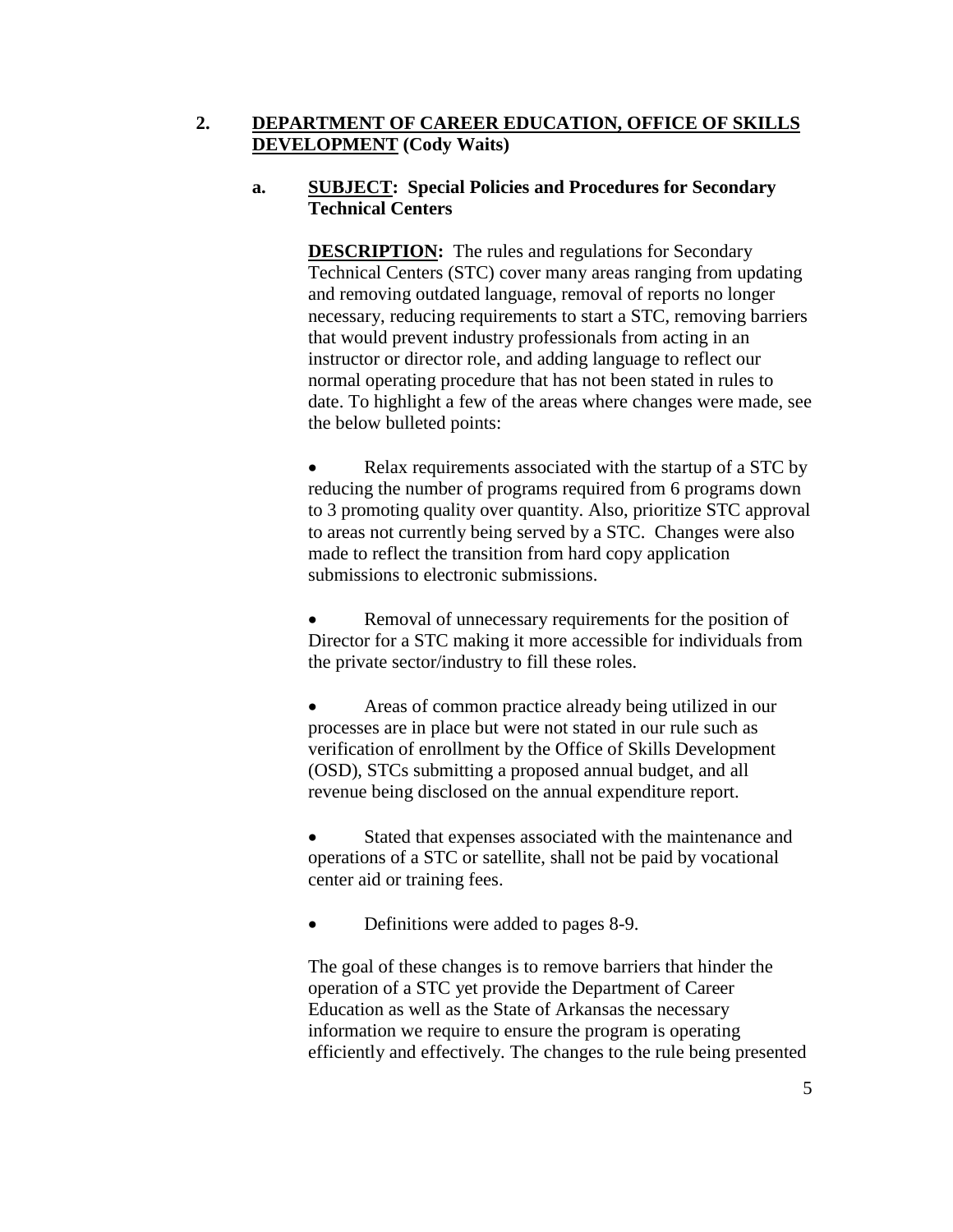**2. <u>DEPARTMENT OF CAREER EDUCATION, OFFICE OF SKILLS DEVELOPMENT</u> (Cody Waits)**

**a. <u>SUBJECT</u>: Special Policies and Procedures for Secondary Technical Centers**

**<u>DESCRIPTION</u>:** The rules and regulations for Secondary Technical Centers (STC) cover many areas ranging from updating and removing outdated language, removal of reports no longer necessary, reducing requirements to start a STC, removing barriers that would prevent industry professionals from acting in an instructor or director role, and adding language to reflect our normal operating procedure that has not been stated in rules to date. To highlight a few of the areas where changes were made, see the below bulleted points:

- Relax requirements associated with the startup of a STC by reducing the number of programs required from 6 programs down to 3 promoting quality over quantity. Also, prioritize STC approval to areas not currently being served by a STC. Changes were also made to reflect the transition from hard copy application submissions to electronic submissions.

- Removal of unnecessary requirements for the position of Director for a STC making it more accessible for individuals from the private sector/industry to fill these roles.

- Areas of common practice already being utilized in our processes are in place but were not stated in our rule such as verification of enrollment by the Office of Skills Development (OSD), STCs submitting a proposed annual budget, and all revenue being disclosed on the annual expenditure report.

- Stated that expenses associated with the maintenance and operations of a STC or satellite, shall not be paid by vocational center aid or training fees.

- Definitions were added to pages 8-9.

The goal of these changes is to remove barriers that hinder the operation of a STC yet provide the Department of Career Education as well as the State of Arkansas the necessary information we require to ensure the program is operating efficiently and effectively. The changes to the rule being presented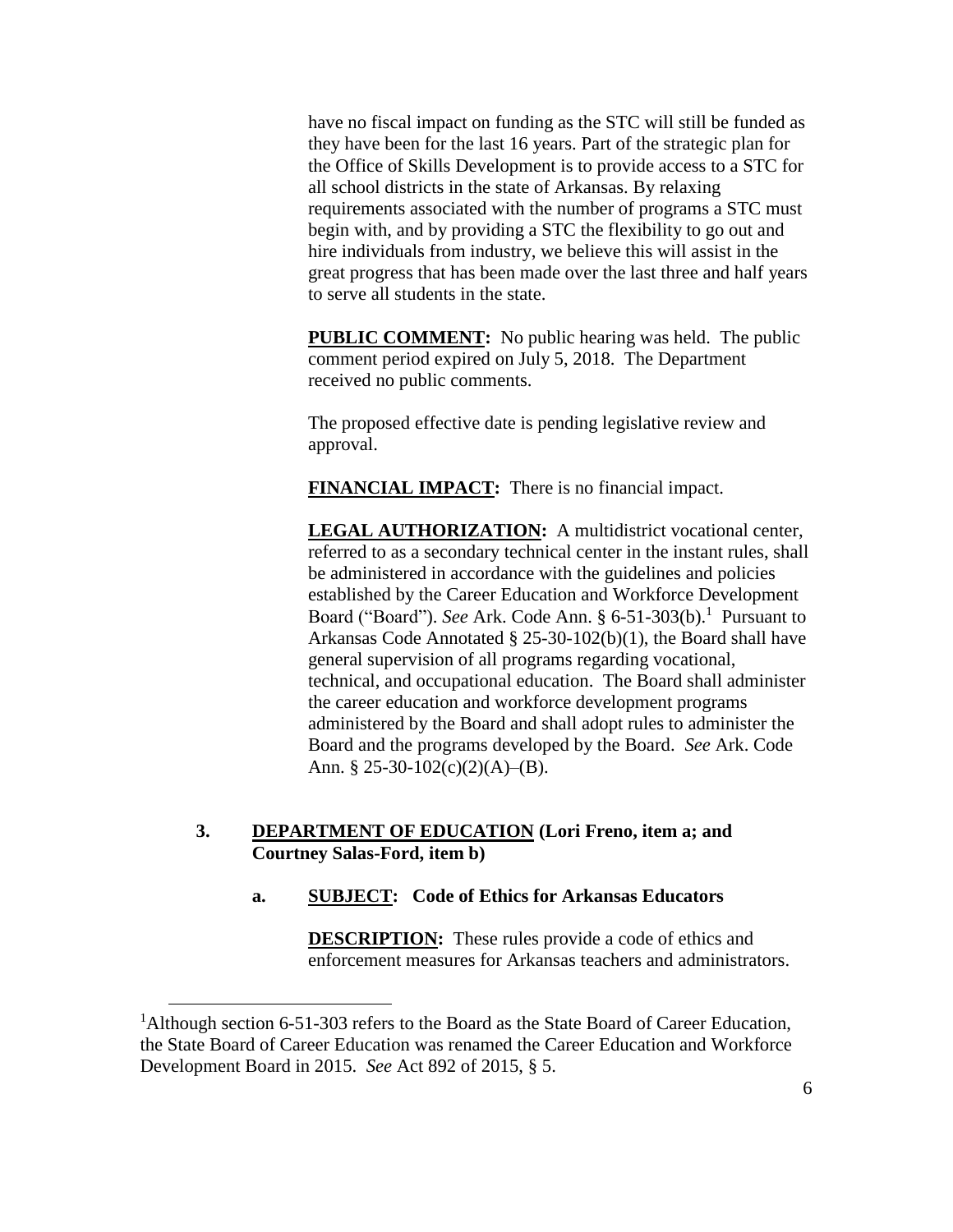have no fiscal impact on funding as the STC will still be funded as they have been for the last 16 years. Part of the strategic plan for the Office of Skills Development is to provide access to a STC for all school districts in the state of Arkansas. By relaxing requirements associated with the number of programs a STC must begin with, and by providing a STC the flexibility to go out and hire individuals from industry, we believe this will assist in the great progress that has been made over the last three and half years to serve all students in the state.

**PUBLIC COMMENT:** No public hearing was held. The public comment period expired on July 5, 2018. The Department received no public comments.

The proposed effective date is pending legislative review and approval.

**FINANCIAL IMPACT:** There is no financial impact.

**LEGAL AUTHORIZATION:** A multidistrict vocational center, referred to as a secondary technical center in the instant rules, shall be administered in accordance with the guidelines and policies established by the Career Education and Workforce Development Board ("Board"). *See* Ark. Code Ann. § 6-51-303(b).[1] Pursuant to Arkansas Code Annotated § 25-30-102(b)(1), the Board shall have general supervision of all programs regarding vocational, technical, and occupational education. The Board shall administer the career education and workforce development programs administered by the Board and shall adopt rules to administer the Board and the programs developed by the Board. *See* Ark. Code Ann. § 25-30-102(c)(2)(A)–(B).

**3. DEPARTMENT OF EDUCATION (Lori Freno, item a; and Courtney Salas-Ford, item b)**

**a. SUBJECT: Code of Ethics for Arkansas Educators**

**DESCRIPTION:** These rules provide a code of ethics and enforcement measures for Arkansas teachers and administrators.

---

[1]Although section 6-51-303 refers to the Board as the State Board of Career Education, the State Board of Career Education was renamed the Career Education and Workforce Development Board in 2015. *See* Act 892 of 2015, § 5.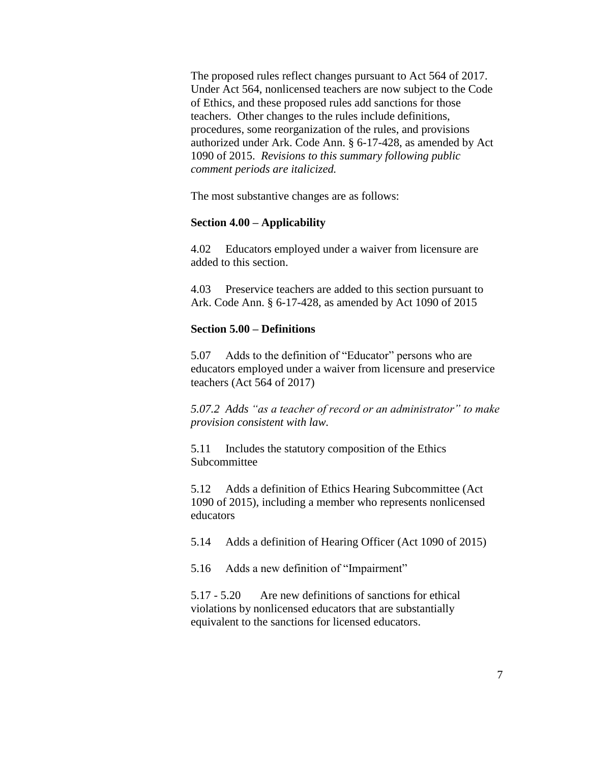The proposed rules reflect changes pursuant to Act 564 of 2017. Under Act 564, nonlicensed teachers are now subject to the Code of Ethics, and these proposed rules add sanctions for those teachers. Other changes to the rules include definitions, procedures, some reorganization of the rules, and provisions authorized under Ark. Code Ann. § 6-17-428, as amended by Act 1090 of 2015. *Revisions to this summary following public comment periods are italicized.*

The most substantive changes are as follows:

**Section 4.00 – Applicability**

4.02 Educators employed under a waiver from licensure are added to this section.

4.03 Preservice teachers are added to this section pursuant to Ark. Code Ann. § 6-17-428, as amended by Act 1090 of 2015

**Section 5.00 – Definitions**

5.07 Adds to the definition of "Educator" persons who are educators employed under a waiver from licensure and preservice teachers (Act 564 of 2017)

*5.07.2 Adds "as a teacher of record or an administrator" to make provision consistent with law.*

5.11 Includes the statutory composition of the Ethics Subcommittee

5.12 Adds a definition of Ethics Hearing Subcommittee (Act 1090 of 2015), including a member who represents nonlicensed educators

5.14 Adds a definition of Hearing Officer (Act 1090 of 2015)

5.16 Adds a new definition of "Impairment"

5.17 - 5.20 Are new definitions of sanctions for ethical violations by nonlicensed educators that are substantially equivalent to the sanctions for licensed educators.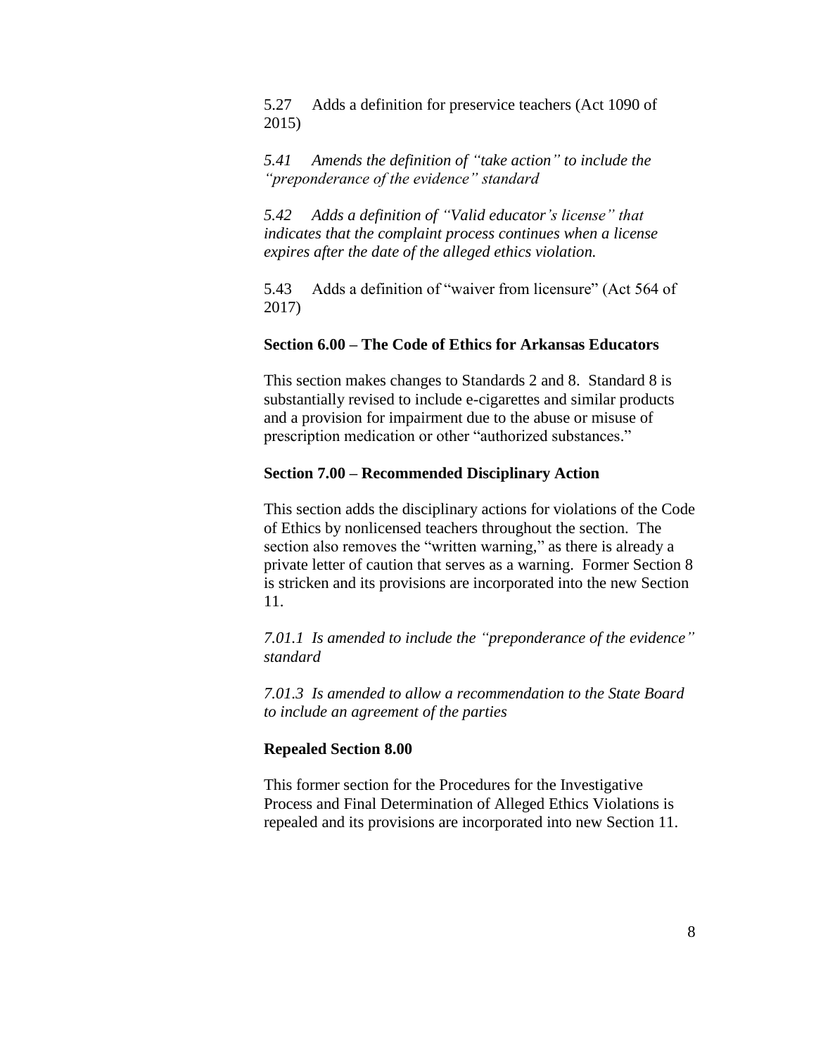5.27 Adds a definition for preservice teachers (Act 1090 of 2015)

*5.41 Amends the definition of "take action" to include the "preponderance of the evidence" standard*

*5.42 Adds a definition of "Valid educator's license" that indicates that the complaint process continues when a license expires after the date of the alleged ethics violation.*

5.43 Adds a definition of "waiver from licensure" (Act 564 of 2017)

**Section 6.00 – The Code of Ethics for Arkansas Educators**

This section makes changes to Standards 2 and 8. Standard 8 is substantially revised to include e-cigarettes and similar products and a provision for impairment due to the abuse or misuse of prescription medication or other "authorized substances."

**Section 7.00 – Recommended Disciplinary Action**

This section adds the disciplinary actions for violations of the Code of Ethics by nonlicensed teachers throughout the section. The section also removes the "written warning," as there is already a private letter of caution that serves as a warning. Former Section 8 is stricken and its provisions are incorporated into the new Section 11.

*7.01.1 Is amended to include the "preponderance of the evidence" standard*

*7.01.3 Is amended to allow a recommendation to the State Board to include an agreement of the parties*

**Repealed Section 8.00**

This former section for the Procedures for the Investigative Process and Final Determination of Alleged Ethics Violations is repealed and its provisions are incorporated into new Section 11.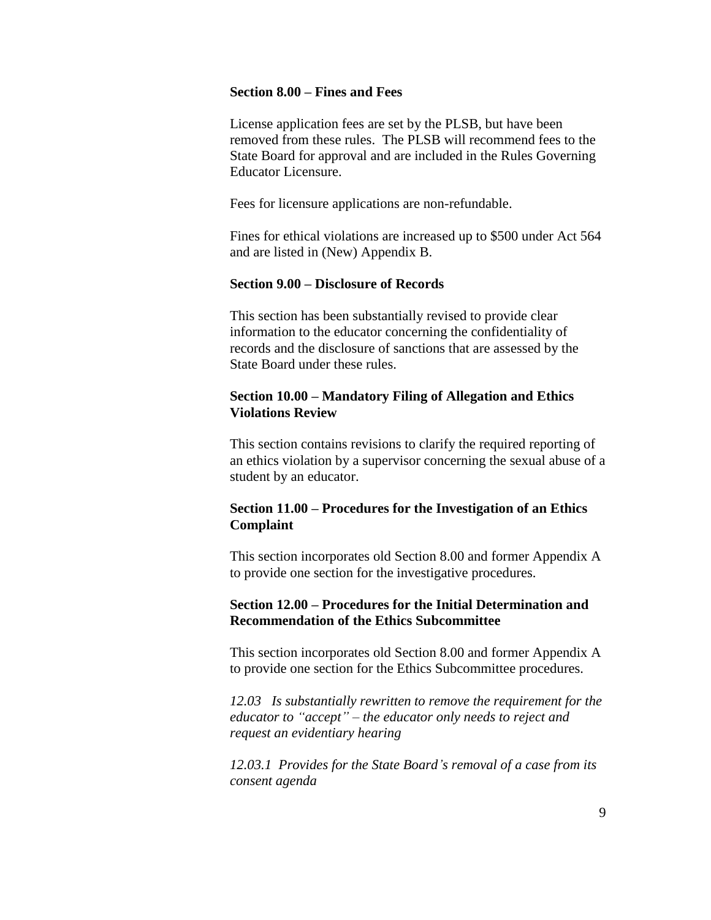**Section 8.00 – Fines and Fees**

License application fees are set by the PLSB, but have been removed from these rules. The PLSB will recommend fees to the State Board for approval and are included in the Rules Governing Educator Licensure.

Fees for licensure applications are non-refundable.

Fines for ethical violations are increased up to $500 under Act 564 and are listed in (New) Appendix B.

**Section 9.00 – Disclosure of Records**

This section has been substantially revised to provide clear information to the educator concerning the confidentiality of records and the disclosure of sanctions that are assessed by the State Board under these rules.

**Section 10.00 – Mandatory Filing of Allegation and Ethics Violations Review**

This section contains revisions to clarify the required reporting of an ethics violation by a supervisor concerning the sexual abuse of a student by an educator.

**Section 11.00 – Procedures for the Investigation of an Ethics Complaint**

This section incorporates old Section 8.00 and former Appendix A to provide one section for the investigative procedures.

**Section 12.00 – Procedures for the Initial Determination and Recommendation of the Ethics Subcommittee**

This section incorporates old Section 8.00 and former Appendix A to provide one section for the Ethics Subcommittee procedures.

*12.03 Is substantially rewritten to remove the requirement for the educator to "accept" – the educator only needs to reject and request an evidentiary hearing*

*12.03.1 Provides for the State Board's removal of a case from its consent agenda*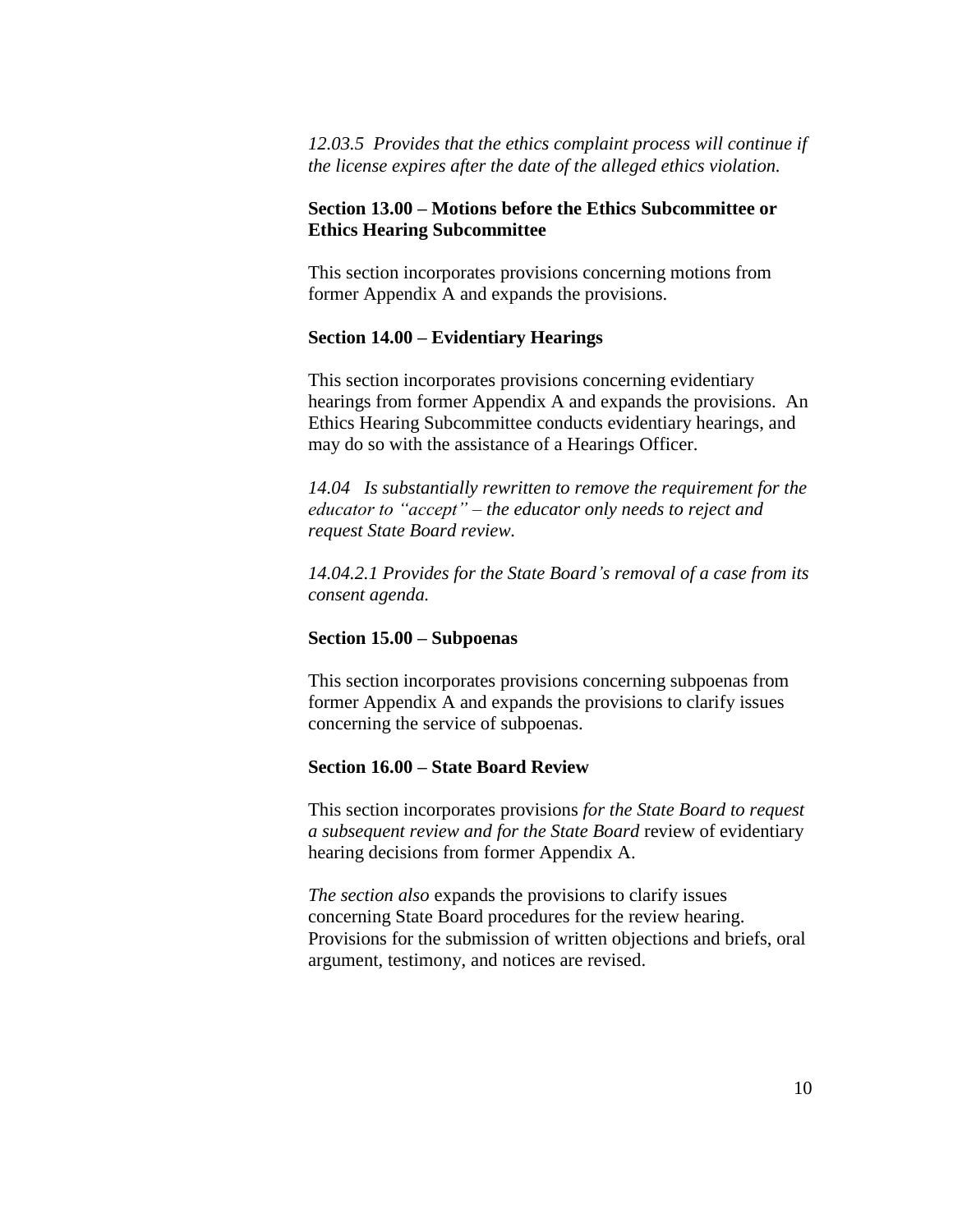*12.03.5 Provides that the ethics complaint process will continue if the license expires after the date of the alleged ethics violation.*

**Section 13.00 – Motions before the Ethics Subcommittee or Ethics Hearing Subcommittee**

This section incorporates provisions concerning motions from former Appendix A and expands the provisions.

**Section 14.00 – Evidentiary Hearings**

This section incorporates provisions concerning evidentiary hearings from former Appendix A and expands the provisions. An Ethics Hearing Subcommittee conducts evidentiary hearings, and may do so with the assistance of a Hearings Officer.

*14.04 Is substantially rewritten to remove the requirement for the educator to "accept" – the educator only needs to reject and request State Board review.*

*14.04.2.1 Provides for the State Board's removal of a case from its consent agenda.*

**Section 15.00 – Subpoenas**

This section incorporates provisions concerning subpoenas from former Appendix A and expands the provisions to clarify issues concerning the service of subpoenas.

**Section 16.00 – State Board Review**

This section incorporates provisions *for the State Board to request a subsequent review and for the State Board* review of evidentiary hearing decisions from former Appendix A.

*The section also* expands the provisions to clarify issues concerning State Board procedures for the review hearing. Provisions for the submission of written objections and briefs, oral argument, testimony, and notices are revised.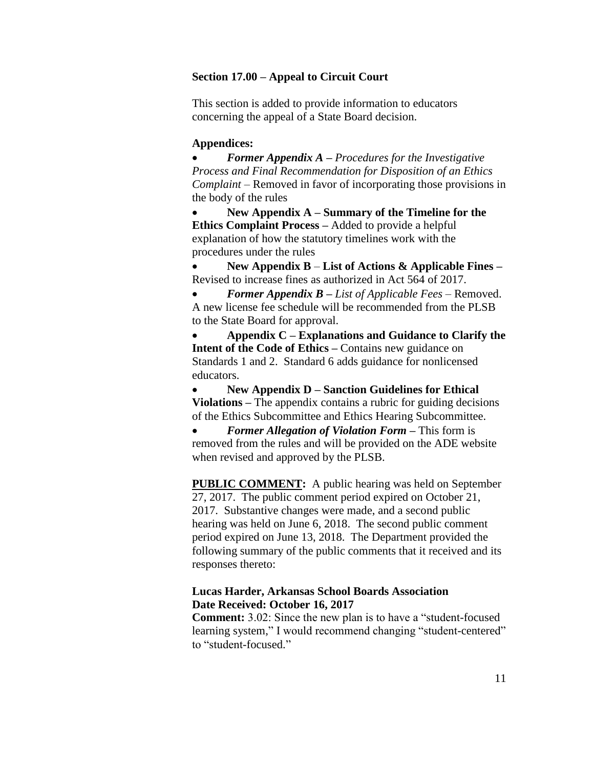**Section 17.00 – Appeal to Circuit Court**

This section is added to provide information to educators concerning the appeal of a State Board decision.

**Appendices:**

- ***Former Appendix A*** *– Procedures for the Investigative Process and Final Recommendation for Disposition of an Ethics Complaint* – Removed in favor of incorporating those provisions in the body of the rules
- **New Appendix A – Summary of the Timeline for the Ethics Complaint Process –** Added to provide a helpful explanation of how the statutory timelines work with the procedures under the rules
- **New Appendix B** – **List of Actions & Applicable Fines –** Revised to increase fines as authorized in Act 564 of 2017.
- ***Former Appendix B*** *– List of Applicable Fees* – Removed. A new license fee schedule will be recommended from the PLSB to the State Board for approval.
- **Appendix C – Explanations and Guidance to Clarify the Intent of the Code of Ethics –** Contains new guidance on Standards 1 and 2. Standard 6 adds guidance for nonlicensed educators.
- **New Appendix D – Sanction Guidelines for Ethical Violations –** The appendix contains a rubric for guiding decisions of the Ethics Subcommittee and Ethics Hearing Subcommittee.
- ***Former Allegation of Violation Form*** **–** This form is removed from the rules and will be provided on the ADE website when revised and approved by the PLSB.

**PUBLIC COMMENT:** A public hearing was held on September 27, 2017. The public comment period expired on October 21, 2017. Substantive changes were made, and a second public hearing was held on June 6, 2018. The second public comment period expired on June 13, 2018. The Department provided the following summary of the public comments that it received and its responses thereto:

**Lucas Harder, Arkansas School Boards Association**
**Date Received: October 16, 2017**
**Comment:** 3.02: Since the new plan is to have a "student-focused learning system," I would recommend changing "student-centered" to "student-focused."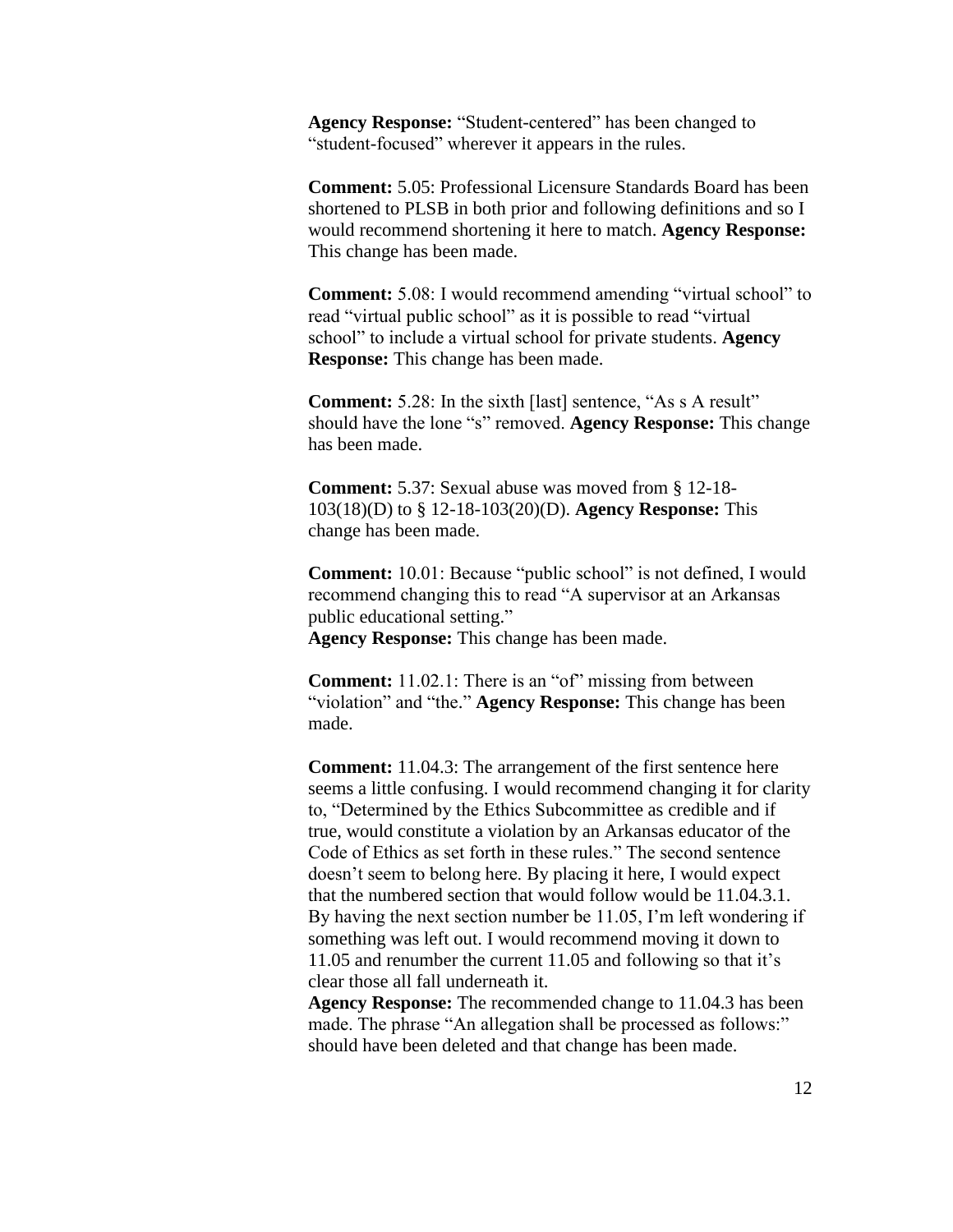**Agency Response:** "Student-centered" has been changed to "student-focused" wherever it appears in the rules.

**Comment:** 5.05: Professional Licensure Standards Board has been shortened to PLSB in both prior and following definitions and so I would recommend shortening it here to match. **Agency Response:** This change has been made.

**Comment:** 5.08: I would recommend amending "virtual school" to read "virtual public school" as it is possible to read "virtual school" to include a virtual school for private students. **Agency Response:** This change has been made.

**Comment:** 5.28: In the sixth [last] sentence, "As s A result" should have the lone "s" removed. **Agency Response:** This change has been made.

**Comment:** 5.37: Sexual abuse was moved from § 12-18-103(18)(D) to § 12-18-103(20)(D). **Agency Response:** This change has been made.

**Comment:** 10.01: Because "public school" is not defined, I would recommend changing this to read "A supervisor at an Arkansas public educational setting."
**Agency Response:** This change has been made.

**Comment:** 11.02.1: There is an "of" missing from between "violation" and "the." **Agency Response:** This change has been made.

**Comment:** 11.04.3: The arrangement of the first sentence here seems a little confusing. I would recommend changing it for clarity to, "Determined by the Ethics Subcommittee as credible and if true, would constitute a violation by an Arkansas educator of the Code of Ethics as set forth in these rules." The second sentence doesn't seem to belong here. By placing it here, I would expect that the numbered section that would follow would be 11.04.3.1. By having the next section number be 11.05, I'm left wondering if something was left out. I would recommend moving it down to 11.05 and renumber the current 11.05 and following so that it's clear those all fall underneath it.
**Agency Response:** The recommended change to 11.04.3 has been made. The phrase "An allegation shall be processed as follows:" should have been deleted and that change has been made.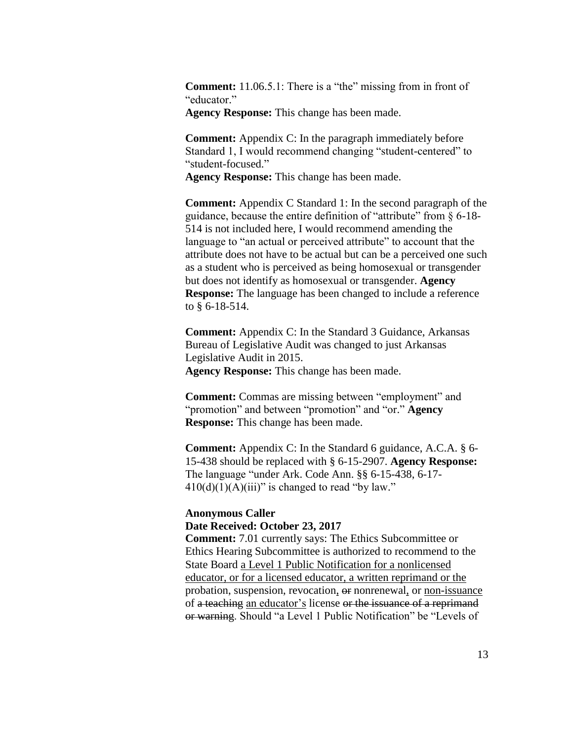**Comment:** 11.06.5.1: There is a "the" missing from in front of "educator."
**Agency Response:** This change has been made.

**Comment:** Appendix C: In the paragraph immediately before Standard 1, I would recommend changing "student-centered" to "student-focused."
**Agency Response:** This change has been made.

**Comment:** Appendix C Standard 1: In the second paragraph of the guidance, because the entire definition of "attribute" from § 6-18-514 is not included here, I would recommend amending the language to "an actual or perceived attribute" to account that the attribute does not have to be actual but can be a perceived one such as a student who is perceived as being homosexual or transgender but does not identify as homosexual or transgender. **Agency Response:** The language has been changed to include a reference to § 6-18-514.

**Comment:** Appendix C: In the Standard 3 Guidance, Arkansas Bureau of Legislative Audit was changed to just Arkansas Legislative Audit in 2015.
**Agency Response:** This change has been made.

**Comment:** Commas are missing between "employment" and "promotion" and between "promotion" and "or." **Agency Response:** This change has been made.

**Comment:** Appendix C: In the Standard 6 guidance, A.C.A. § 6-15-438 should be replaced with § 6-15-2907. **Agency Response:** The language "under Ark. Code Ann. §§ 6-15-438, 6-17-410(d)(1)(A)(iii)" is changed to read "by law."

**Anonymous Caller**
**Date Received: October 23, 2017**
**Comment:** 7.01 currently says: The Ethics Subcommittee or Ethics Hearing Subcommittee is authorized to recommend to the State Board <u>a Level 1 Public Notification for a nonlicensed educator, or for a licensed educator, a written reprimand or the</u> probation, suspension, revocation<u>,</u> ~~or~~ nonrenewal<u>,</u> or <u>non-issuance</u> of ~~a teaching~~ <u>an educator's</u> license ~~or the issuance of a reprimand or warning~~. Should "a Level 1 Public Notification" be "Levels of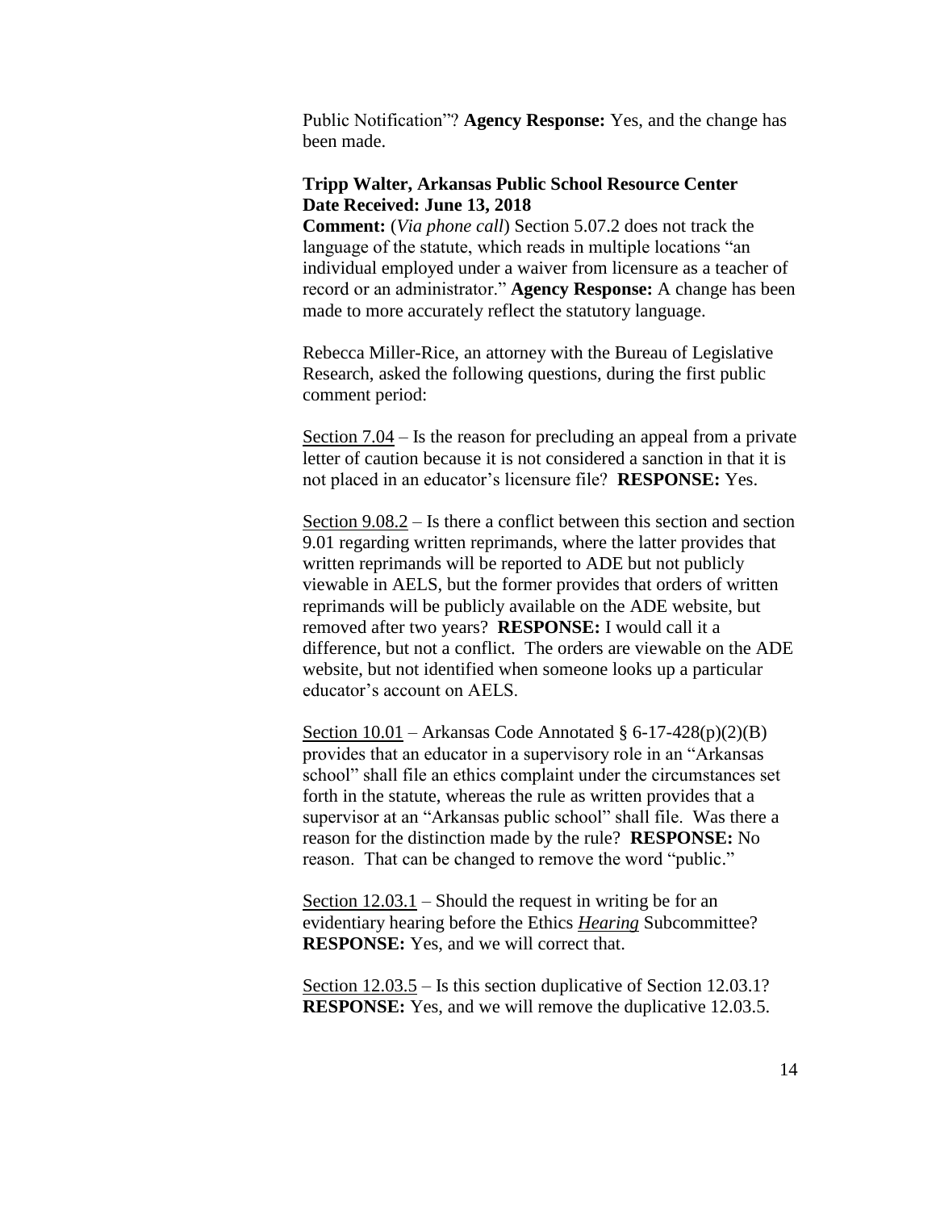Public Notification"? **Agency Response:** Yes, and the change has been made.

**Tripp Walter, Arkansas Public School Resource Center**
**Date Received: June 13, 2018**
**Comment:** (*Via phone call*) Section 5.07.2 does not track the language of the statute, which reads in multiple locations "an individual employed under a waiver from licensure as a teacher of record or an administrator." **Agency Response:** A change has been made to more accurately reflect the statutory language.

Rebecca Miller-Rice, an attorney with the Bureau of Legislative Research, asked the following questions, during the first public comment period:

<u>Section 7.04</u> – Is the reason for precluding an appeal from a private letter of caution because it is not considered a sanction in that it is not placed in an educator's licensure file? **RESPONSE:** Yes.

<u>Section 9.08.2</u> – Is there a conflict between this section and section 9.01 regarding written reprimands, where the latter provides that written reprimands will be reported to ADE but not publicly viewable in AELS, but the former provides that orders of written reprimands will be publicly available on the ADE website, but removed after two years? **RESPONSE:** I would call it a difference, but not a conflict. The orders are viewable on the ADE website, but not identified when someone looks up a particular educator's account on AELS.

<u>Section 10.01</u> – Arkansas Code Annotated § 6-17-428(p)(2)(B) provides that an educator in a supervisory role in an "Arkansas school" shall file an ethics complaint under the circumstances set forth in the statute, whereas the rule as written provides that a supervisor at an "Arkansas public school" shall file. Was there a reason for the distinction made by the rule? **RESPONSE:** No reason. That can be changed to remove the word "public."

<u>Section 12.03.1</u> – Should the request in writing be for an evidentiary hearing before the Ethics <u>*Hearing*</u> Subcommittee? **RESPONSE:** Yes, and we will correct that.

<u>Section 12.03.5</u> – Is this section duplicative of Section 12.03.1? **RESPONSE:** Yes, and we will remove the duplicative 12.03.5.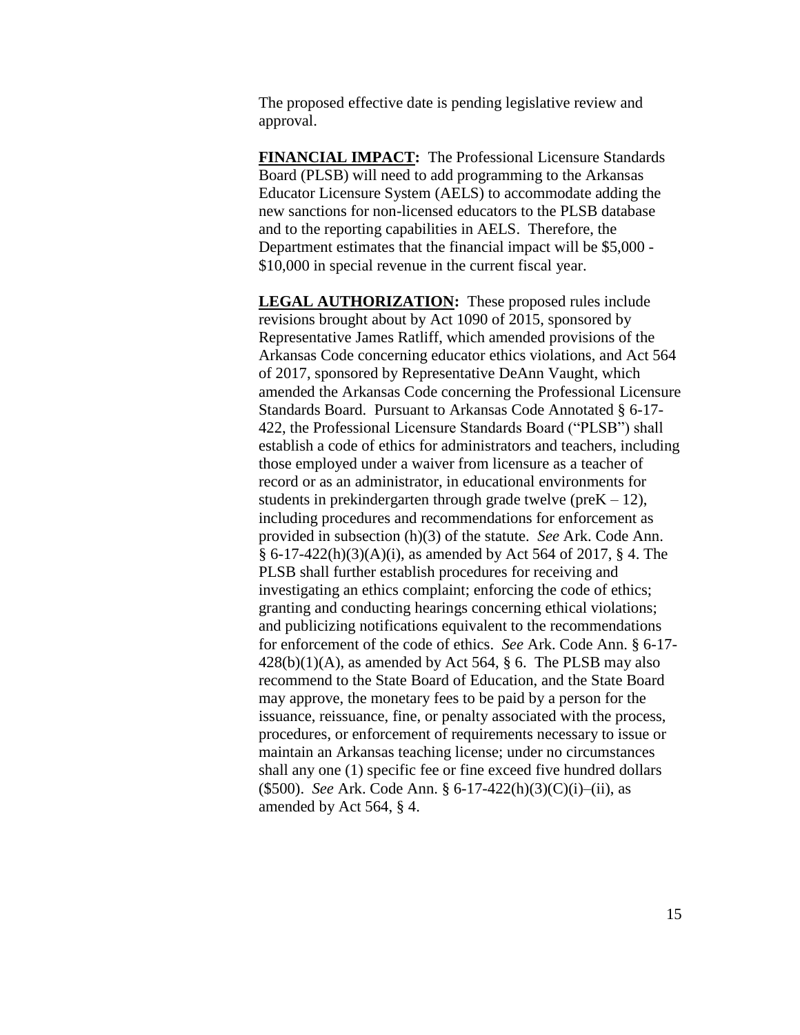The proposed effective date is pending legislative review and approval.

**FINANCIAL IMPACT:** The Professional Licensure Standards Board (PLSB) will need to add programming to the Arkansas Educator Licensure System (AELS) to accommodate adding the new sanctions for non-licensed educators to the PLSB database and to the reporting capabilities in AELS. Therefore, the Department estimates that the financial impact will be $5,000 - $10,000 in special revenue in the current fiscal year.

**LEGAL AUTHORIZATION:** These proposed rules include revisions brought about by Act 1090 of 2015, sponsored by Representative James Ratliff, which amended provisions of the Arkansas Code concerning educator ethics violations, and Act 564 of 2017, sponsored by Representative DeAnn Vaught, which amended the Arkansas Code concerning the Professional Licensure Standards Board. Pursuant to Arkansas Code Annotated § 6-17-422, the Professional Licensure Standards Board ("PLSB") shall establish a code of ethics for administrators and teachers, including those employed under a waiver from licensure as a teacher of record or as an administrator, in educational environments for students in prekindergarten through grade twelve (preK – 12), including procedures and recommendations for enforcement as provided in subsection (h)(3) of the statute. *See* Ark. Code Ann. § 6-17-422(h)(3)(A)(i), as amended by Act 564 of 2017, § 4. The PLSB shall further establish procedures for receiving and investigating an ethics complaint; enforcing the code of ethics; granting and conducting hearings concerning ethical violations; and publicizing notifications equivalent to the recommendations for enforcement of the code of ethics. *See* Ark. Code Ann. § 6-17-428(b)(1)(A), as amended by Act 564, § 6. The PLSB may also recommend to the State Board of Education, and the State Board may approve, the monetary fees to be paid by a person for the issuance, reissuance, fine, or penalty associated with the process, procedures, or enforcement of requirements necessary to issue or maintain an Arkansas teaching license; under no circumstances shall any one (1) specific fee or fine exceed five hundred dollars ($500). *See* Ark. Code Ann. § 6-17-422(h)(3)(C)(i)–(ii), as amended by Act 564, § 4.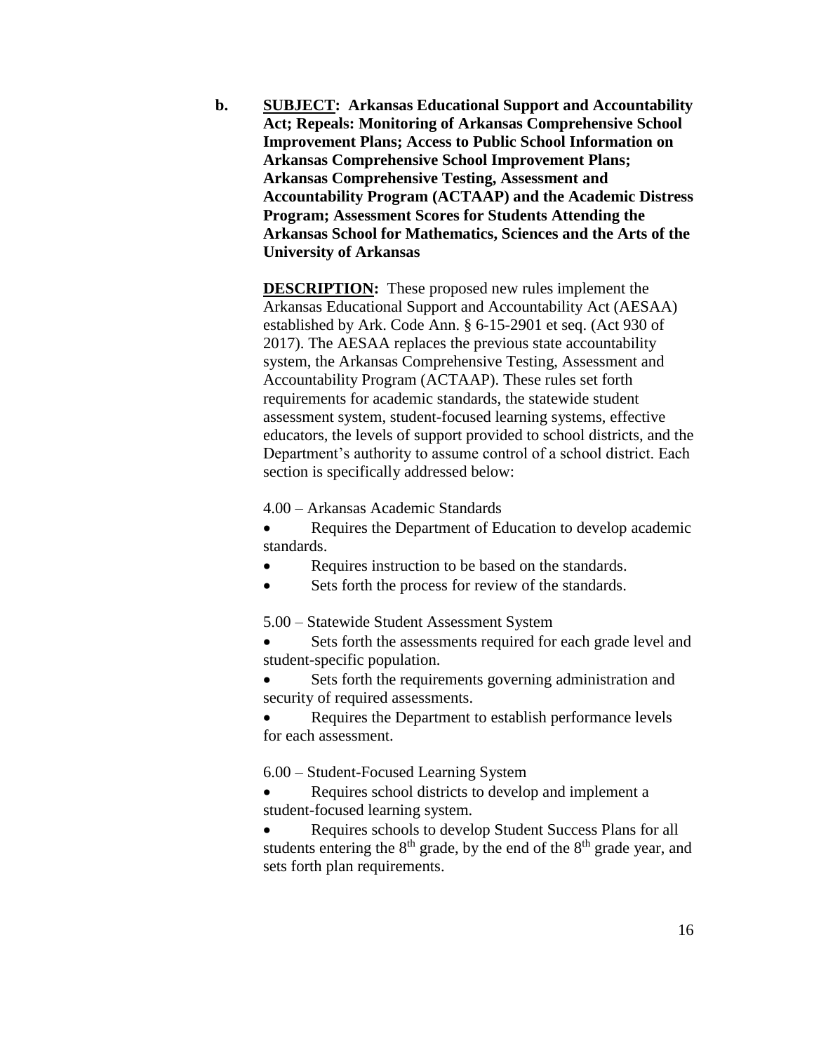**b.** **<u>SUBJECT</u>: Arkansas Educational Support and Accountability Act; Repeals: Monitoring of Arkansas Comprehensive School Improvement Plans; Access to Public School Information on Arkansas Comprehensive School Improvement Plans; Arkansas Comprehensive Testing, Assessment and Accountability Program (ACTAAP) and the Academic Distress Program; Assessment Scores for Students Attending the Arkansas School for Mathematics, Sciences and the Arts of the University of Arkansas**

**<u>DESCRIPTION</u>:** These proposed new rules implement the Arkansas Educational Support and Accountability Act (AESAA) established by Ark. Code Ann. § 6-15-2901 et seq. (Act 930 of 2017). The AESAA replaces the previous state accountability system, the Arkansas Comprehensive Testing, Assessment and Accountability Program (ACTAAP). These rules set forth requirements for academic standards, the statewide student assessment system, student-focused learning systems, effective educators, the levels of support provided to school districts, and the Department's authority to assume control of a school district. Each section is specifically addressed below:

4.00 – Arkansas Academic Standards

- Requires the Department of Education to develop academic standards.
- Requires instruction to be based on the standards.
- Sets forth the process for review of the standards.

5.00 – Statewide Student Assessment System

- Sets forth the assessments required for each grade level and student-specific population.
- Sets forth the requirements governing administration and security of required assessments.
- Requires the Department to establish performance levels for each assessment.

6.00 – Student-Focused Learning System

- Requires school districts to develop and implement a student-focused learning system.
- Requires schools to develop Student Success Plans for all students entering the 8th grade, by the end of the 8th grade year, and sets forth plan requirements.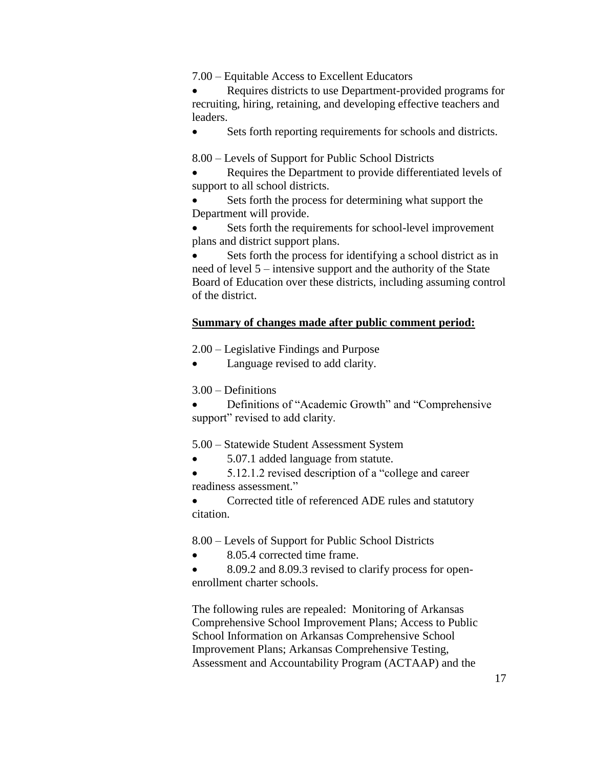7.00 – Equitable Access to Excellent Educators

- Requires districts to use Department-provided programs for recruiting, hiring, retaining, and developing effective teachers and leaders.
- Sets forth reporting requirements for schools and districts.

8.00 – Levels of Support for Public School Districts

- Requires the Department to provide differentiated levels of support to all school districts.
- Sets forth the process for determining what support the Department will provide.
- Sets forth the requirements for school-level improvement plans and district support plans.
- Sets forth the process for identifying a school district as in need of level 5 – intensive support and the authority of the State Board of Education over these districts, including assuming control of the district.

**Summary of changes made after public comment period:**

2.00 – Legislative Findings and Purpose

- Language revised to add clarity.

3.00 – Definitions

- Definitions of "Academic Growth" and "Comprehensive support" revised to add clarity.

5.00 – Statewide Student Assessment System

- 5.07.1 added language from statute.
- 5.12.1.2 revised description of a "college and career readiness assessment."
- Corrected title of referenced ADE rules and statutory citation.

8.00 – Levels of Support for Public School Districts

- 8.05.4 corrected time frame.
- 8.09.2 and 8.09.3 revised to clarify process for open-enrollment charter schools.

The following rules are repealed: Monitoring of Arkansas Comprehensive School Improvement Plans; Access to Public School Information on Arkansas Comprehensive School Improvement Plans; Arkansas Comprehensive Testing, Assessment and Accountability Program (ACTAAP) and the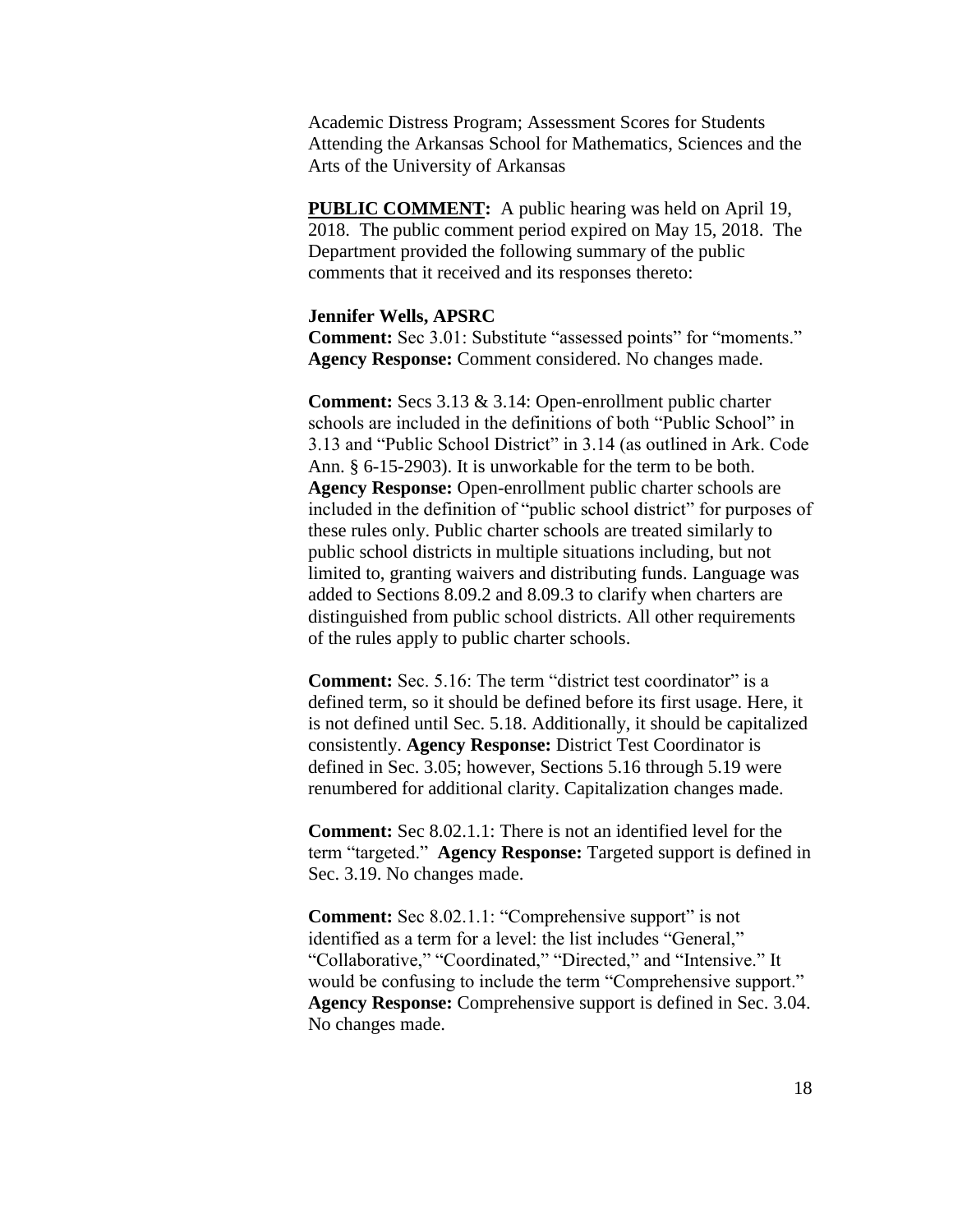Academic Distress Program; Assessment Scores for Students Attending the Arkansas School for Mathematics, Sciences and the Arts of the University of Arkansas

**PUBLIC COMMENT:** A public hearing was held on April 19, 2018. The public comment period expired on May 15, 2018. The Department provided the following summary of the public comments that it received and its responses thereto:

**Jennifer Wells, APSRC**

**Comment:** Sec 3.01: Substitute "assessed points" for "moments." **Agency Response:** Comment considered. No changes made.

**Comment:** Secs 3.13 & 3.14: Open-enrollment public charter schools are included in the definitions of both "Public School" in 3.13 and "Public School District" in 3.14 (as outlined in Ark. Code Ann. § 6-15-2903). It is unworkable for the term to be both. **Agency Response:** Open-enrollment public charter schools are included in the definition of "public school district" for purposes of these rules only. Public charter schools are treated similarly to public school districts in multiple situations including, but not limited to, granting waivers and distributing funds. Language was added to Sections 8.09.2 and 8.09.3 to clarify when charters are distinguished from public school districts. All other requirements of the rules apply to public charter schools.

**Comment:** Sec. 5.16: The term "district test coordinator" is a defined term, so it should be defined before its first usage. Here, it is not defined until Sec. 5.18. Additionally, it should be capitalized consistently. **Agency Response:** District Test Coordinator is defined in Sec. 3.05; however, Sections 5.16 through 5.19 were renumbered for additional clarity. Capitalization changes made.

**Comment:** Sec 8.02.1.1: There is not an identified level for the term "targeted." **Agency Response:** Targeted support is defined in Sec. 3.19. No changes made.

**Comment:** Sec 8.02.1.1: "Comprehensive support" is not identified as a term for a level: the list includes "General," "Collaborative," "Coordinated," "Directed," and "Intensive." It would be confusing to include the term "Comprehensive support." **Agency Response:** Comprehensive support is defined in Sec. 3.04. No changes made.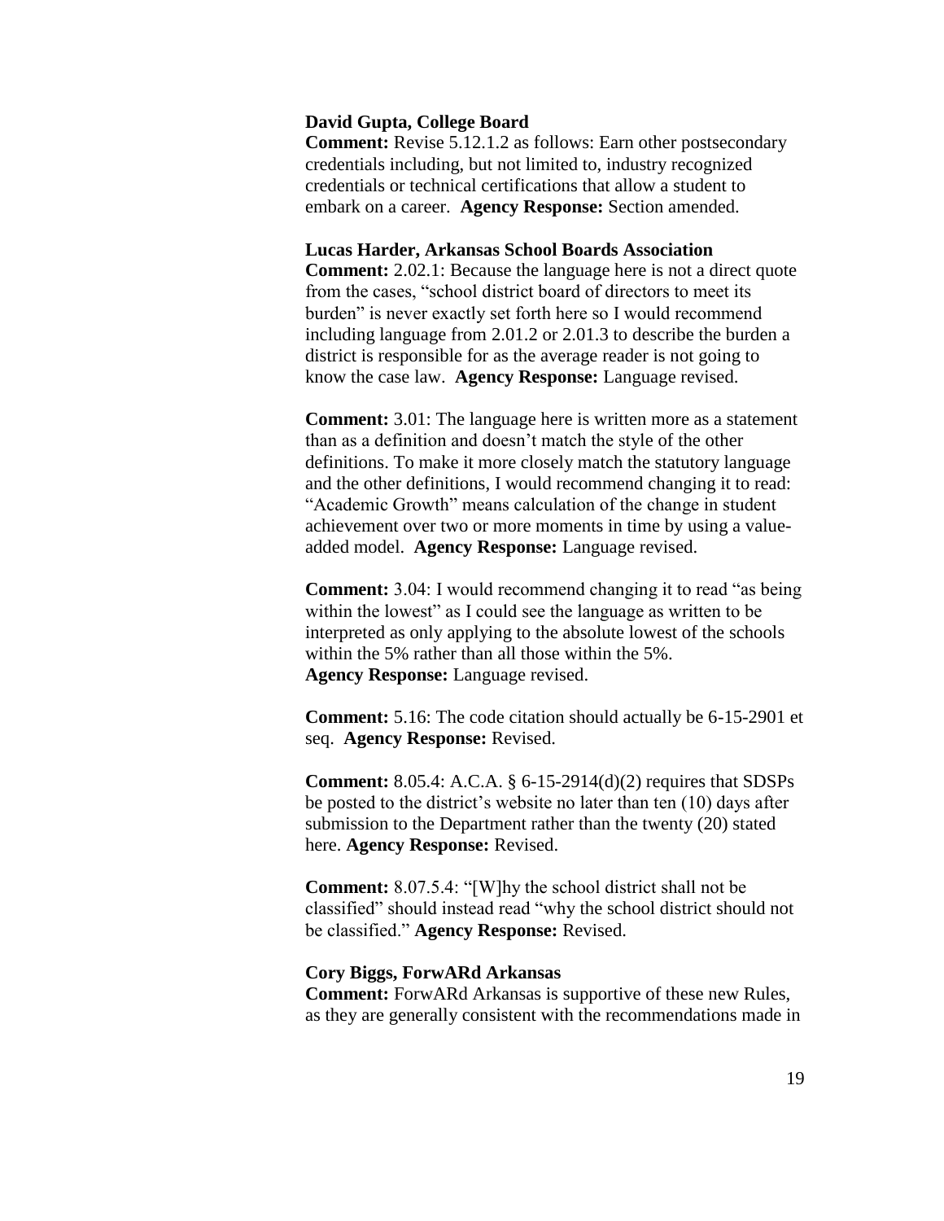**David Gupta, College Board**

**Comment:** Revise 5.12.1.2 as follows: Earn other postsecondary credentials including, but not limited to, industry recognized credentials or technical certifications that allow a student to embark on a career. **Agency Response:** Section amended.

**Lucas Harder, Arkansas School Boards Association**

**Comment:** 2.02.1: Because the language here is not a direct quote from the cases, "school district board of directors to meet its burden" is never exactly set forth here so I would recommend including language from 2.01.2 or 2.01.3 to describe the burden a district is responsible for as the average reader is not going to know the case law. **Agency Response:** Language revised.

**Comment:** 3.01: The language here is written more as a statement than as a definition and doesn't match the style of the other definitions. To make it more closely match the statutory language and the other definitions, I would recommend changing it to read: "Academic Growth" means calculation of the change in student achievement over two or more moments in time by using a value-added model. **Agency Response:** Language revised.

**Comment:** 3.04: I would recommend changing it to read "as being within the lowest" as I could see the language as written to be interpreted as only applying to the absolute lowest of the schools within the 5% rather than all those within the 5%. **Agency Response:** Language revised.

**Comment:** 5.16: The code citation should actually be 6-15-2901 et seq. **Agency Response:** Revised.

**Comment:** 8.05.4: A.C.A. § 6-15-2914(d)(2) requires that SDSPs be posted to the district's website no later than ten (10) days after submission to the Department rather than the twenty (20) stated here. **Agency Response:** Revised.

**Comment:** 8.07.5.4: "[W]hy the school district shall not be classified" should instead read "why the school district should not be classified." **Agency Response:** Revised.

**Cory Biggs, ForwARd Arkansas**

**Comment:** ForwARd Arkansas is supportive of these new Rules, as they are generally consistent with the recommendations made in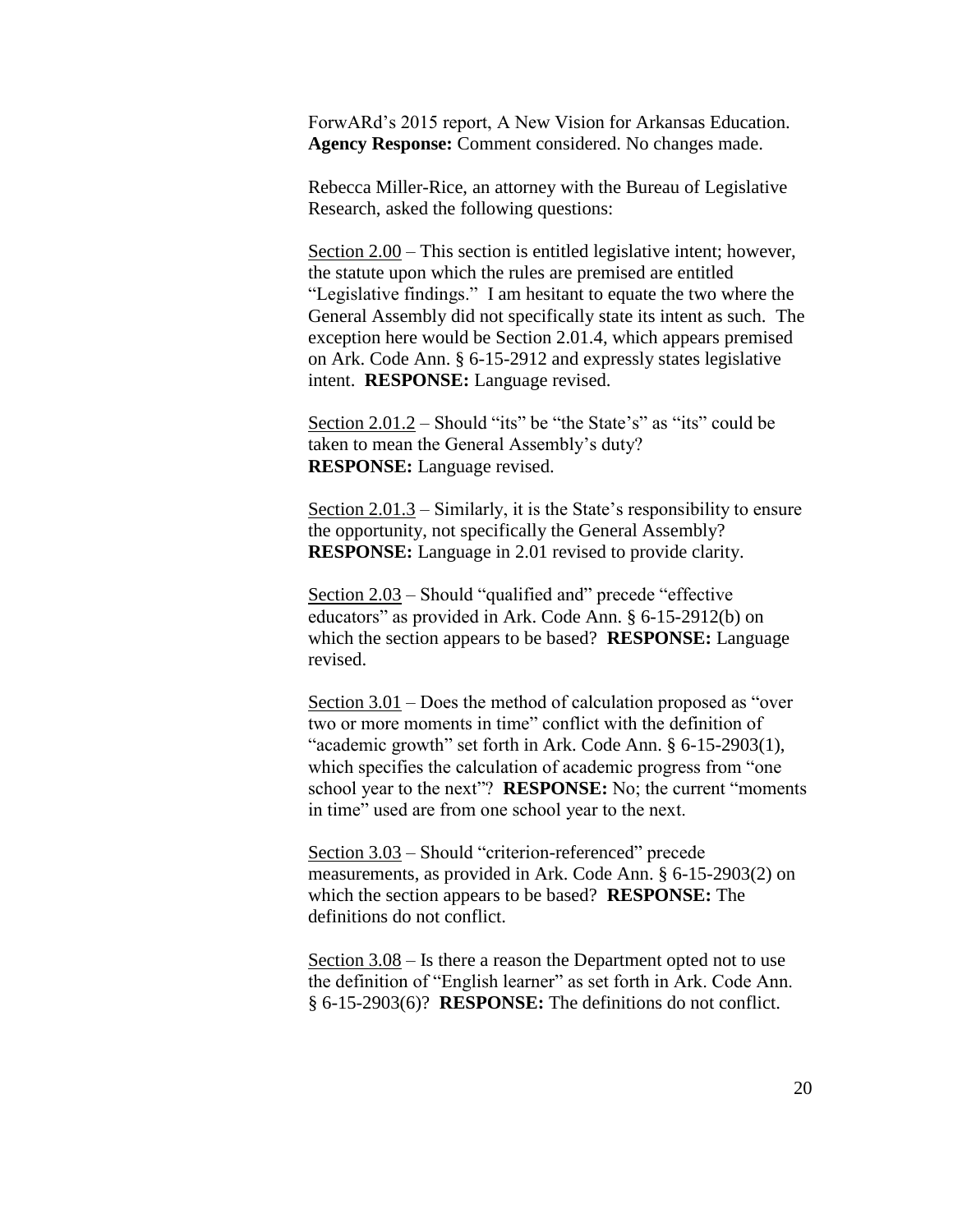ForwARd's 2015 report, A New Vision for Arkansas Education. **Agency Response:** Comment considered. No changes made.

Rebecca Miller-Rice, an attorney with the Bureau of Legislative Research, asked the following questions:

Section 2.00 – This section is entitled legislative intent; however, the statute upon which the rules are premised are entitled "Legislative findings." I am hesitant to equate the two where the General Assembly did not specifically state its intent as such. The exception here would be Section 2.01.4, which appears premised on Ark. Code Ann. § 6-15-2912 and expressly states legislative intent. **RESPONSE:** Language revised.

Section 2.01.2 – Should "its" be "the State's" as "its" could be taken to mean the General Assembly's duty? **RESPONSE:** Language revised.

Section 2.01.3 – Similarly, it is the State's responsibility to ensure the opportunity, not specifically the General Assembly? **RESPONSE:** Language in 2.01 revised to provide clarity.

Section 2.03 – Should "qualified and" precede "effective educators" as provided in Ark. Code Ann. § 6-15-2912(b) on which the section appears to be based? **RESPONSE:** Language revised.

Section 3.01 – Does the method of calculation proposed as "over two or more moments in time" conflict with the definition of "academic growth" set forth in Ark. Code Ann. § 6-15-2903(1), which specifies the calculation of academic progress from "one school year to the next"? **RESPONSE:** No; the current "moments in time" used are from one school year to the next.

Section 3.03 – Should "criterion-referenced" precede measurements, as provided in Ark. Code Ann. § 6-15-2903(2) on which the section appears to be based? **RESPONSE:** The definitions do not conflict.

Section 3.08 – Is there a reason the Department opted not to use the definition of "English learner" as set forth in Ark. Code Ann. § 6-15-2903(6)? **RESPONSE:** The definitions do not conflict.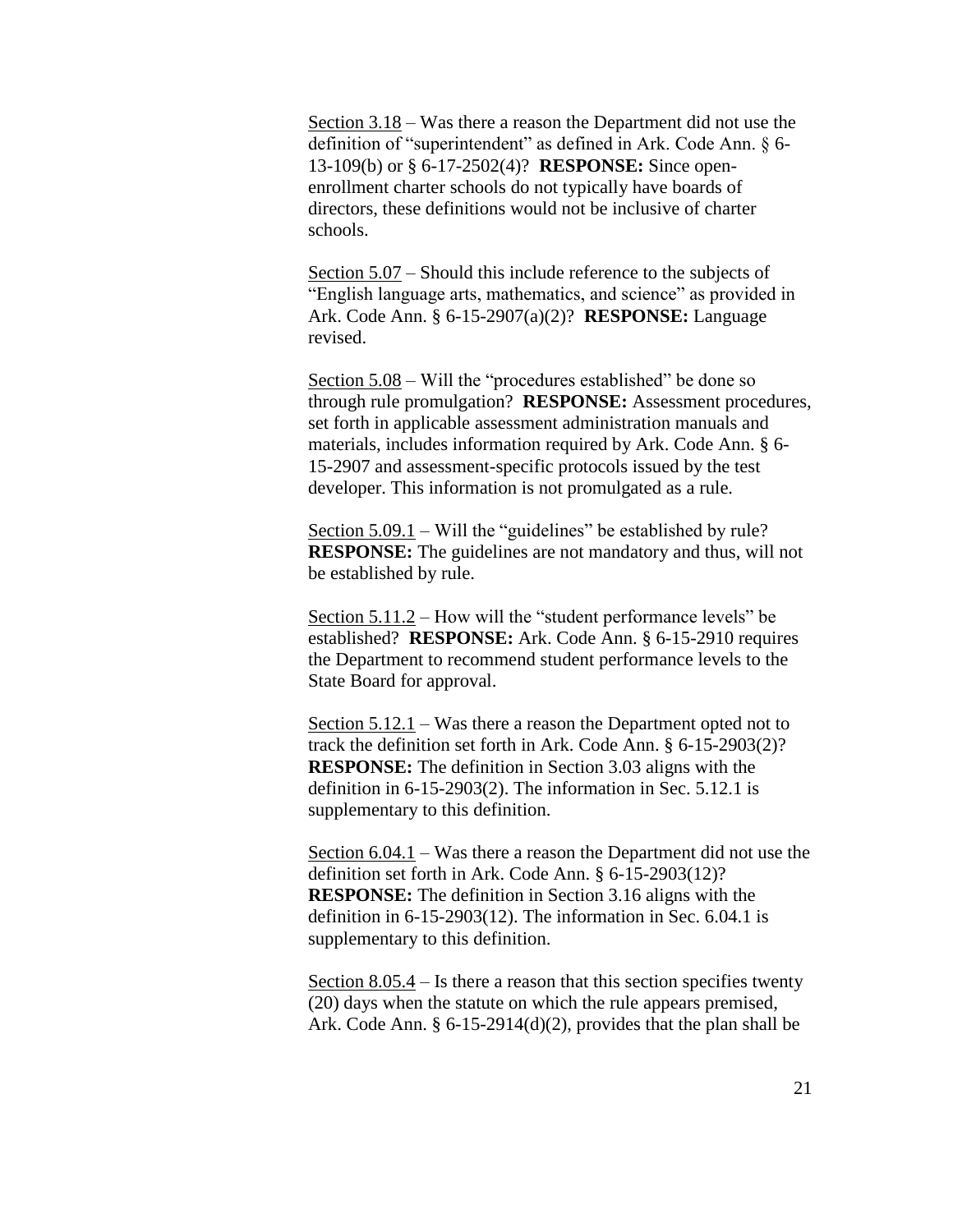Section 3.18 – Was there a reason the Department did not use the definition of "superintendent" as defined in Ark. Code Ann. § 6-13-109(b) or § 6-17-2502(4)? **RESPONSE:** Since open-enrollment charter schools do not typically have boards of directors, these definitions would not be inclusive of charter schools.

Section 5.07 – Should this include reference to the subjects of "English language arts, mathematics, and science" as provided in Ark. Code Ann. § 6-15-2907(a)(2)? **RESPONSE:** Language revised.

Section 5.08 – Will the "procedures established" be done so through rule promulgation? **RESPONSE:** Assessment procedures, set forth in applicable assessment administration manuals and materials, includes information required by Ark. Code Ann. § 6-15-2907 and assessment-specific protocols issued by the test developer. This information is not promulgated as a rule.

Section 5.09.1 – Will the "guidelines" be established by rule? **RESPONSE:** The guidelines are not mandatory and thus, will not be established by rule.

Section 5.11.2 – How will the "student performance levels" be established? **RESPONSE:** Ark. Code Ann. § 6-15-2910 requires the Department to recommend student performance levels to the State Board for approval.

Section 5.12.1 – Was there a reason the Department opted not to track the definition set forth in Ark. Code Ann. § 6-15-2903(2)? **RESPONSE:** The definition in Section 3.03 aligns with the definition in 6-15-2903(2). The information in Sec. 5.12.1 is supplementary to this definition.

Section 6.04.1 – Was there a reason the Department did not use the definition set forth in Ark. Code Ann. § 6-15-2903(12)? **RESPONSE:** The definition in Section 3.16 aligns with the definition in 6-15-2903(12). The information in Sec. 6.04.1 is supplementary to this definition.

Section 8.05.4 – Is there a reason that this section specifies twenty (20) days when the statute on which the rule appears premised, Ark. Code Ann. § 6-15-2914(d)(2), provides that the plan shall be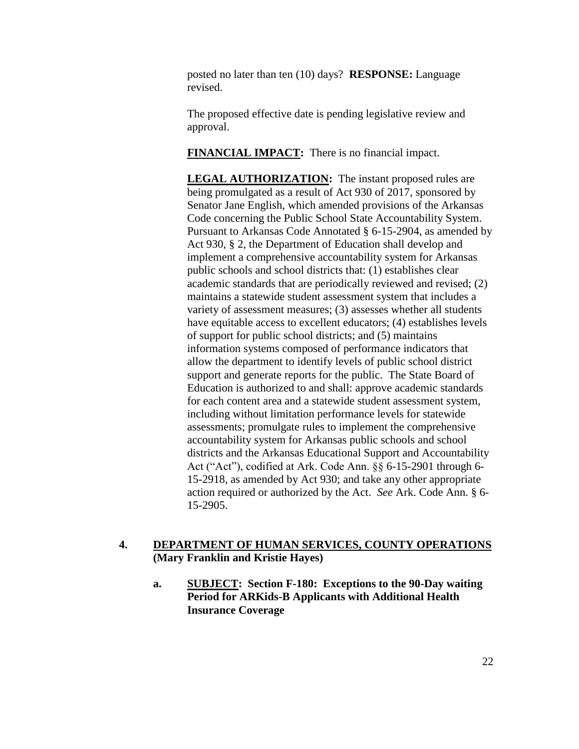posted no later than ten (10) days? **RESPONSE:** Language revised.

The proposed effective date is pending legislative review and approval.

**FINANCIAL IMPACT:** There is no financial impact.

**LEGAL AUTHORIZATION:** The instant proposed rules are being promulgated as a result of Act 930 of 2017, sponsored by Senator Jane English, which amended provisions of the Arkansas Code concerning the Public School State Accountability System. Pursuant to Arkansas Code Annotated § 6-15-2904, as amended by Act 930, § 2, the Department of Education shall develop and implement a comprehensive accountability system for Arkansas public schools and school districts that: (1) establishes clear academic standards that are periodically reviewed and revised; (2) maintains a statewide student assessment system that includes a variety of assessment measures; (3) assesses whether all students have equitable access to excellent educators; (4) establishes levels of support for public school districts; and (5) maintains information systems composed of performance indicators that allow the department to identify levels of public school district support and generate reports for the public. The State Board of Education is authorized to and shall: approve academic standards for each content area and a statewide student assessment system, including without limitation performance levels for statewide assessments; promulgate rules to implement the comprehensive accountability system for Arkansas public schools and school districts and the Arkansas Educational Support and Accountability Act ("Act"), codified at Ark. Code Ann. §§ 6-15-2901 through 6-15-2918, as amended by Act 930; and take any other appropriate action required or authorized by the Act. *See* Ark. Code Ann. § 6-15-2905.

**4. DEPARTMENT OF HUMAN SERVICES, COUNTY OPERATIONS (Mary Franklin and Kristie Hayes)**

**a. SUBJECT: Section F-180: Exceptions to the 90-Day waiting Period for ARKids-B Applicants with Additional Health Insurance Coverage**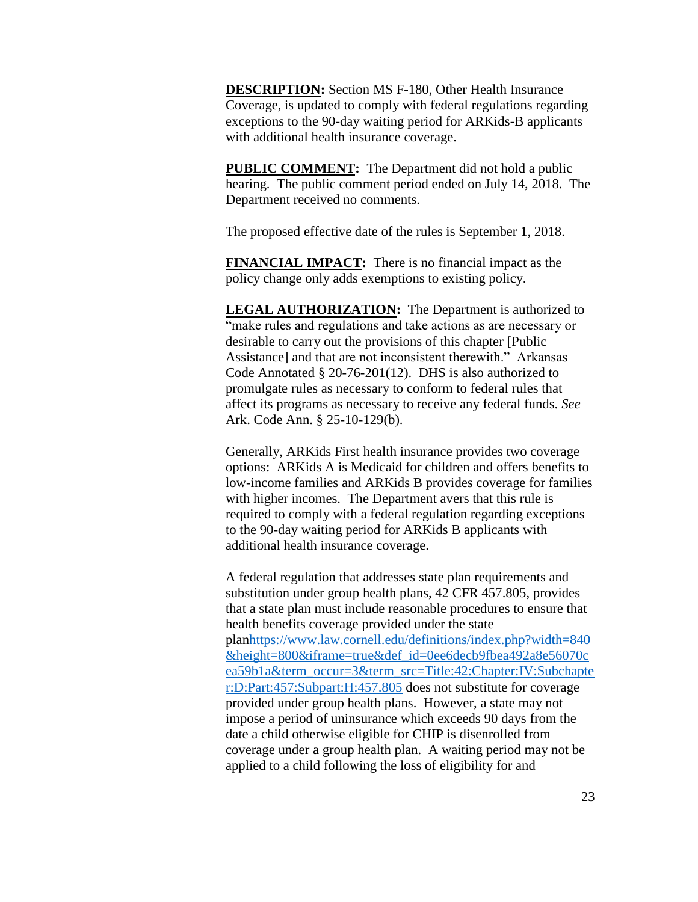**DESCRIPTION:** Section MS F-180, Other Health Insurance Coverage, is updated to comply with federal regulations regarding exceptions to the 90-day waiting period for ARKids-B applicants with additional health insurance coverage.

**PUBLIC COMMENT:** The Department did not hold a public hearing. The public comment period ended on July 14, 2018. The Department received no comments.

The proposed effective date of the rules is September 1, 2018.

**FINANCIAL IMPACT:** There is no financial impact as the policy change only adds exemptions to existing policy.

**LEGAL AUTHORIZATION:** The Department is authorized to "make rules and regulations and take actions as are necessary or desirable to carry out the provisions of this chapter [Public Assistance] and that are not inconsistent therewith." Arkansas Code Annotated § 20-76-201(12). DHS is also authorized to promulgate rules as necessary to conform to federal rules that affect its programs as necessary to receive any federal funds. *See* Ark. Code Ann. § 25-10-129(b).

Generally, ARKids First health insurance provides two coverage options: ARKids A is Medicaid for children and offers benefits to low-income families and ARKids B provides coverage for families with higher incomes. The Department avers that this rule is required to comply with a federal regulation regarding exceptions to the 90-day waiting period for ARKids B applicants with additional health insurance coverage.

A federal regulation that addresses state plan requirements and substitution under group health plans, 42 CFR 457.805, provides that a state plan must include reasonable procedures to ensure that health benefits coverage provided under the state plan[https://www.law.cornell.edu/definitions/index.php?width=840&height=800&iframe=true&def_id=0ee6decb9fbea492a8e56070cea59b1a&term_occur=3&term_src=Title:42:Chapter:IV:Subchapter:D:Part:457:Subpart:H:457.805](https://www.law.cornell.edu/definitions/index.php?width=840&height=800&iframe=true&def_id=0ee6decb9fbea492a8e56070cea59b1a&term_occur=3&term_src=Title:42:Chapter:IV:Subchapter:D:Part:457:Subpart:H:457.805) does not substitute for coverage provided under group health plans. However, a state may not impose a period of uninsurance which exceeds 90 days from the date a child otherwise eligible for CHIP is disenrolled from coverage under a group health plan. A waiting period may not be applied to a child following the loss of eligibility for and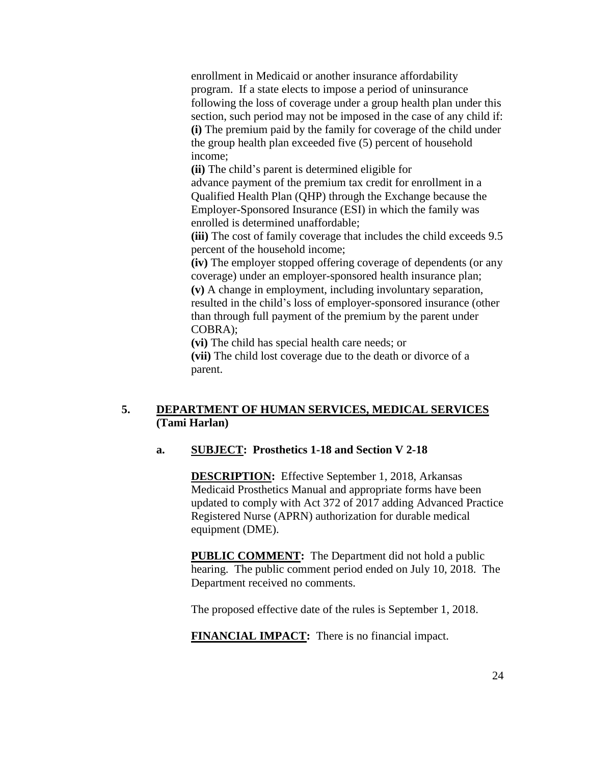enrollment in Medicaid or another insurance affordability program. If a state elects to impose a period of uninsurance following the loss of coverage under a group health plan under this section, such period may not be imposed in the case of any child if:
**(i)** The premium paid by the family for coverage of the child under the group health plan exceeded five (5) percent of household income;
**(ii)** The child's parent is determined eligible for advance payment of the premium tax credit for enrollment in a Qualified Health Plan (QHP) through the Exchange because the Employer-Sponsored Insurance (ESI) in which the family was enrolled is determined unaffordable;
**(iii)** The cost of family coverage that includes the child exceeds 9.5 percent of the household income;
**(iv)** The employer stopped offering coverage of dependents (or any coverage) under an employer-sponsored health insurance plan;
**(v)** A change in employment, including involuntary separation, resulted in the child's loss of employer-sponsored insurance (other than through full payment of the premium by the parent under COBRA);
**(vi)** The child has special health care needs; or
**(vii)** The child lost coverage due to the death or divorce of a parent.

**5. <u>DEPARTMENT OF HUMAN SERVICES, MEDICAL SERVICES</u> (Tami Harlan)**

**a. <u>SUBJECT</u>: Prosthetics 1-18 and Section V 2-18**

**<u>DESCRIPTION</u>:** Effective September 1, 2018, Arkansas Medicaid Prosthetics Manual and appropriate forms have been updated to comply with Act 372 of 2017 adding Advanced Practice Registered Nurse (APRN) authorization for durable medical equipment (DME).

**<u>PUBLIC COMMENT</u>:** The Department did not hold a public hearing. The public comment period ended on July 10, 2018. The Department received no comments.

The proposed effective date of the rules is September 1, 2018.

**<u>FINANCIAL IMPACT</u>:** There is no financial impact.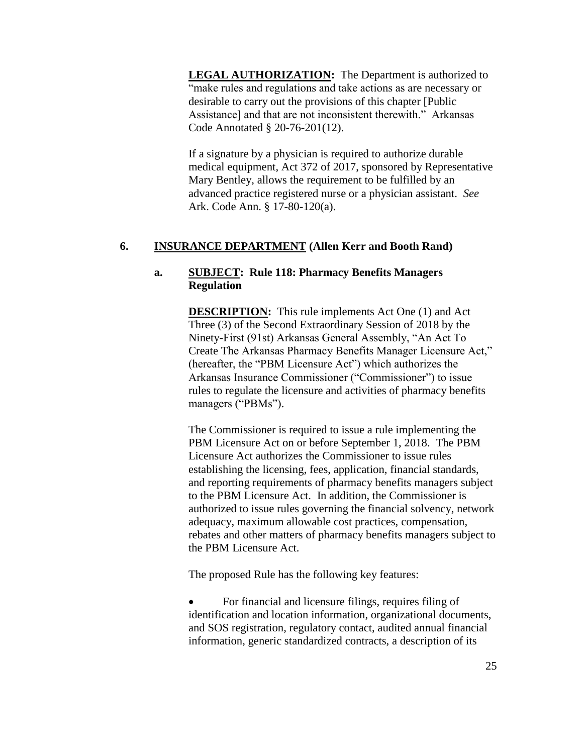**LEGAL AUTHORIZATION:** The Department is authorized to "make rules and regulations and take actions as are necessary or desirable to carry out the provisions of this chapter [Public Assistance] and that are not inconsistent therewith." Arkansas Code Annotated § 20-76-201(12).

If a signature by a physician is required to authorize durable medical equipment, Act 372 of 2017, sponsored by Representative Mary Bentley, allows the requirement to be fulfilled by an advanced practice registered nurse or a physician assistant. *See* Ark. Code Ann. § 17-80-120(a).

## 6. INSURANCE DEPARTMENT (Allen Kerr and Booth Rand)

### a. SUBJECT: Rule 118: Pharmacy Benefits Managers Regulation

**DESCRIPTION:** This rule implements Act One (1) and Act Three (3) of the Second Extraordinary Session of 2018 by the Ninety-First (91st) Arkansas General Assembly, "An Act To Create The Arkansas Pharmacy Benefits Manager Licensure Act," (hereafter, the "PBM Licensure Act") which authorizes the Arkansas Insurance Commissioner ("Commissioner") to issue rules to regulate the licensure and activities of pharmacy benefits managers ("PBMs").

The Commissioner is required to issue a rule implementing the PBM Licensure Act on or before September 1, 2018. The PBM Licensure Act authorizes the Commissioner to issue rules establishing the licensing, fees, application, financial standards, and reporting requirements of pharmacy benefits managers subject to the PBM Licensure Act. In addition, the Commissioner is authorized to issue rules governing the financial solvency, network adequacy, maximum allowable cost practices, compensation, rebates and other matters of pharmacy benefits managers subject to the PBM Licensure Act.

The proposed Rule has the following key features:

- For financial and licensure filings, requires filing of identification and location information, organizational documents, and SOS registration, regulatory contact, audited annual financial information, generic standardized contracts, a description of its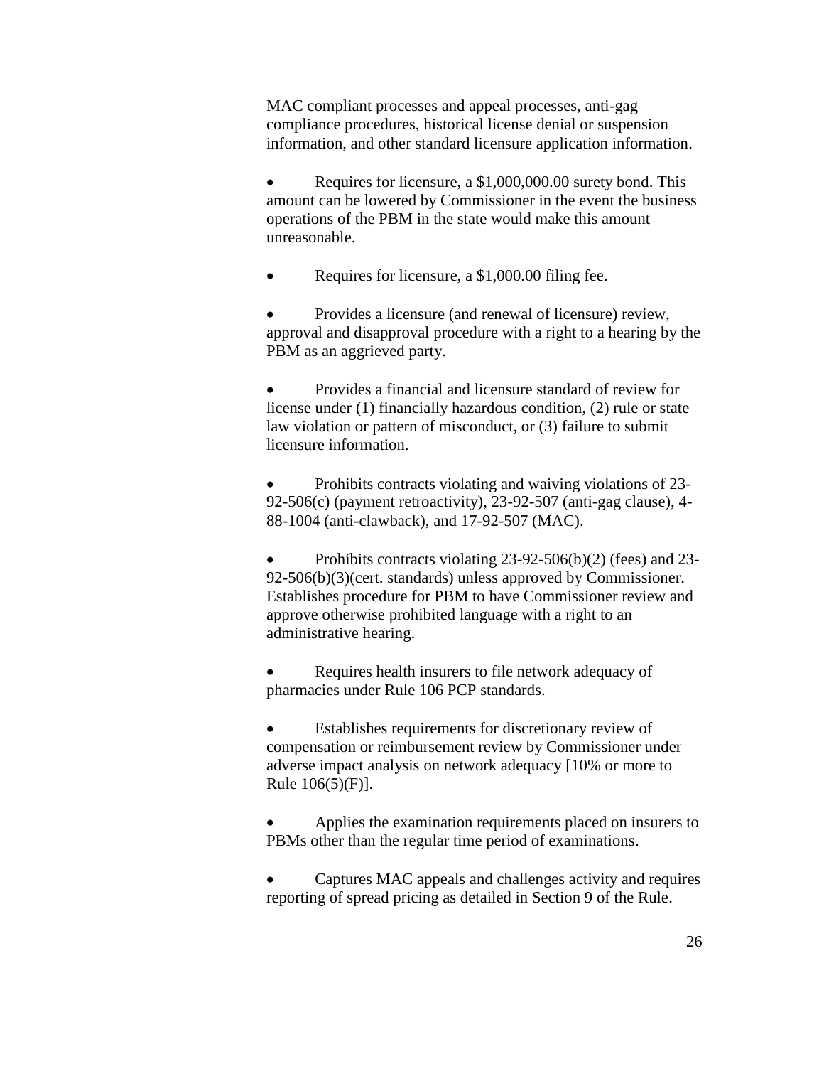MAC compliant processes and appeal processes, anti-gag compliance procedures, historical license denial or suspension information, and other standard licensure application information.

- Requires for licensure, a $1,000,000.00 surety bond. This amount can be lowered by Commissioner in the event the business operations of the PBM in the state would make this amount unreasonable.

- Requires for licensure, a $1,000.00 filing fee.

- Provides a licensure (and renewal of licensure) review, approval and disapproval procedure with a right to a hearing by the PBM as an aggrieved party.

- Provides a financial and licensure standard of review for license under (1) financially hazardous condition, (2) rule or state law violation or pattern of misconduct, or (3) failure to submit licensure information.

- Prohibits contracts violating and waiving violations of 23-92-506(c) (payment retroactivity), 23-92-507 (anti-gag clause), 4-88-1004 (anti-clawback), and 17-92-507 (MAC).

- Prohibits contracts violating 23-92-506(b)(2) (fees) and 23-92-506(b)(3)(cert. standards) unless approved by Commissioner. Establishes procedure for PBM to have Commissioner review and approve otherwise prohibited language with a right to an administrative hearing.

- Requires health insurers to file network adequacy of pharmacies under Rule 106 PCP standards.

- Establishes requirements for discretionary review of compensation or reimbursement review by Commissioner under adverse impact analysis on network adequacy [10% or more to Rule 106(5)(F)].

- Applies the examination requirements placed on insurers to PBMs other than the regular time period of examinations.

- Captures MAC appeals and challenges activity and requires reporting of spread pricing as detailed in Section 9 of the Rule.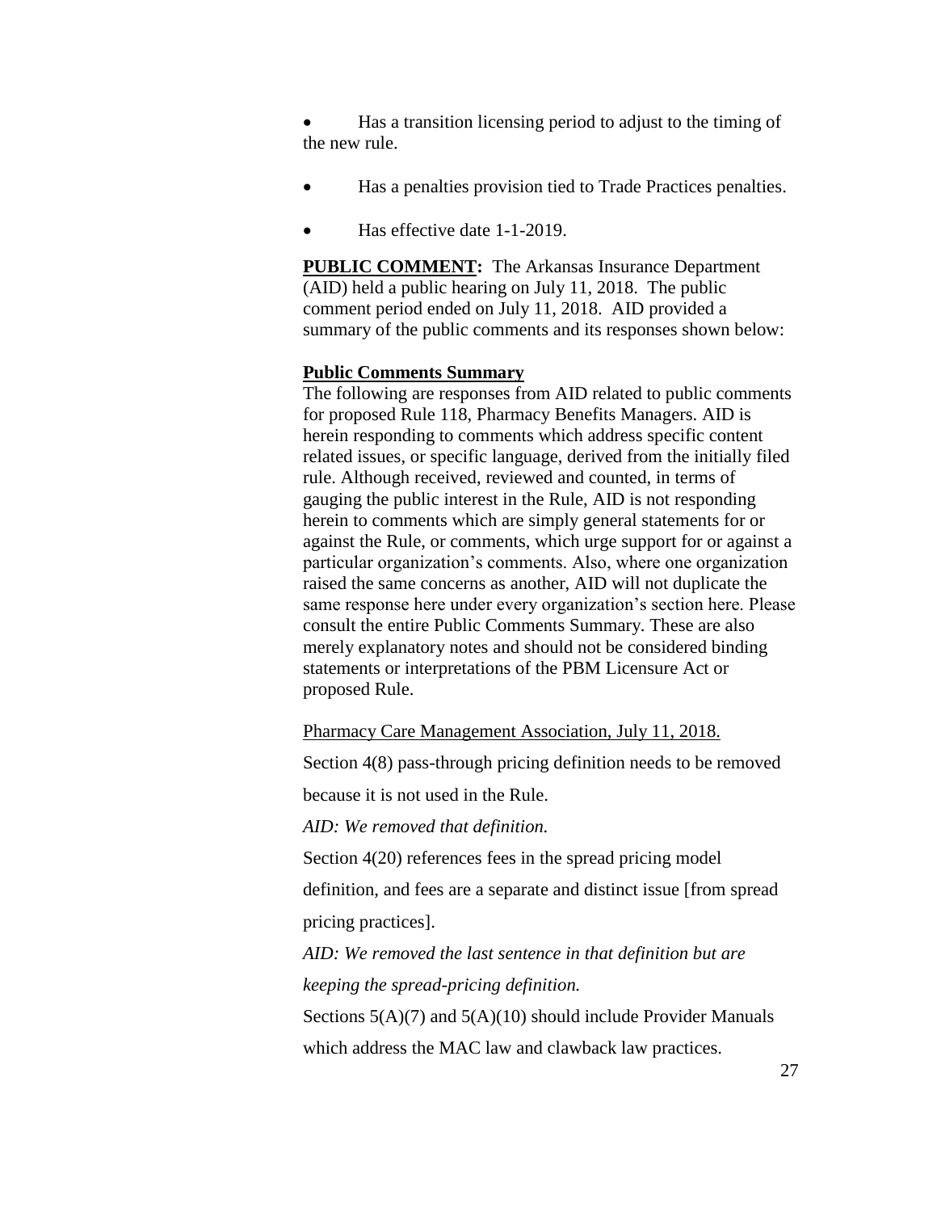- Has a transition licensing period to adjust to the timing of the new rule.
- Has a penalties provision tied to Trade Practices penalties.
- Has effective date 1-1-2019.

**PUBLIC COMMENT:** The Arkansas Insurance Department (AID) held a public hearing on July 11, 2018. The public comment period ended on July 11, 2018. AID provided a summary of the public comments and its responses shown below:

**Public Comments Summary**

The following are responses from AID related to public comments for proposed Rule 118, Pharmacy Benefits Managers. AID is herein responding to comments which address specific content related issues, or specific language, derived from the initially filed rule. Although received, reviewed and counted, in terms of gauging the public interest in the Rule, AID is not responding herein to comments which are simply general statements for or against the Rule, or comments, which urge support for or against a particular organization's comments. Also, where one organization raised the same concerns as another, AID will not duplicate the same response here under every organization's section here. Please consult the entire Public Comments Summary. These are also merely explanatory notes and should not be considered binding statements or interpretations of the PBM Licensure Act or proposed Rule.

Pharmacy Care Management Association, July 11, 2018.

Section 4(8) pass-through pricing definition needs to be removed because it is not used in the Rule.

*AID: We removed that definition.*

Section 4(20) references fees in the spread pricing model definition, and fees are a separate and distinct issue [from spread pricing practices].

*AID: We removed the last sentence in that definition but are keeping the spread-pricing definition.*

Sections 5(A)(7) and 5(A)(10) should include Provider Manuals which address the MAC law and clawback law practices.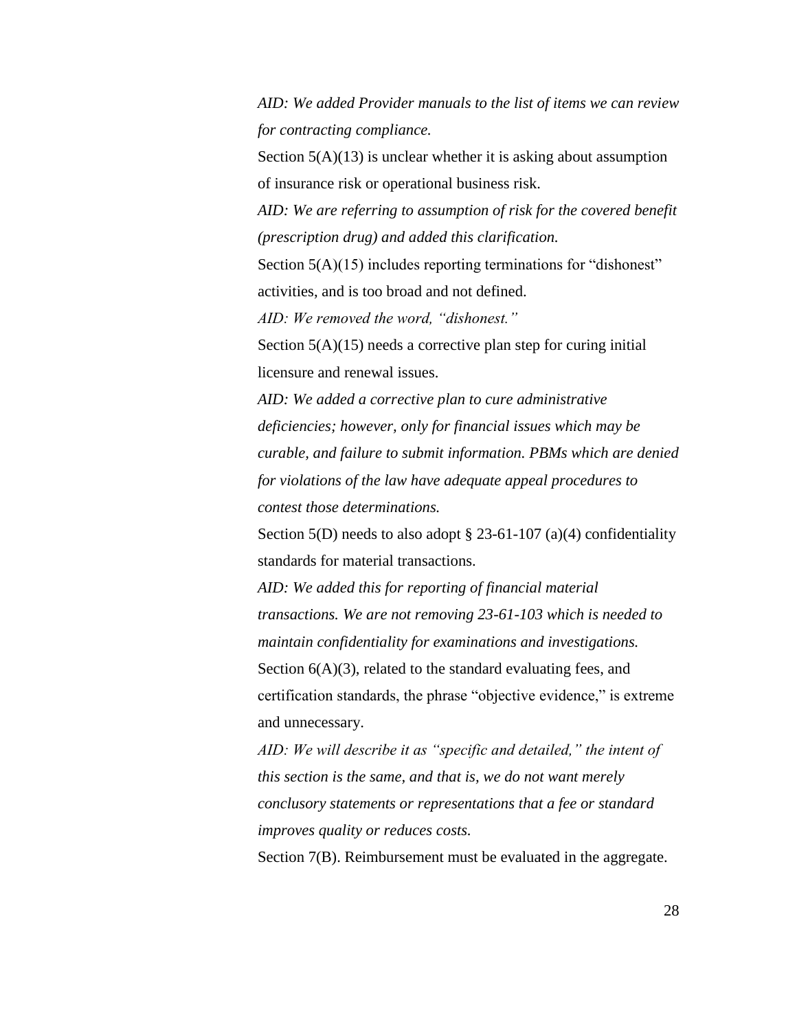*AID: We added Provider manuals to the list of items we can review for contracting compliance.*

Section 5(A)(13) is unclear whether it is asking about assumption of insurance risk or operational business risk.

*AID: We are referring to assumption of risk for the covered benefit (prescription drug) and added this clarification.*

Section 5(A)(15) includes reporting terminations for "dishonest" activities, and is too broad and not defined.

*AID: We removed the word, "dishonest."*

Section 5(A)(15) needs a corrective plan step for curing initial licensure and renewal issues.

*AID: We added a corrective plan to cure administrative deficiencies; however, only for financial issues which may be curable, and failure to submit information. PBMs which are denied for violations of the law have adequate appeal procedures to contest those determinations.*

Section 5(D) needs to also adopt § 23-61-107 (a)(4) confidentiality standards for material transactions.

*AID: We added this for reporting of financial material transactions. We are not removing 23-61-103 which is needed to maintain confidentiality for examinations and investigations.*

Section 6(A)(3), related to the standard evaluating fees, and certification standards, the phrase "objective evidence," is extreme and unnecessary.

*AID: We will describe it as "specific and detailed," the intent of this section is the same, and that is, we do not want merely conclusory statements or representations that a fee or standard improves quality or reduces costs.*

Section 7(B). Reimbursement must be evaluated in the aggregate.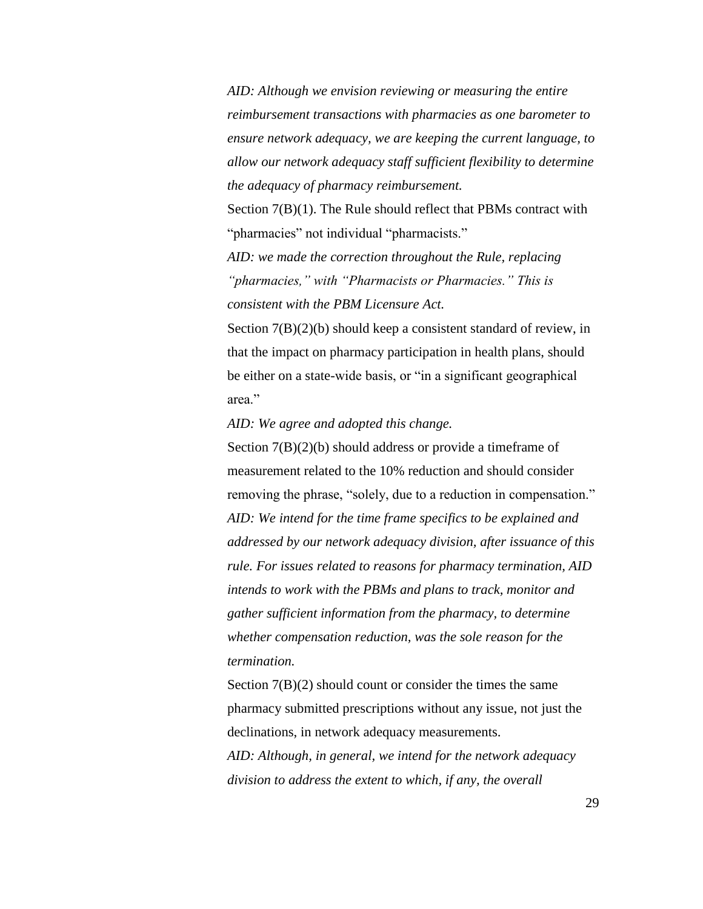*AID: Although we envision reviewing or measuring the entire reimbursement transactions with pharmacies as one barometer to ensure network adequacy, we are keeping the current language, to allow our network adequacy staff sufficient flexibility to determine the adequacy of pharmacy reimbursement.*

Section 7(B)(1). The Rule should reflect that PBMs contract with "pharmacies" not individual "pharmacists."

*AID: we made the correction throughout the Rule, replacing "pharmacies," with "Pharmacists or Pharmacies." This is consistent with the PBM Licensure Act.*

Section 7(B)(2)(b) should keep a consistent standard of review, in that the impact on pharmacy participation in health plans, should be either on a state-wide basis, or "in a significant geographical area."

*AID: We agree and adopted this change.*

Section 7(B)(2)(b) should address or provide a timeframe of measurement related to the 10% reduction and should consider removing the phrase, "solely, due to a reduction in compensation."

*AID: We intend for the time frame specifics to be explained and addressed by our network adequacy division, after issuance of this rule. For issues related to reasons for pharmacy termination, AID intends to work with the PBMs and plans to track, monitor and gather sufficient information from the pharmacy, to determine whether compensation reduction, was the sole reason for the termination.*

Section 7(B)(2) should count or consider the times the same pharmacy submitted prescriptions without any issue, not just the declinations, in network adequacy measurements.

*AID: Although, in general, we intend for the network adequacy division to address the extent to which, if any, the overall*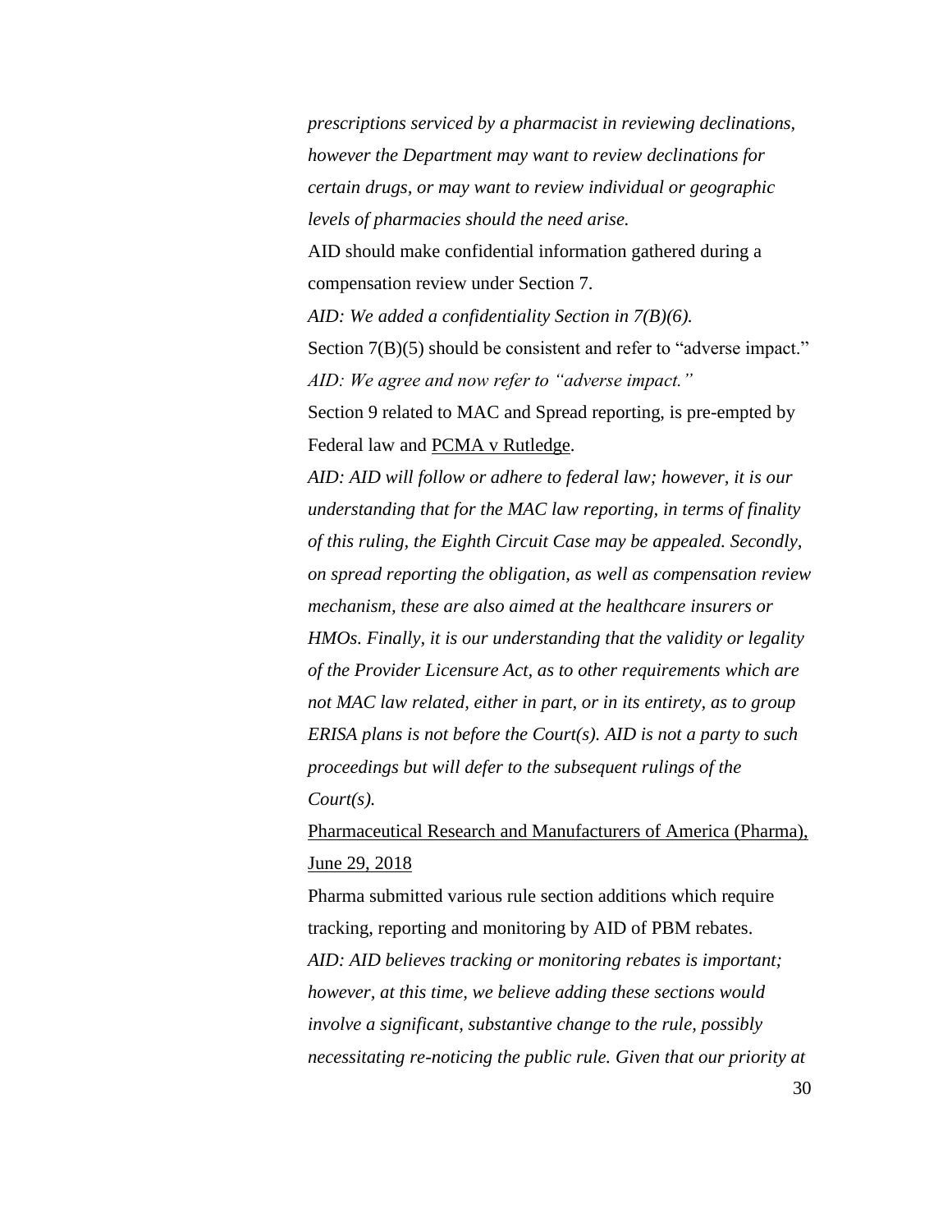*prescriptions serviced by a pharmacist in reviewing declinations, however the Department may want to review declinations for certain drugs, or may want to review individual or geographic levels of pharmacies should the need arise.*

AID should make confidential information gathered during a compensation review under Section 7.

*AID: We added a confidentiality Section in 7(B)(6).*

Section 7(B)(5) should be consistent and refer to "adverse impact."

*AID: We agree and now refer to "adverse impact."*

Section 9 related to MAC and Spread reporting, is pre-empted by Federal law and PCMA v Rutledge.

*AID: AID will follow or adhere to federal law; however, it is our understanding that for the MAC law reporting, in terms of finality of this ruling, the Eighth Circuit Case may be appealed. Secondly, on spread reporting the obligation, as well as compensation review mechanism, these are also aimed at the healthcare insurers or HMOs. Finally, it is our understanding that the validity or legality of the Provider Licensure Act, as to other requirements which are not MAC law related, either in part, or in its entirety, as to group ERISA plans is not before the Court(s). AID is not a party to such proceedings but will defer to the subsequent rulings of the Court(s).*

Pharmaceutical Research and Manufacturers of America (Pharma), June 29, 2018

Pharma submitted various rule section additions which require tracking, reporting and monitoring by AID of PBM rebates.

*AID: AID believes tracking or monitoring rebates is important; however, at this time, we believe adding these sections would involve a significant, substantive change to the rule, possibly necessitating re-noticing the public rule. Given that our priority at*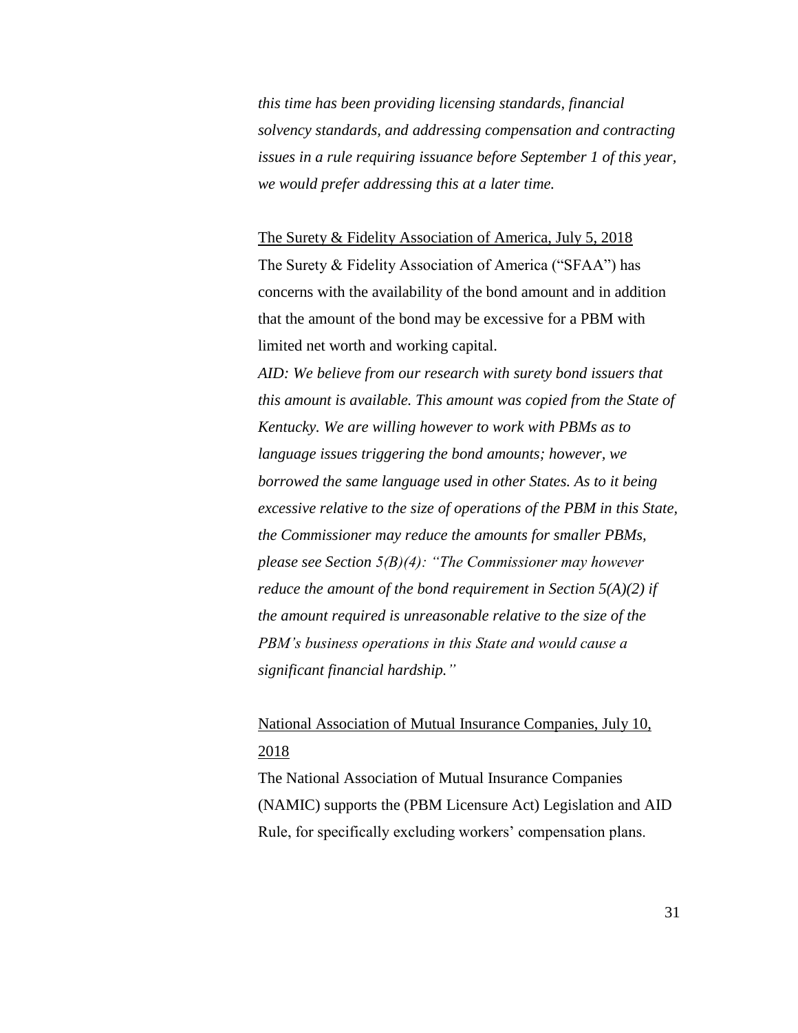*this time has been providing licensing standards, financial solvency standards, and addressing compensation and contracting issues in a rule requiring issuance before September 1 of this year, we would prefer addressing this at a later time.*

<u>The Surety & Fidelity Association of America, July 5, 2018</u>

The Surety & Fidelity Association of America ("SFAA") has concerns with the availability of the bond amount and in addition that the amount of the bond may be excessive for a PBM with limited net worth and working capital.

*AID: We believe from our research with surety bond issuers that this amount is available. This amount was copied from the State of Kentucky. We are willing however to work with PBMs as to language issues triggering the bond amounts; however, we borrowed the same language used in other States. As to it being excessive relative to the size of operations of the PBM in this State, the Commissioner may reduce the amounts for smaller PBMs, please see Section 5(B)(4): "The Commissioner may however reduce the amount of the bond requirement in Section 5(A)(2) if the amount required is unreasonable relative to the size of the PBM's business operations in this State and would cause a significant financial hardship."*

<u>National Association of Mutual Insurance Companies, July 10, 2018</u>

The National Association of Mutual Insurance Companies (NAMIC) supports the (PBM Licensure Act) Legislation and AID Rule, for specifically excluding workers' compensation plans.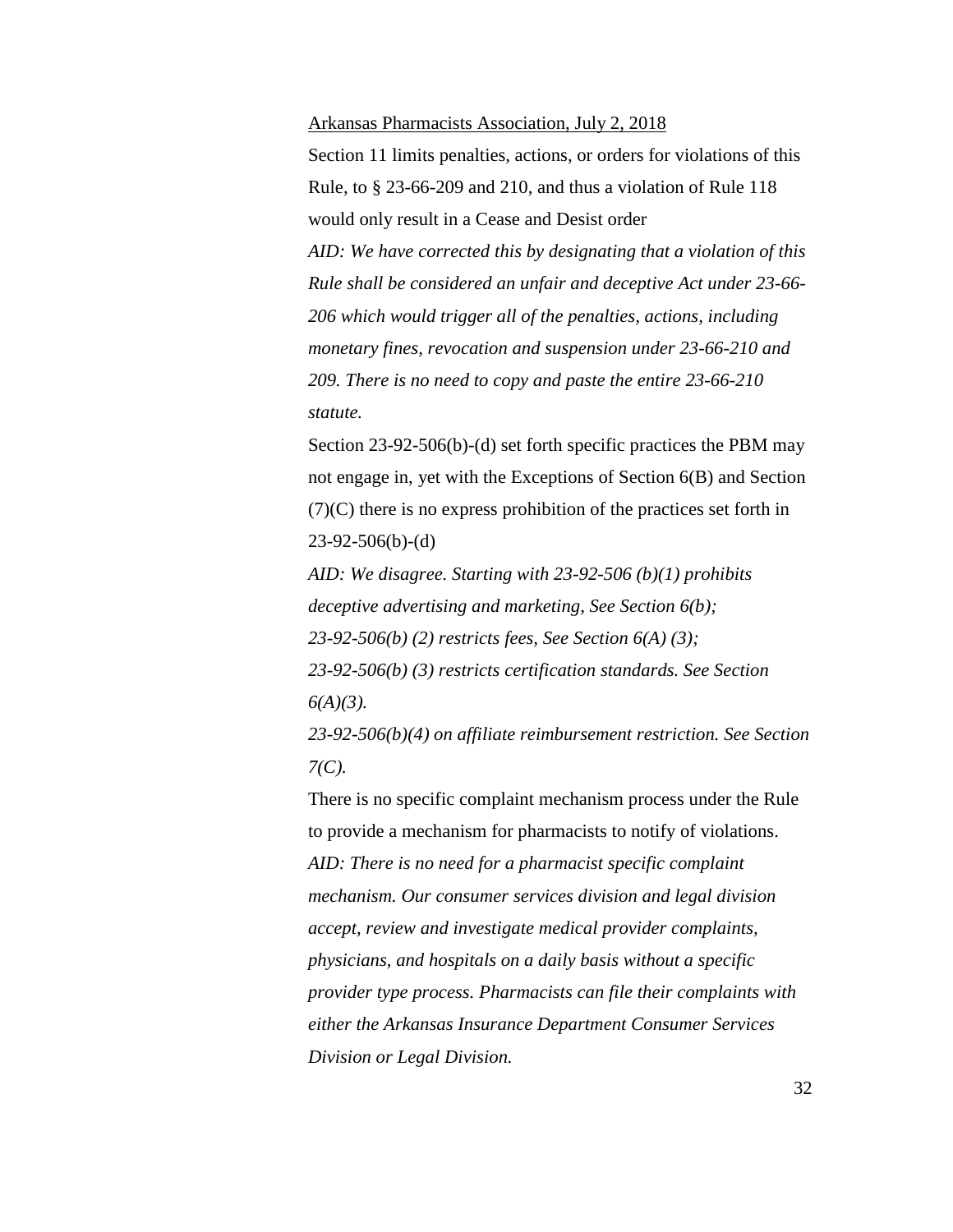<u>Arkansas Pharmacists Association, July 2, 2018</u>

Section 11 limits penalties, actions, or orders for violations of this Rule, to § 23-66-209 and 210, and thus a violation of Rule 118 would only result in a Cease and Desist order

*AID: We have corrected this by designating that a violation of this Rule shall be considered an unfair and deceptive Act under 23-66-206 which would trigger all of the penalties, actions, including monetary fines, revocation and suspension under 23-66-210 and 209. There is no need to copy and paste the entire 23-66-210 statute.*

Section 23-92-506(b)-(d) set forth specific practices the PBM may not engage in, yet with the Exceptions of Section 6(B) and Section (7)(C) there is no express prohibition of the practices set forth in 23-92-506(b)-(d)

*AID: We disagree. Starting with 23-92-506 (b)(1) prohibits deceptive advertising and marketing, See Section 6(b);*

*23-92-506(b) (2) restricts fees, See Section 6(A) (3);*

*23-92-506(b) (3) restricts certification standards. See Section 6(A)(3).*

*23-92-506(b)(4) on affiliate reimbursement restriction. See Section 7(C).*

There is no specific complaint mechanism process under the Rule to provide a mechanism for pharmacists to notify of violations.

*AID: There is no need for a pharmacist specific complaint mechanism. Our consumer services division and legal division accept, review and investigate medical provider complaints, physicians, and hospitals on a daily basis without a specific provider type process. Pharmacists can file their complaints with either the Arkansas Insurance Department Consumer Services Division or Legal Division.*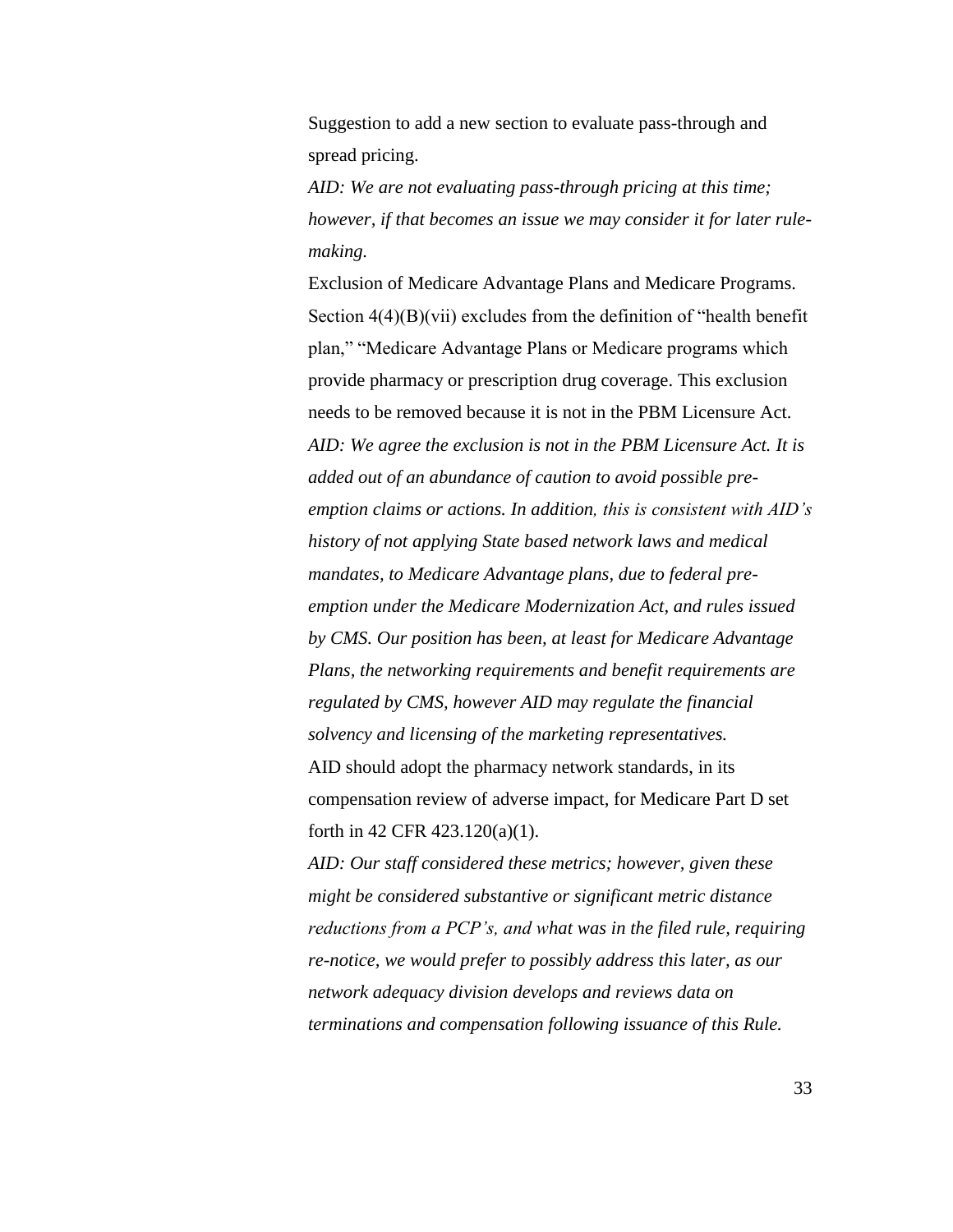Suggestion to add a new section to evaluate pass-through and spread pricing.

*AID: We are not evaluating pass-through pricing at this time; however, if that becomes an issue we may consider it for later rule-making.*

Exclusion of Medicare Advantage Plans and Medicare Programs. Section 4(4)(B)(vii) excludes from the definition of "health benefit plan," "Medicare Advantage Plans or Medicare programs which provide pharmacy or prescription drug coverage. This exclusion needs to be removed because it is not in the PBM Licensure Act.

*AID: We agree the exclusion is not in the PBM Licensure Act. It is added out of an abundance of caution to avoid possible pre-emption claims or actions. In addition, this is consistent with AID's history of not applying State based network laws and medical mandates, to Medicare Advantage plans, due to federal pre-emption under the Medicare Modernization Act, and rules issued by CMS. Our position has been, at least for Medicare Advantage Plans, the networking requirements and benefit requirements are regulated by CMS, however AID may regulate the financial solvency and licensing of the marketing representatives.*

AID should adopt the pharmacy network standards, in its compensation review of adverse impact, for Medicare Part D set forth in 42 CFR 423.120(a)(1).

*AID: Our staff considered these metrics; however, given these might be considered substantive or significant metric distance reductions from a PCP's, and what was in the filed rule, requiring re-notice, we would prefer to possibly address this later, as our network adequacy division develops and reviews data on terminations and compensation following issuance of this Rule.*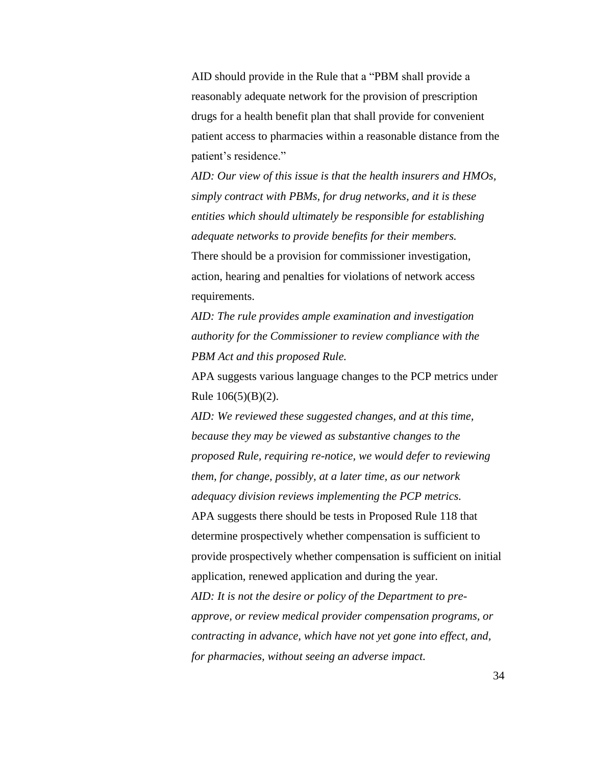AID should provide in the Rule that a "PBM shall provide a reasonably adequate network for the provision of prescription drugs for a health benefit plan that shall provide for convenient patient access to pharmacies within a reasonable distance from the patient's residence."

*AID: Our view of this issue is that the health insurers and HMOs, simply contract with PBMs, for drug networks, and it is these entities which should ultimately be responsible for establishing adequate networks to provide benefits for their members.*

There should be a provision for commissioner investigation, action, hearing and penalties for violations of network access requirements.

*AID: The rule provides ample examination and investigation authority for the Commissioner to review compliance with the PBM Act and this proposed Rule.*

APA suggests various language changes to the PCP metrics under Rule 106(5)(B)(2).

*AID: We reviewed these suggested changes, and at this time, because they may be viewed as substantive changes to the proposed Rule, requiring re-notice, we would defer to reviewing them, for change, possibly, at a later time, as our network adequacy division reviews implementing the PCP metrics.*

APA suggests there should be tests in Proposed Rule 118 that determine prospectively whether compensation is sufficient to provide prospectively whether compensation is sufficient on initial application, renewed application and during the year.

*AID: It is not the desire or policy of the Department to pre-approve, or review medical provider compensation programs, or contracting in advance, which have not yet gone into effect, and, for pharmacies, without seeing an adverse impact.*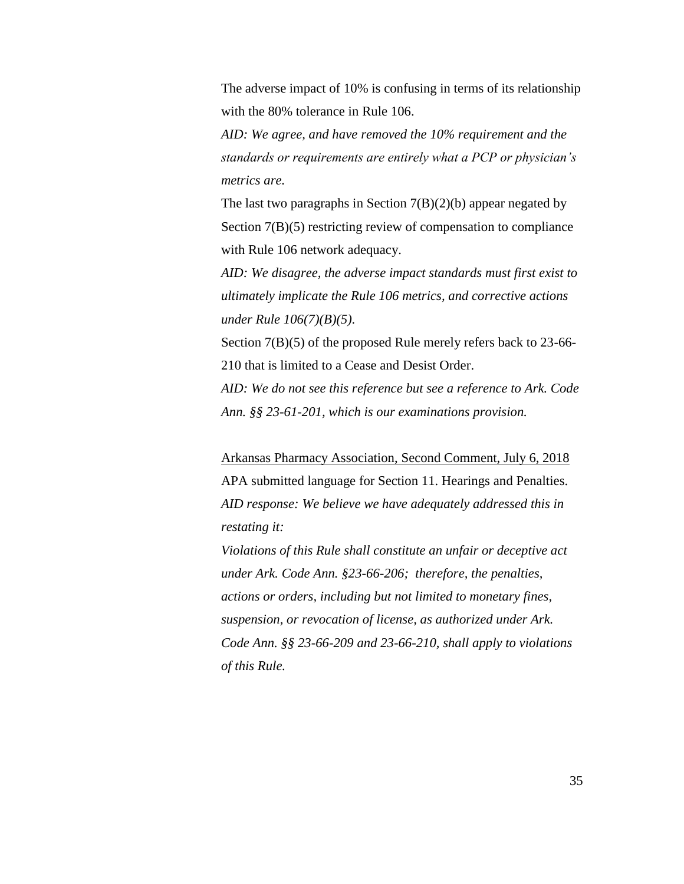The adverse impact of 10% is confusing in terms of its relationship with the 80% tolerance in Rule 106.

*AID: We agree, and have removed the 10% requirement and the standards or requirements are entirely what a PCP or physician's metrics are.*

The last two paragraphs in Section 7(B)(2)(b) appear negated by Section 7(B)(5) restricting review of compensation to compliance with Rule 106 network adequacy.

*AID: We disagree, the adverse impact standards must first exist to ultimately implicate the Rule 106 metrics, and corrective actions under Rule 106(7)(B)(5).*

Section 7(B)(5) of the proposed Rule merely refers back to 23-66-210 that is limited to a Cease and Desist Order.

*AID: We do not see this reference but see a reference to Ark. Code Ann. §§ 23-61-201, which is our examinations provision.*

<u>Arkansas Pharmacy Association, Second Comment, July 6, 2018</u>

APA submitted language for Section 11. Hearings and Penalties.

*AID response: We believe we have adequately addressed this in restating it:*

*Violations of this Rule shall constitute an unfair or deceptive act under Ark. Code Ann. §23-66-206; therefore, the penalties, actions or orders, including but not limited to monetary fines, suspension, or revocation of license, as authorized under Ark. Code Ann. §§ 23-66-209 and 23-66-210, shall apply to violations of this Rule.*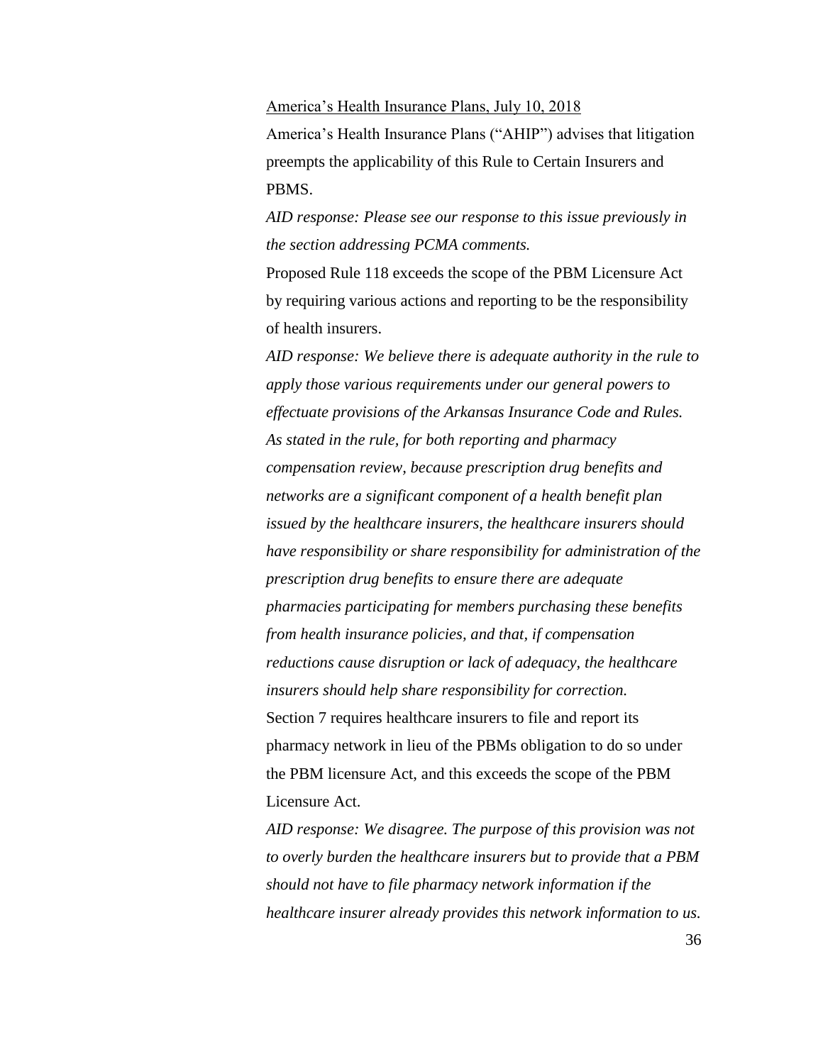America's Health Insurance Plans, July 10, 2018

America's Health Insurance Plans ("AHIP") advises that litigation preempts the applicability of this Rule to Certain Insurers and PBMS.

*AID response: Please see our response to this issue previously in the section addressing PCMA comments.*

Proposed Rule 118 exceeds the scope of the PBM Licensure Act by requiring various actions and reporting to be the responsibility of health insurers.

*AID response: We believe there is adequate authority in the rule to apply those various requirements under our general powers to effectuate provisions of the Arkansas Insurance Code and Rules. As stated in the rule, for both reporting and pharmacy compensation review, because prescription drug benefits and networks are a significant component of a health benefit plan issued by the healthcare insurers, the healthcare insurers should have responsibility or share responsibility for administration of the prescription drug benefits to ensure there are adequate pharmacies participating for members purchasing these benefits from health insurance policies, and that, if compensation reductions cause disruption or lack of adequacy, the healthcare insurers should help share responsibility for correction.*

Section 7 requires healthcare insurers to file and report its pharmacy network in lieu of the PBMs obligation to do so under the PBM licensure Act, and this exceeds the scope of the PBM Licensure Act.

*AID response: We disagree. The purpose of this provision was not to overly burden the healthcare insurers but to provide that a PBM should not have to file pharmacy network information if the healthcare insurer already provides this network information to us.*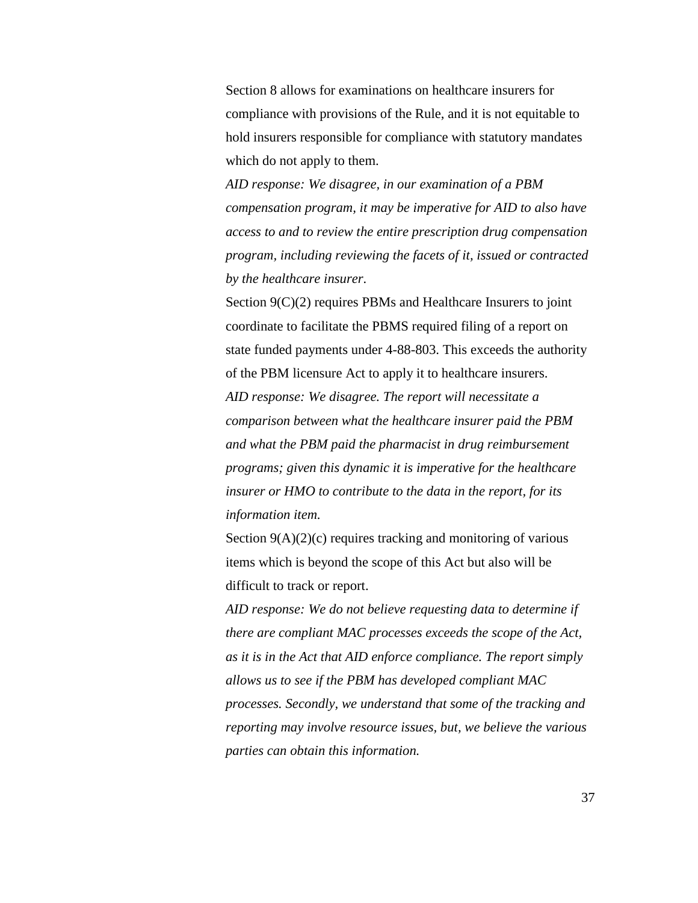Section 8 allows for examinations on healthcare insurers for compliance with provisions of the Rule, and it is not equitable to hold insurers responsible for compliance with statutory mandates which do not apply to them.

*AID response: We disagree, in our examination of a PBM compensation program, it may be imperative for AID to also have access to and to review the entire prescription drug compensation program, including reviewing the facets of it, issued or contracted by the healthcare insurer.*

Section 9(C)(2) requires PBMs and Healthcare Insurers to joint coordinate to facilitate the PBMS required filing of a report on state funded payments under 4-88-803. This exceeds the authority of the PBM licensure Act to apply it to healthcare insurers.

*AID response: We disagree. The report will necessitate a comparison between what the healthcare insurer paid the PBM and what the PBM paid the pharmacist in drug reimbursement programs; given this dynamic it is imperative for the healthcare insurer or HMO to contribute to the data in the report, for its information item.*

Section 9(A)(2)(c) requires tracking and monitoring of various items which is beyond the scope of this Act but also will be difficult to track or report.

*AID response: We do not believe requesting data to determine if there are compliant MAC processes exceeds the scope of the Act, as it is in the Act that AID enforce compliance. The report simply allows us to see if the PBM has developed compliant MAC processes. Secondly, we understand that some of the tracking and reporting may involve resource issues, but, we believe the various parties can obtain this information.*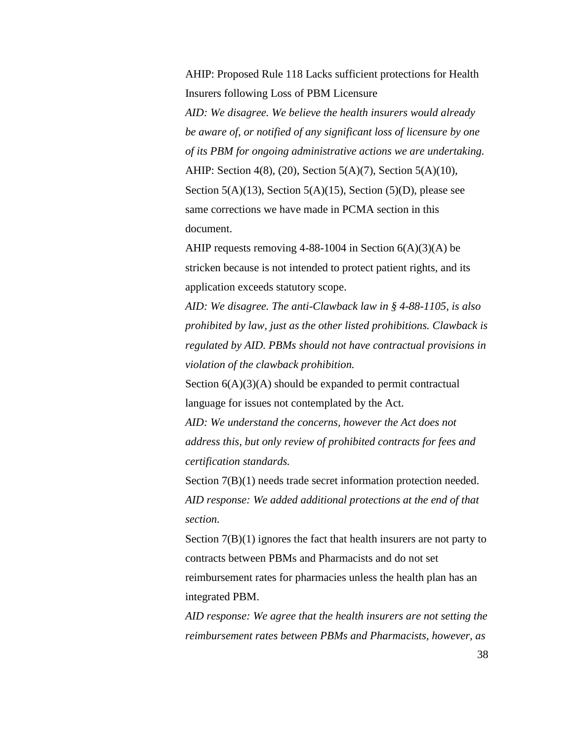AHIP: Proposed Rule 118 Lacks sufficient protections for Health Insurers following Loss of PBM Licensure

*AID: We disagree. We believe the health insurers would already be aware of, or notified of any significant loss of licensure by one of its PBM for ongoing administrative actions we are undertaking.*

AHIP: Section 4(8), (20), Section 5(A)(7), Section 5(A)(10), Section 5(A)(13), Section 5(A)(15), Section (5)(D), please see same corrections we have made in PCMA section in this document.

AHIP requests removing 4-88-1004 in Section 6(A)(3)(A) be stricken because is not intended to protect patient rights, and its application exceeds statutory scope.

*AID: We disagree. The anti-Clawback law in § 4-88-1105, is also prohibited by law, just as the other listed prohibitions. Clawback is regulated by AID. PBMs should not have contractual provisions in violation of the clawback prohibition.*

Section 6(A)(3)(A) should be expanded to permit contractual language for issues not contemplated by the Act.

*AID: We understand the concerns, however the Act does not address this, but only review of prohibited contracts for fees and certification standards.*

Section 7(B)(1) needs trade secret information protection needed.

*AID response: We added additional protections at the end of that section.*

Section 7(B)(1) ignores the fact that health insurers are not party to contracts between PBMs and Pharmacists and do not set reimbursement rates for pharmacies unless the health plan has an integrated PBM.

*AID response: We agree that the health insurers are not setting the reimbursement rates between PBMs and Pharmacists, however, as*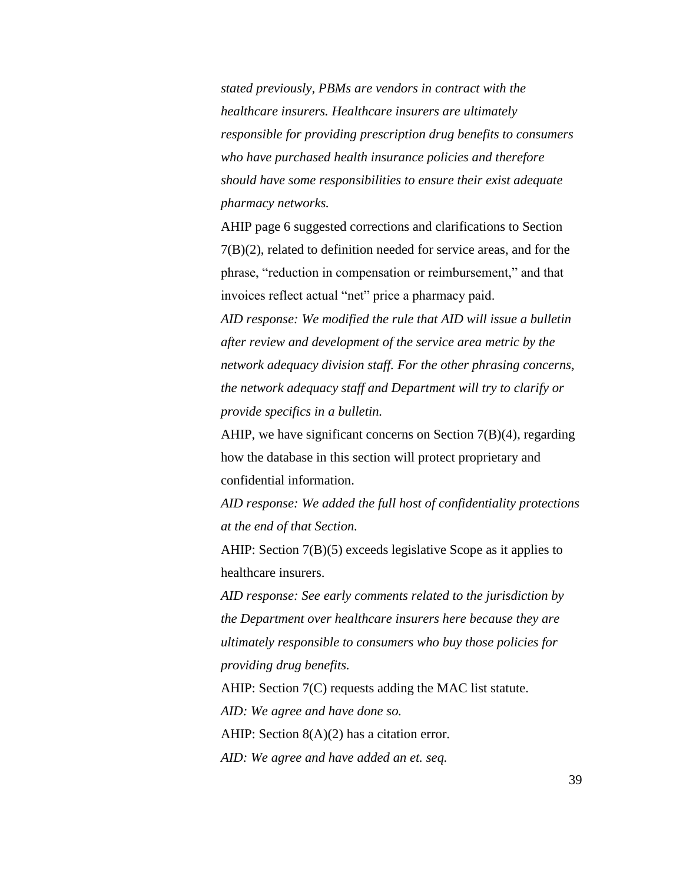*stated previously, PBMs are vendors in contract with the healthcare insurers. Healthcare insurers are ultimately responsible for providing prescription drug benefits to consumers who have purchased health insurance policies and therefore should have some responsibilities to ensure their exist adequate pharmacy networks.*

AHIP page 6 suggested corrections and clarifications to Section 7(B)(2), related to definition needed for service areas, and for the phrase, "reduction in compensation or reimbursement," and that invoices reflect actual "net" price a pharmacy paid.

*AID response: We modified the rule that AID will issue a bulletin after review and development of the service area metric by the network adequacy division staff. For the other phrasing concerns, the network adequacy staff and Department will try to clarify or provide specifics in a bulletin.*

AHIP, we have significant concerns on Section 7(B)(4), regarding how the database in this section will protect proprietary and confidential information.

*AID response: We added the full host of confidentiality protections at the end of that Section.*

AHIP: Section 7(B)(5) exceeds legislative Scope as it applies to healthcare insurers.

*AID response: See early comments related to the jurisdiction by the Department over healthcare insurers here because they are ultimately responsible to consumers who buy those policies for providing drug benefits.*

AHIP: Section 7(C) requests adding the MAC list statute.

*AID: We agree and have done so.*

AHIP: Section 8(A)(2) has a citation error.

*AID: We agree and have added an et. seq.*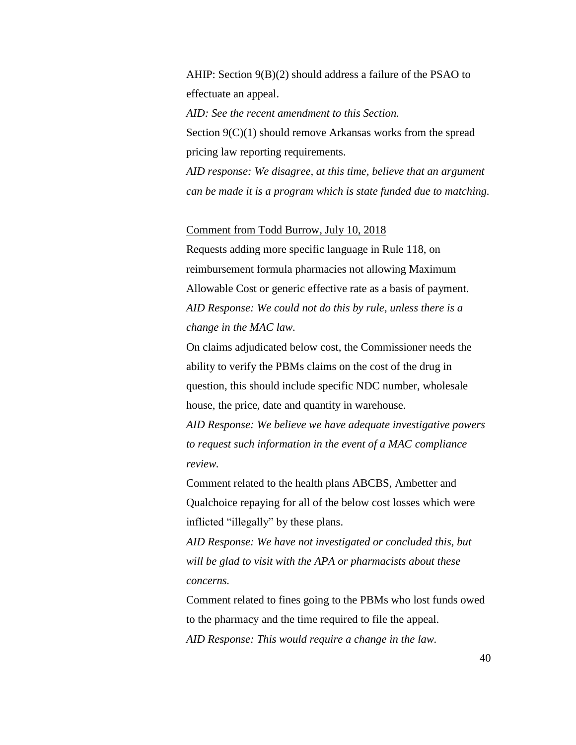AHIP: Section 9(B)(2) should address a failure of the PSAO to effectuate an appeal.

*AID: See the recent amendment to this Section.*

Section 9(C)(1) should remove Arkansas works from the spread pricing law reporting requirements.

*AID response: We disagree, at this time, believe that an argument can be made it is a program which is state funded due to matching.*

<u>Comment from Todd Burrow, July 10, 2018</u>

Requests adding more specific language in Rule 118, on reimbursement formula pharmacies not allowing Maximum Allowable Cost or generic effective rate as a basis of payment.

*AID Response: We could not do this by rule, unless there is a change in the MAC law.*

On claims adjudicated below cost, the Commissioner needs the ability to verify the PBMs claims on the cost of the drug in question, this should include specific NDC number, wholesale house, the price, date and quantity in warehouse.

*AID Response: We believe we have adequate investigative powers to request such information in the event of a MAC compliance review.*

Comment related to the health plans ABCBS, Ambetter and Qualchoice repaying for all of the below cost losses which were inflicted "illegally" by these plans.

*AID Response: We have not investigated or concluded this, but will be glad to visit with the APA or pharmacists about these concerns.*

Comment related to fines going to the PBMs who lost funds owed to the pharmacy and the time required to file the appeal.

*AID Response: This would require a change in the law.*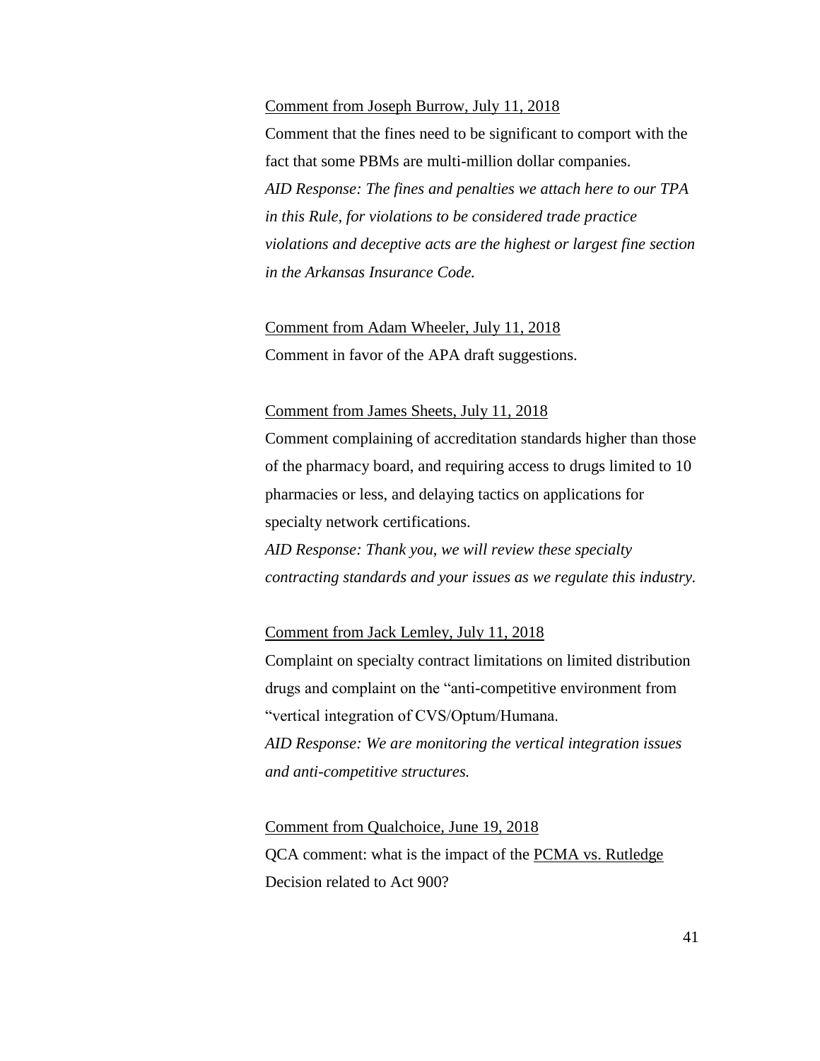Comment from Joseph Burrow, July 11, 2018

Comment that the fines need to be significant to comport with the fact that some PBMs are multi-million dollar companies.

*AID Response: The fines and penalties we attach here to our TPA in this Rule, for violations to be considered trade practice violations and deceptive acts are the highest or largest fine section in the Arkansas Insurance Code.*

Comment from Adam Wheeler, July 11, 2018

Comment in favor of the APA draft suggestions.

Comment from James Sheets, July 11, 2018

Comment complaining of accreditation standards higher than those of the pharmacy board, and requiring access to drugs limited to 10 pharmacies or less, and delaying tactics on applications for specialty network certifications.

*AID Response: Thank you, we will review these specialty contracting standards and your issues as we regulate this industry.*

Comment from Jack Lemley, July 11, 2018

Complaint on specialty contract limitations on limited distribution drugs and complaint on the "anti-competitive environment from "vertical integration of CVS/Optum/Humana.

*AID Response: We are monitoring the vertical integration issues and anti-competitive structures.*

Comment from Qualchoice, June 19, 2018

QCA comment: what is the impact of the PCMA vs. Rutledge Decision related to Act 900?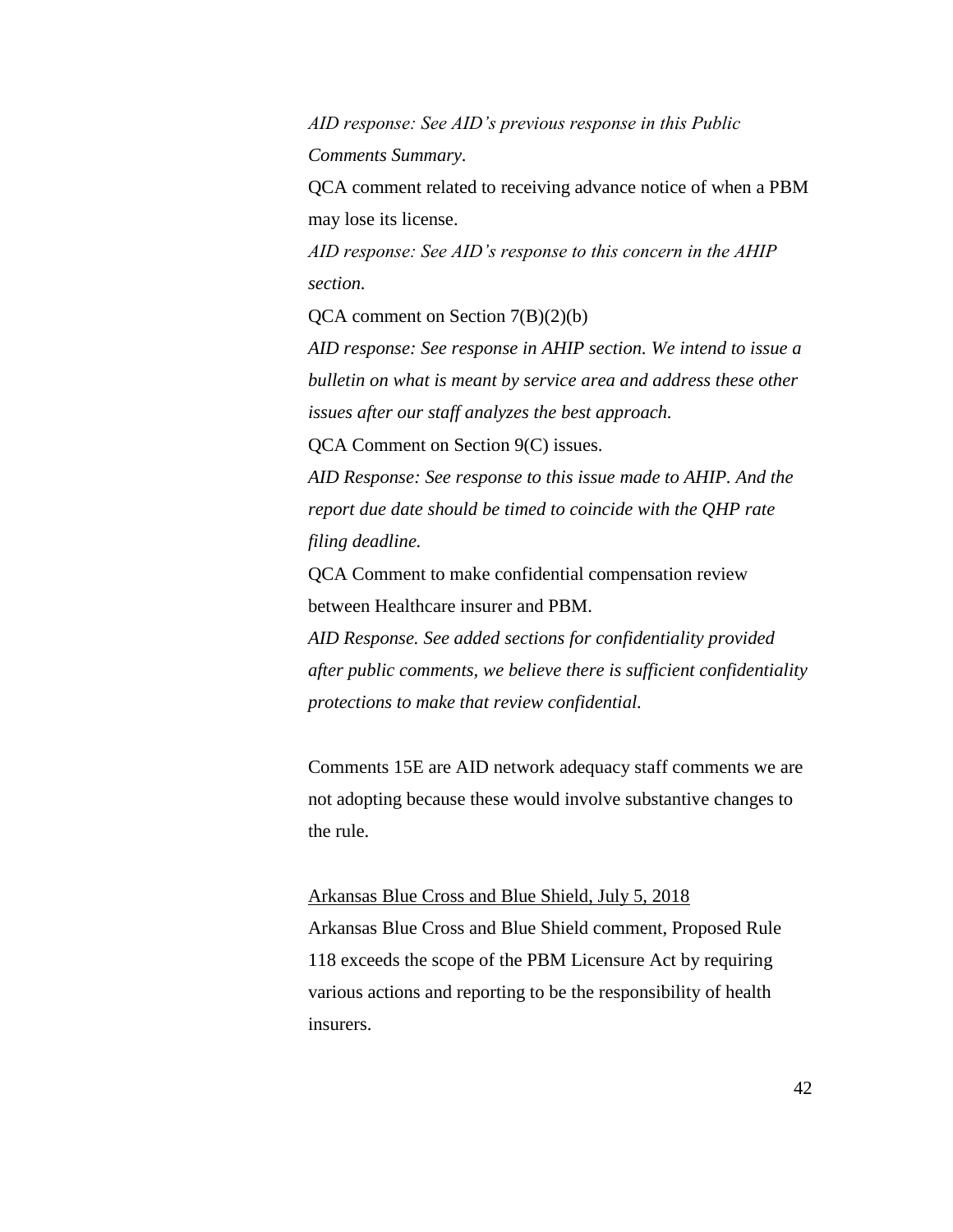*AID response: See AID's previous response in this Public Comments Summary.*

QCA comment related to receiving advance notice of when a PBM may lose its license.

*AID response: See AID's response to this concern in the AHIP section.*

QCA comment on Section 7(B)(2)(b)

*AID response: See response in AHIP section. We intend to issue a bulletin on what is meant by service area and address these other issues after our staff analyzes the best approach.*

QCA Comment on Section 9(C) issues.

*AID Response: See response to this issue made to AHIP. And the report due date should be timed to coincide with the QHP rate filing deadline.*

QCA Comment to make confidential compensation review between Healthcare insurer and PBM.

*AID Response. See added sections for confidentiality provided after public comments, we believe there is sufficient confidentiality protections to make that review confidential.*

Comments 15E are AID network adequacy staff comments we are not adopting because these would involve substantive changes to the rule.

<u>Arkansas Blue Cross and Blue Shield, July 5, 2018</u>

Arkansas Blue Cross and Blue Shield comment, Proposed Rule 118 exceeds the scope of the PBM Licensure Act by requiring various actions and reporting to be the responsibility of health insurers.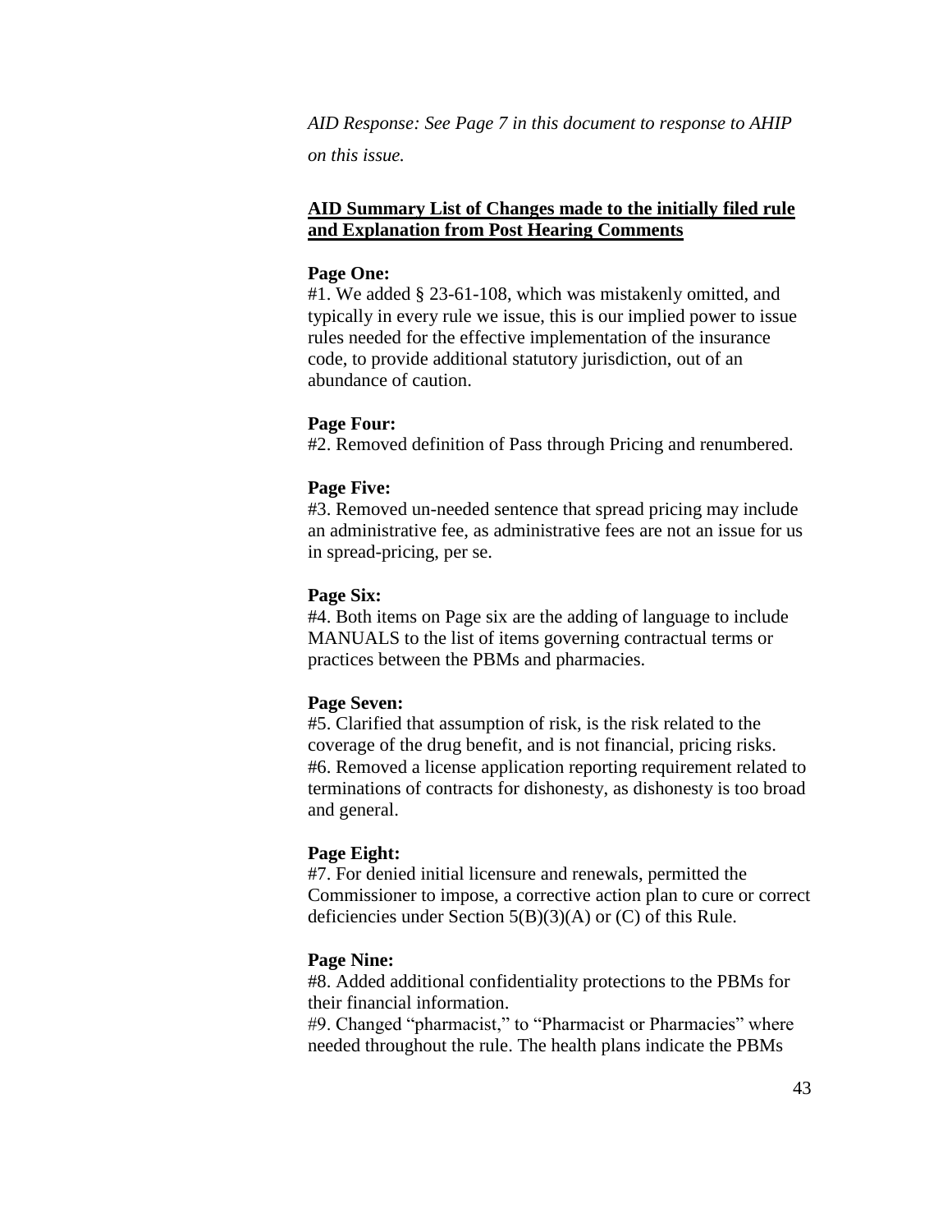*AID Response: See Page 7 in this document to response to AHIP on this issue.*

**<u>AID Summary List of Changes made to the initially filed rule and Explanation from Post Hearing Comments</u>**

**Page One:**

#1. We added § 23-61-108, which was mistakenly omitted, and typically in every rule we issue, this is our implied power to issue rules needed for the effective implementation of the insurance code, to provide additional statutory jurisdiction, out of an abundance of caution.

**Page Four:**

#2. Removed definition of Pass through Pricing and renumbered.

**Page Five:**

#3. Removed un-needed sentence that spread pricing may include an administrative fee, as administrative fees are not an issue for us in spread-pricing, per se.

**Page Six:**

#4. Both items on Page six are the adding of language to include MANUALS to the list of items governing contractual terms or practices between the PBMs and pharmacies.

**Page Seven:**

#5. Clarified that assumption of risk, is the risk related to the coverage of the drug benefit, and is not financial, pricing risks.

#6. Removed a license application reporting requirement related to terminations of contracts for dishonesty, as dishonesty is too broad and general.

**Page Eight:**

#7. For denied initial licensure and renewals, permitted the Commissioner to impose, a corrective action plan to cure or correct deficiencies under Section 5(B)(3)(A) or (C) of this Rule.

**Page Nine:**

#8. Added additional confidentiality protections to the PBMs for their financial information.

#9. Changed "pharmacist," to "Pharmacist or Pharmacies" where needed throughout the rule. The health plans indicate the PBMs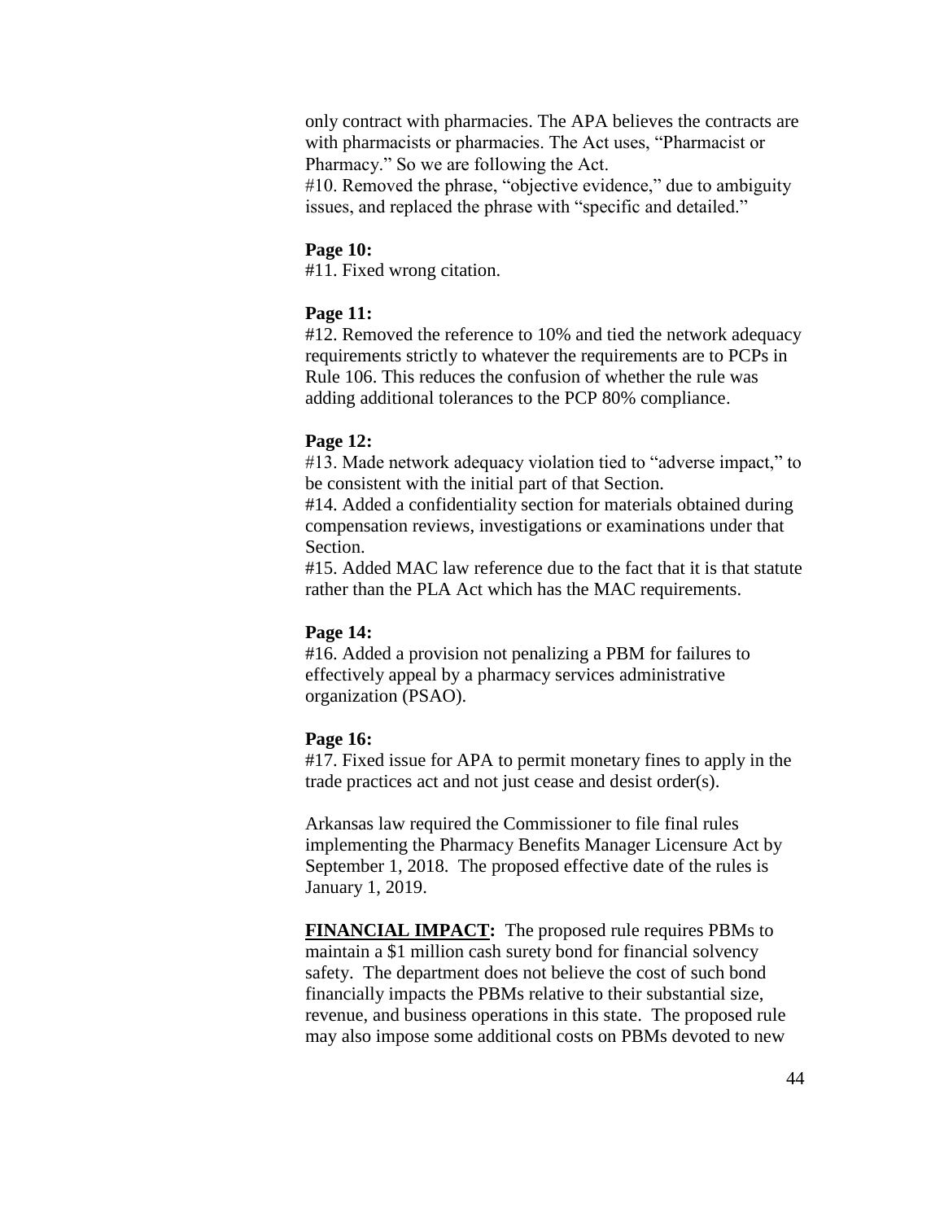only contract with pharmacies. The APA believes the contracts are with pharmacists or pharmacies. The Act uses, "Pharmacist or Pharmacy." So we are following the Act.

#10. Removed the phrase, "objective evidence," due to ambiguity issues, and replaced the phrase with "specific and detailed."

**Page 10:**

#11. Fixed wrong citation.

**Page 11:**

#12. Removed the reference to 10% and tied the network adequacy requirements strictly to whatever the requirements are to PCPs in Rule 106. This reduces the confusion of whether the rule was adding additional tolerances to the PCP 80% compliance.

**Page 12:**

#13. Made network adequacy violation tied to "adverse impact," to be consistent with the initial part of that Section.

#14. Added a confidentiality section for materials obtained during compensation reviews, investigations or examinations under that Section.

#15. Added MAC law reference due to the fact that it is that statute rather than the PLA Act which has the MAC requirements.

**Page 14:**

#16. Added a provision not penalizing a PBM for failures to effectively appeal by a pharmacy services administrative organization (PSAO).

**Page 16:**

#17. Fixed issue for APA to permit monetary fines to apply in the trade practices act and not just cease and desist order(s).

Arkansas law required the Commissioner to file final rules implementing the Pharmacy Benefits Manager Licensure Act by September 1, 2018. The proposed effective date of the rules is January 1, 2019.

**FINANCIAL IMPACT:** The proposed rule requires PBMs to maintain a $1 million cash surety bond for financial solvency safety. The department does not believe the cost of such bond financially impacts the PBMs relative to their substantial size, revenue, and business operations in this state. The proposed rule may also impose some additional costs on PBMs devoted to new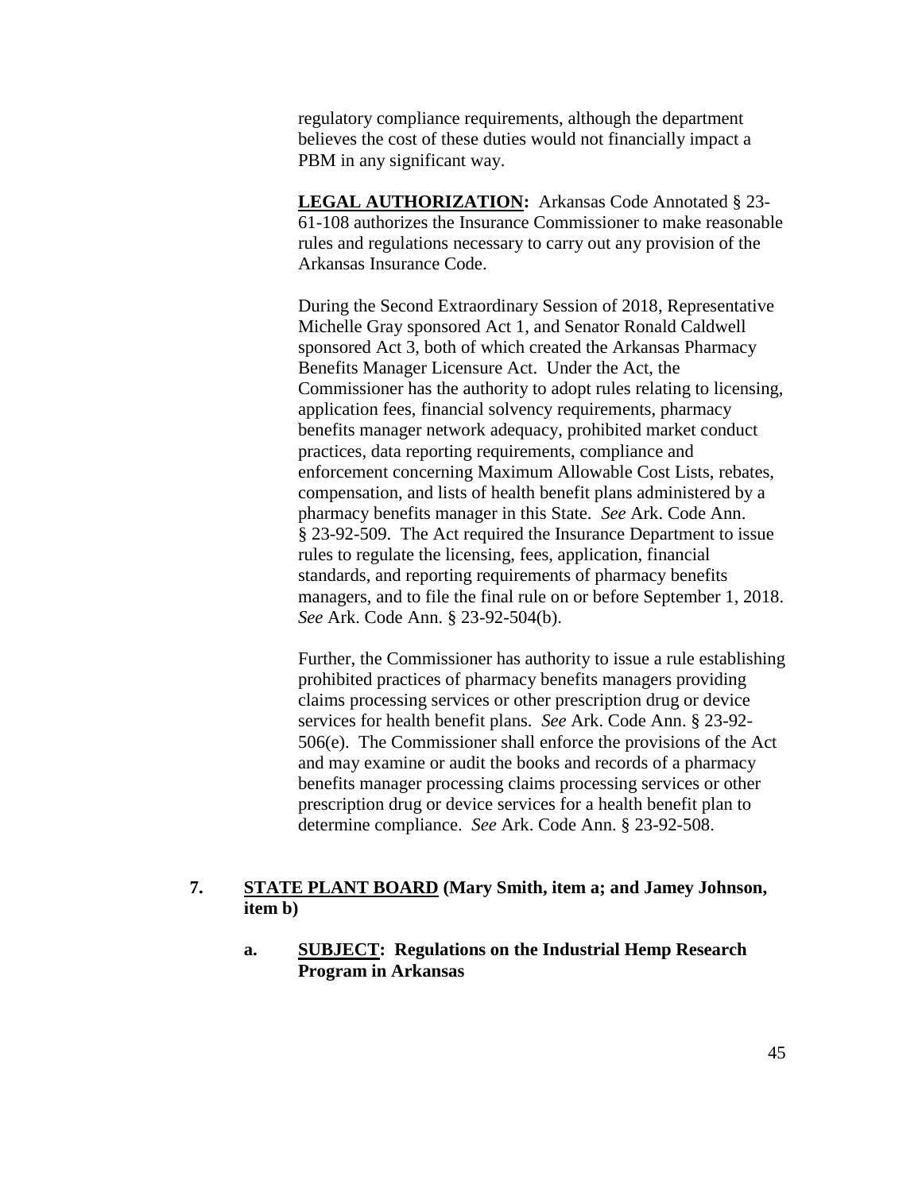regulatory compliance requirements, although the department believes the cost of these duties would not financially impact a PBM in any significant way.

**LEGAL AUTHORIZATION:** Arkansas Code Annotated § 23-61-108 authorizes the Insurance Commissioner to make reasonable rules and regulations necessary to carry out any provision of the Arkansas Insurance Code.

During the Second Extraordinary Session of 2018, Representative Michelle Gray sponsored Act 1, and Senator Ronald Caldwell sponsored Act 3, both of which created the Arkansas Pharmacy Benefits Manager Licensure Act. Under the Act, the Commissioner has the authority to adopt rules relating to licensing, application fees, financial solvency requirements, pharmacy benefits manager network adequacy, prohibited market conduct practices, data reporting requirements, compliance and enforcement concerning Maximum Allowable Cost Lists, rebates, compensation, and lists of health benefit plans administered by a pharmacy benefits manager in this State. *See* Ark. Code Ann. § 23-92-509. The Act required the Insurance Department to issue rules to regulate the licensing, fees, application, financial standards, and reporting requirements of pharmacy benefits managers, and to file the final rule on or before September 1, 2018. *See* Ark. Code Ann. § 23-92-504(b).

Further, the Commissioner has authority to issue a rule establishing prohibited practices of pharmacy benefits managers providing claims processing services or other prescription drug or device services for health benefit plans. *See* Ark. Code Ann. § 23-92-506(e). The Commissioner shall enforce the provisions of the Act and may examine or audit the books and records of a pharmacy benefits manager processing claims processing services or other prescription drug or device services for a health benefit plan to determine compliance. *See* Ark. Code Ann. § 23-92-508.

**7. STATE PLANT BOARD (Mary Smith, item a; and Jamey Johnson, item b)**

**a. SUBJECT: Regulations on the Industrial Hemp Research Program in Arkansas**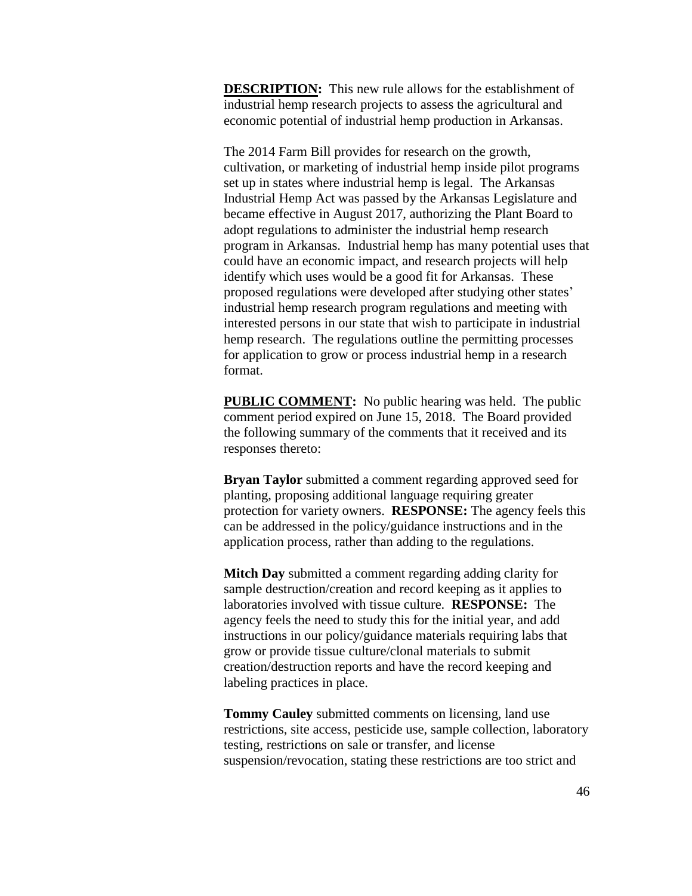**DESCRIPTION:** This new rule allows for the establishment of industrial hemp research projects to assess the agricultural and economic potential of industrial hemp production in Arkansas.

The 2014 Farm Bill provides for research on the growth, cultivation, or marketing of industrial hemp inside pilot programs set up in states where industrial hemp is legal. The Arkansas Industrial Hemp Act was passed by the Arkansas Legislature and became effective in August 2017, authorizing the Plant Board to adopt regulations to administer the industrial hemp research program in Arkansas. Industrial hemp has many potential uses that could have an economic impact, and research projects will help identify which uses would be a good fit for Arkansas. These proposed regulations were developed after studying other states' industrial hemp research program regulations and meeting with interested persons in our state that wish to participate in industrial hemp research. The regulations outline the permitting processes for application to grow or process industrial hemp in a research format.

**PUBLIC COMMENT:** No public hearing was held. The public comment period expired on June 15, 2018. The Board provided the following summary of the comments that it received and its responses thereto:

**Bryan Taylor** submitted a comment regarding approved seed for planting, proposing additional language requiring greater protection for variety owners. **RESPONSE:** The agency feels this can be addressed in the policy/guidance instructions and in the application process, rather than adding to the regulations.

**Mitch Day** submitted a comment regarding adding clarity for sample destruction/creation and record keeping as it applies to laboratories involved with tissue culture. **RESPONSE:** The agency feels the need to study this for the initial year, and add instructions in our policy/guidance materials requiring labs that grow or provide tissue culture/clonal materials to submit creation/destruction reports and have the record keeping and labeling practices in place.

**Tommy Cauley** submitted comments on licensing, land use restrictions, site access, pesticide use, sample collection, laboratory testing, restrictions on sale or transfer, and license suspension/revocation, stating these restrictions are too strict and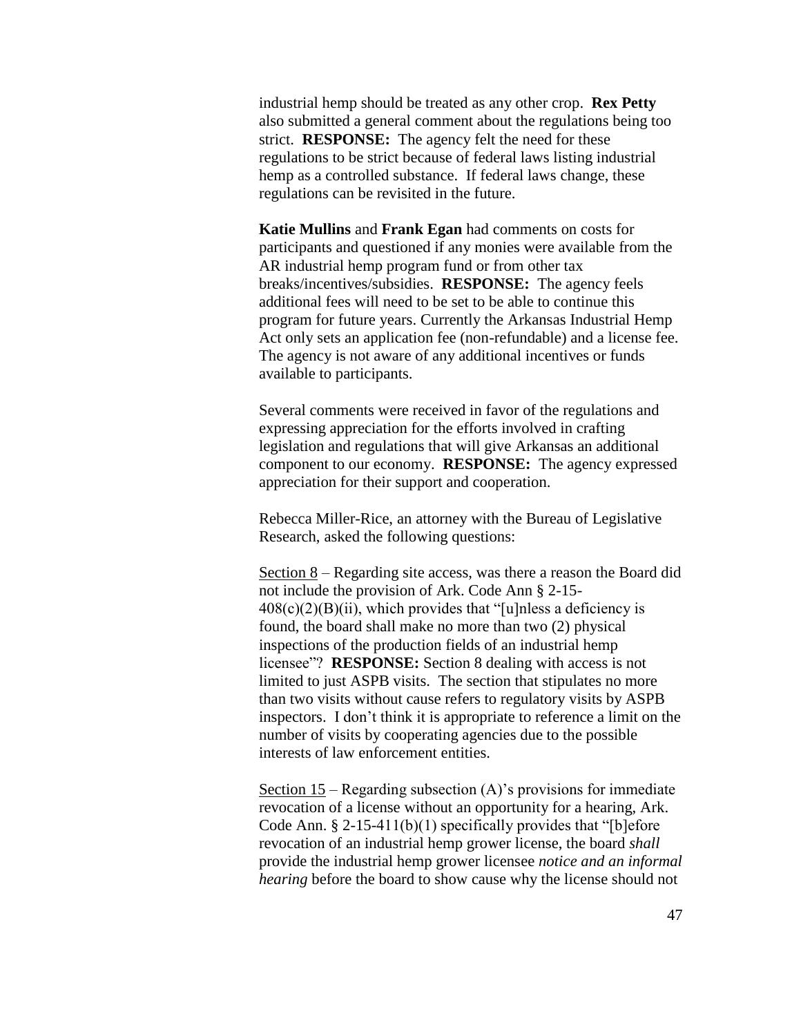industrial hemp should be treated as any other crop. **Rex Petty** also submitted a general comment about the regulations being too strict. **RESPONSE:** The agency felt the need for these regulations to be strict because of federal laws listing industrial hemp as a controlled substance. If federal laws change, these regulations can be revisited in the future.

**Katie Mullins** and **Frank Egan** had comments on costs for participants and questioned if any monies were available from the AR industrial hemp program fund or from other tax breaks/incentives/subsidies. **RESPONSE:** The agency feels additional fees will need to be set to be able to continue this program for future years. Currently the Arkansas Industrial Hemp Act only sets an application fee (non-refundable) and a license fee. The agency is not aware of any additional incentives or funds available to participants.

Several comments were received in favor of the regulations and expressing appreciation for the efforts involved in crafting legislation and regulations that will give Arkansas an additional component to our economy. **RESPONSE:** The agency expressed appreciation for their support and cooperation.

Rebecca Miller-Rice, an attorney with the Bureau of Legislative Research, asked the following questions:

<u>Section 8</u> – Regarding site access, was there a reason the Board did not include the provision of Ark. Code Ann § 2-15-408(c)(2)(B)(ii), which provides that "[u]nless a deficiency is found, the board shall make no more than two (2) physical inspections of the production fields of an industrial hemp licensee"? **RESPONSE:** Section 8 dealing with access is not limited to just ASPB visits. The section that stipulates no more than two visits without cause refers to regulatory visits by ASPB inspectors. I don't think it is appropriate to reference a limit on the number of visits by cooperating agencies due to the possible interests of law enforcement entities.

<u>Section 15</u> – Regarding subsection (A)'s provisions for immediate revocation of a license without an opportunity for a hearing, Ark. Code Ann. § 2-15-411(b)(1) specifically provides that "[b]efore revocation of an industrial hemp grower license, the board *shall* provide the industrial hemp grower licensee *notice and an informal hearing* before the board to show cause why the license should not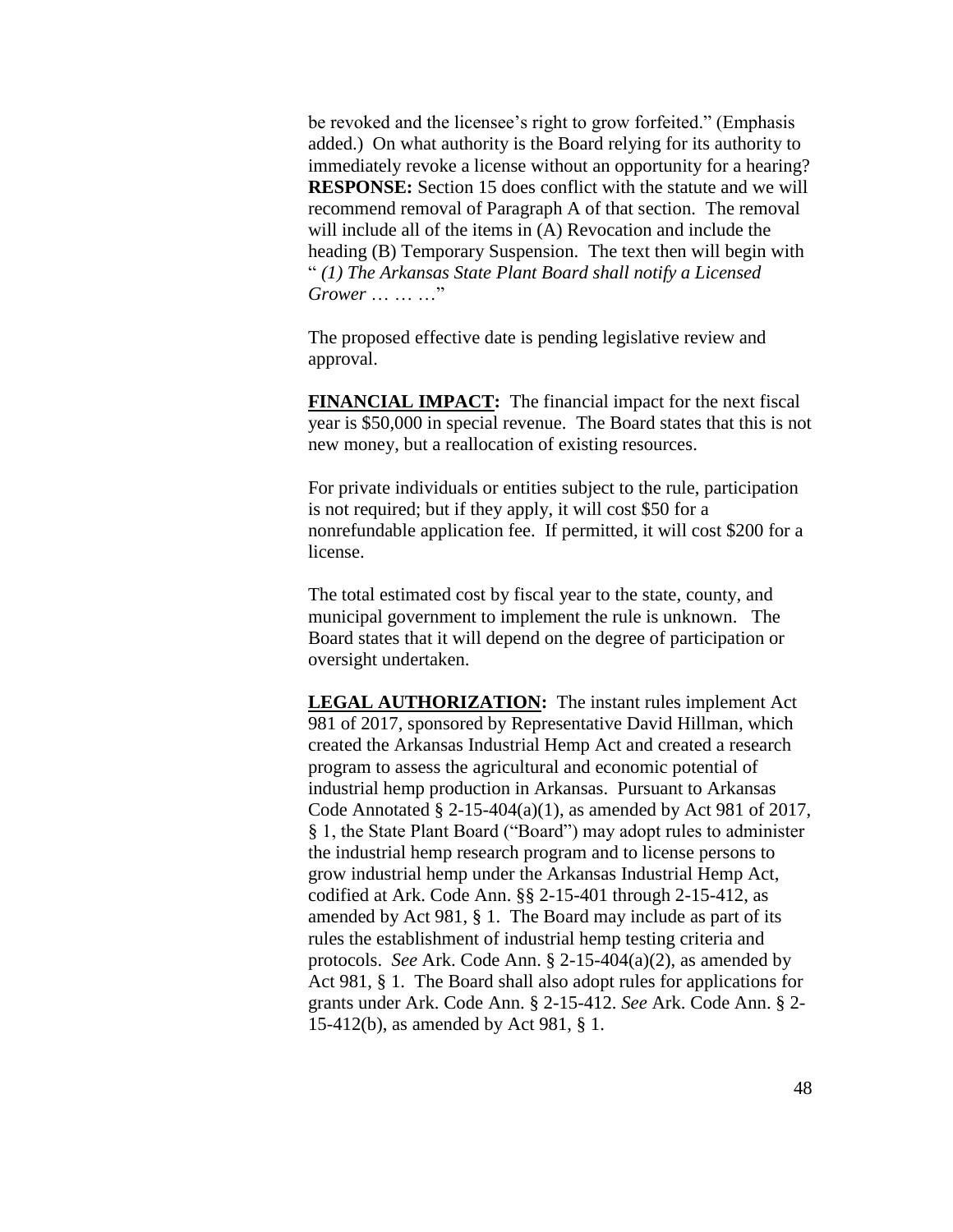be revoked and the licensee's right to grow forfeited." (Emphasis added.) On what authority is the Board relying for its authority to immediately revoke a license without an opportunity for a hearing? **RESPONSE:** Section 15 does conflict with the statute and we will recommend removal of Paragraph A of that section. The removal will include all of the items in (A) Revocation and include the heading (B) Temporary Suspension. The text then will begin with " *(1) The Arkansas State Plant Board shall notify a Licensed Grower* … … …"

The proposed effective date is pending legislative review and approval.

**FINANCIAL IMPACT:** The financial impact for the next fiscal year is $50,000 in special revenue. The Board states that this is not new money, but a reallocation of existing resources.

For private individuals or entities subject to the rule, participation is not required; but if they apply, it will cost $50 for a nonrefundable application fee. If permitted, it will cost $200 for a license.

The total estimated cost by fiscal year to the state, county, and municipal government to implement the rule is unknown. The Board states that it will depend on the degree of participation or oversight undertaken.

**LEGAL AUTHORIZATION:** The instant rules implement Act 981 of 2017, sponsored by Representative David Hillman, which created the Arkansas Industrial Hemp Act and created a research program to assess the agricultural and economic potential of industrial hemp production in Arkansas. Pursuant to Arkansas Code Annotated § 2-15-404(a)(1), as amended by Act 981 of 2017, § 1, the State Plant Board ("Board") may adopt rules to administer the industrial hemp research program and to license persons to grow industrial hemp under the Arkansas Industrial Hemp Act, codified at Ark. Code Ann. §§ 2-15-401 through 2-15-412, as amended by Act 981, § 1. The Board may include as part of its rules the establishment of industrial hemp testing criteria and protocols. *See* Ark. Code Ann. § 2-15-404(a)(2), as amended by Act 981, § 1. The Board shall also adopt rules for applications for grants under Ark. Code Ann. § 2-15-412. *See* Ark. Code Ann. § 2-15-412(b), as amended by Act 981, § 1.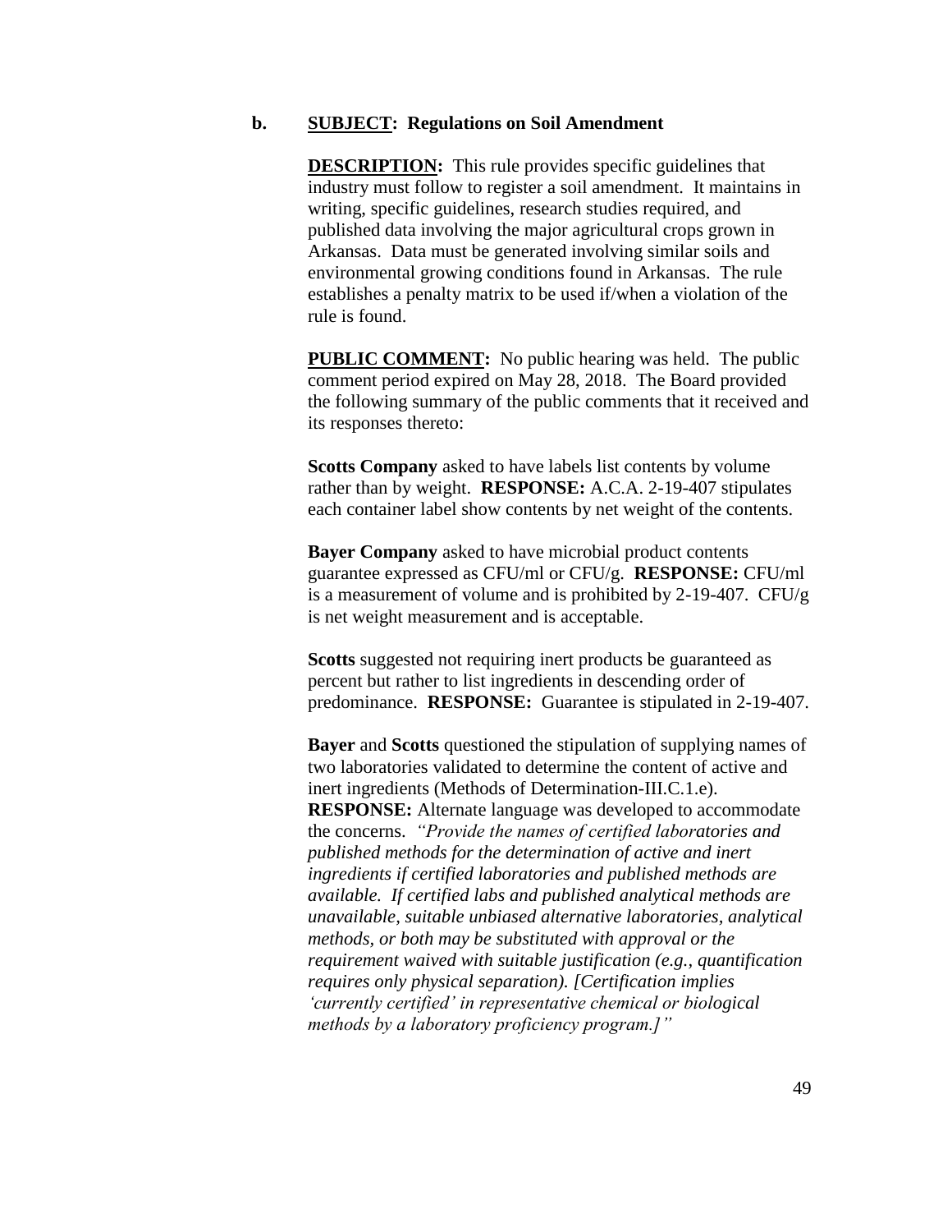**b.** **SUBJECT: Regulations on Soil Amendment**

**DESCRIPTION:** This rule provides specific guidelines that industry must follow to register a soil amendment. It maintains in writing, specific guidelines, research studies required, and published data involving the major agricultural crops grown in Arkansas. Data must be generated involving similar soils and environmental growing conditions found in Arkansas. The rule establishes a penalty matrix to be used if/when a violation of the rule is found.

**PUBLIC COMMENT:** No public hearing was held. The public comment period expired on May 28, 2018. The Board provided the following summary of the public comments that it received and its responses thereto:

**Scotts Company** asked to have labels list contents by volume rather than by weight. **RESPONSE:** A.C.A. 2-19-407 stipulates each container label show contents by net weight of the contents.

**Bayer Company** asked to have microbial product contents guarantee expressed as CFU/ml or CFU/g. **RESPONSE:** CFU/ml is a measurement of volume and is prohibited by 2-19-407. CFU/g is net weight measurement and is acceptable.

**Scotts** suggested not requiring inert products be guaranteed as percent but rather to list ingredients in descending order of predominance. **RESPONSE:** Guarantee is stipulated in 2-19-407.

**Bayer** and **Scotts** questioned the stipulation of supplying names of two laboratories validated to determine the content of active and inert ingredients (Methods of Determination-III.C.1.e). **RESPONSE:** Alternate language was developed to accommodate the concerns. *"Provide the names of certified laboratories and published methods for the determination of active and inert ingredients if certified laboratories and published methods are available. If certified labs and published analytical methods are unavailable, suitable unbiased alternative laboratories, analytical methods, or both may be substituted with approval or the requirement waived with suitable justification (e.g., quantification requires only physical separation). [Certification implies 'currently certified' in representative chemical or biological methods by a laboratory proficiency program.]"*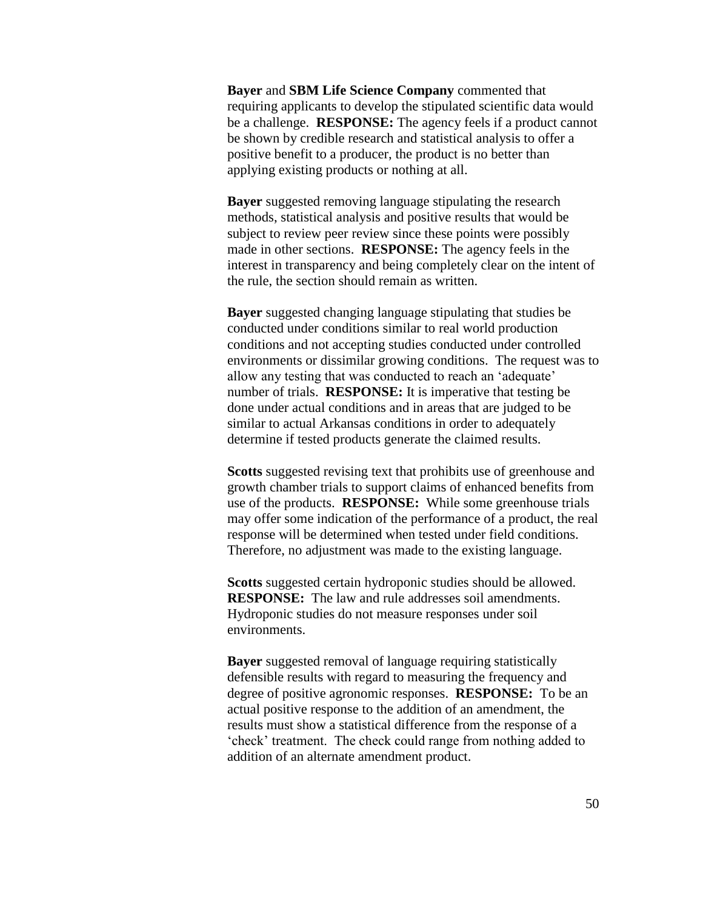**Bayer** and **SBM Life Science Company** commented that requiring applicants to develop the stipulated scientific data would be a challenge. **RESPONSE:** The agency feels if a product cannot be shown by credible research and statistical analysis to offer a positive benefit to a producer, the product is no better than applying existing products or nothing at all.

**Bayer** suggested removing language stipulating the research methods, statistical analysis and positive results that would be subject to review peer review since these points were possibly made in other sections. **RESPONSE:** The agency feels in the interest in transparency and being completely clear on the intent of the rule, the section should remain as written.

**Bayer** suggested changing language stipulating that studies be conducted under conditions similar to real world production conditions and not accepting studies conducted under controlled environments or dissimilar growing conditions. The request was to allow any testing that was conducted to reach an 'adequate' number of trials. **RESPONSE:** It is imperative that testing be done under actual conditions and in areas that are judged to be similar to actual Arkansas conditions in order to adequately determine if tested products generate the claimed results.

**Scotts** suggested revising text that prohibits use of greenhouse and growth chamber trials to support claims of enhanced benefits from use of the products. **RESPONSE:** While some greenhouse trials may offer some indication of the performance of a product, the real response will be determined when tested under field conditions. Therefore, no adjustment was made to the existing language.

**Scotts** suggested certain hydroponic studies should be allowed. **RESPONSE:** The law and rule addresses soil amendments. Hydroponic studies do not measure responses under soil environments.

**Bayer** suggested removal of language requiring statistically defensible results with regard to measuring the frequency and degree of positive agronomic responses. **RESPONSE:** To be an actual positive response to the addition of an amendment, the results must show a statistical difference from the response of a 'check' treatment. The check could range from nothing added to addition of an alternate amendment product.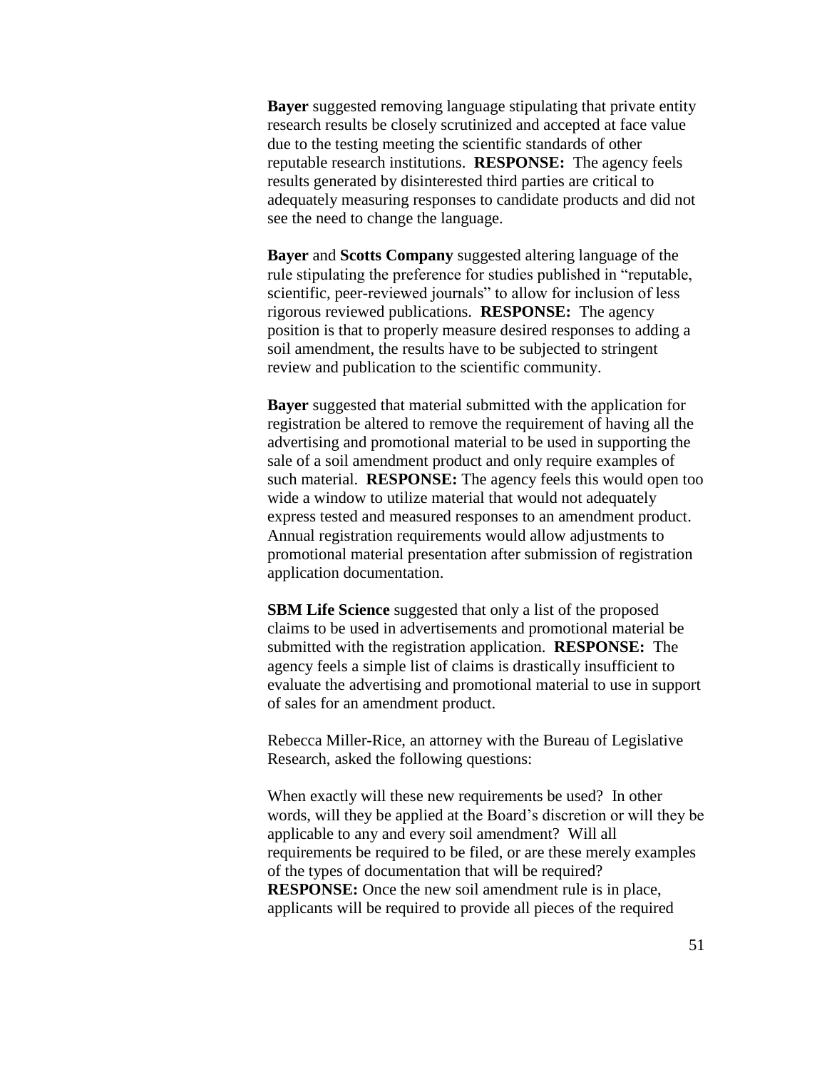**Bayer** suggested removing language stipulating that private entity research results be closely scrutinized and accepted at face value due to the testing meeting the scientific standards of other reputable research institutions. **RESPONSE:** The agency feels results generated by disinterested third parties are critical to adequately measuring responses to candidate products and did not see the need to change the language.

**Bayer** and **Scotts Company** suggested altering language of the rule stipulating the preference for studies published in "reputable, scientific, peer-reviewed journals" to allow for inclusion of less rigorous reviewed publications. **RESPONSE:** The agency position is that to properly measure desired responses to adding a soil amendment, the results have to be subjected to stringent review and publication to the scientific community.

**Bayer** suggested that material submitted with the application for registration be altered to remove the requirement of having all the advertising and promotional material to be used in supporting the sale of a soil amendment product and only require examples of such material. **RESPONSE:** The agency feels this would open too wide a window to utilize material that would not adequately express tested and measured responses to an amendment product. Annual registration requirements would allow adjustments to promotional material presentation after submission of registration application documentation.

**SBM Life Science** suggested that only a list of the proposed claims to be used in advertisements and promotional material be submitted with the registration application. **RESPONSE:** The agency feels a simple list of claims is drastically insufficient to evaluate the advertising and promotional material to use in support of sales for an amendment product.

Rebecca Miller-Rice, an attorney with the Bureau of Legislative Research, asked the following questions:

When exactly will these new requirements be used? In other words, will they be applied at the Board's discretion or will they be applicable to any and every soil amendment? Will all requirements be required to be filed, or are these merely examples of the types of documentation that will be required?
**RESPONSE:** Once the new soil amendment rule is in place, applicants will be required to provide all pieces of the required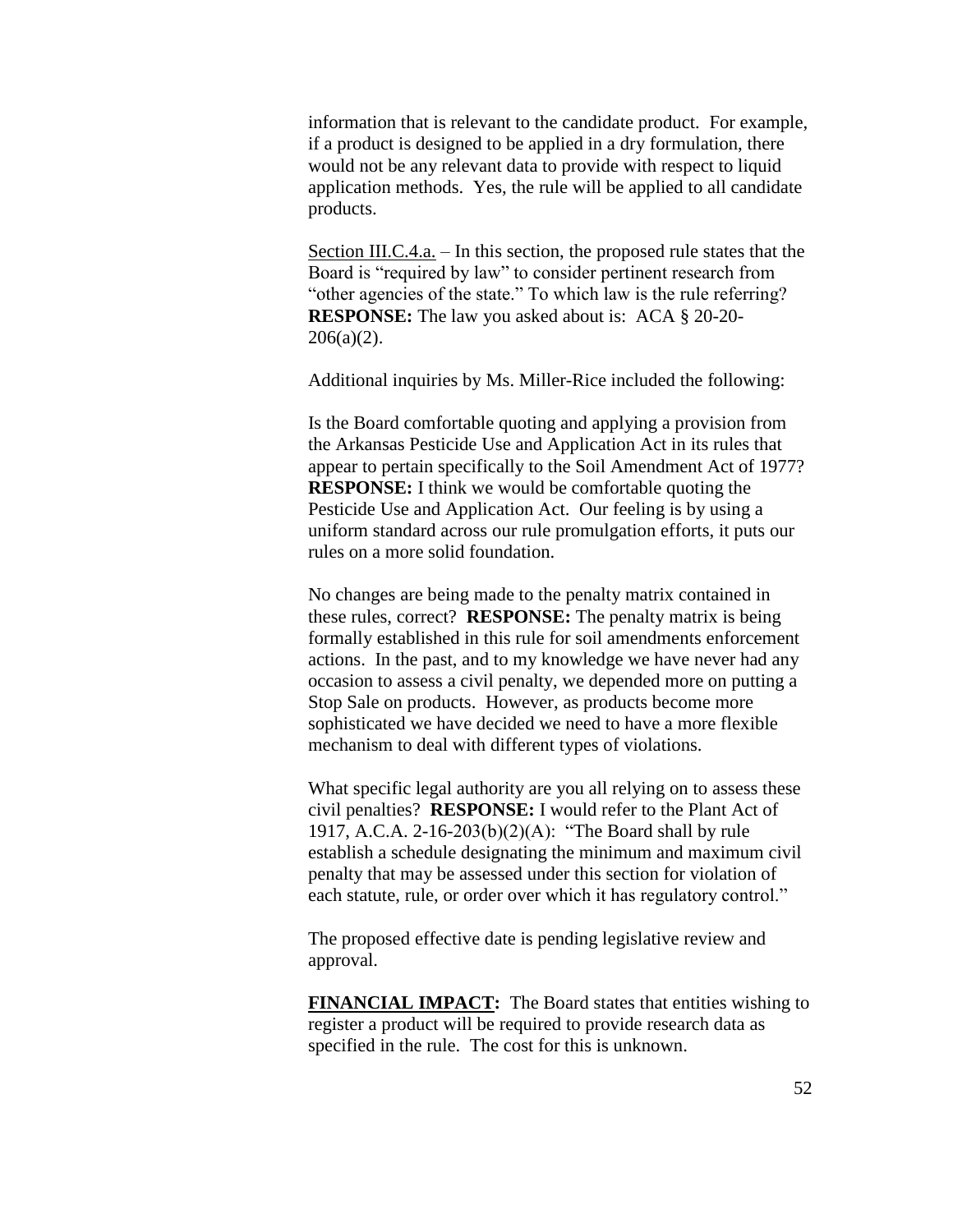information that is relevant to the candidate product. For example, if a product is designed to be applied in a dry formulation, there would not be any relevant data to provide with respect to liquid application methods. Yes, the rule will be applied to all candidate products.

Section III.C.4.a. – In this section, the proposed rule states that the Board is "required by law" to consider pertinent research from "other agencies of the state." To which law is the rule referring? **RESPONSE:** The law you asked about is: ACA § 20-20-206(a)(2).

Additional inquiries by Ms. Miller-Rice included the following:

Is the Board comfortable quoting and applying a provision from the Arkansas Pesticide Use and Application Act in its rules that appear to pertain specifically to the Soil Amendment Act of 1977? **RESPONSE:** I think we would be comfortable quoting the Pesticide Use and Application Act. Our feeling is by using a uniform standard across our rule promulgation efforts, it puts our rules on a more solid foundation.

No changes are being made to the penalty matrix contained in these rules, correct? **RESPONSE:** The penalty matrix is being formally established in this rule for soil amendments enforcement actions. In the past, and to my knowledge we have never had any occasion to assess a civil penalty, we depended more on putting a Stop Sale on products. However, as products become more sophisticated we have decided we need to have a more flexible mechanism to deal with different types of violations.

What specific legal authority are you all relying on to assess these civil penalties? **RESPONSE:** I would refer to the Plant Act of 1917, A.C.A. 2-16-203(b)(2)(A): "The Board shall by rule establish a schedule designating the minimum and maximum civil penalty that may be assessed under this section for violation of each statute, rule, or order over which it has regulatory control."

The proposed effective date is pending legislative review and approval.

**FINANCIAL IMPACT:** The Board states that entities wishing to register a product will be required to provide research data as specified in the rule. The cost for this is unknown.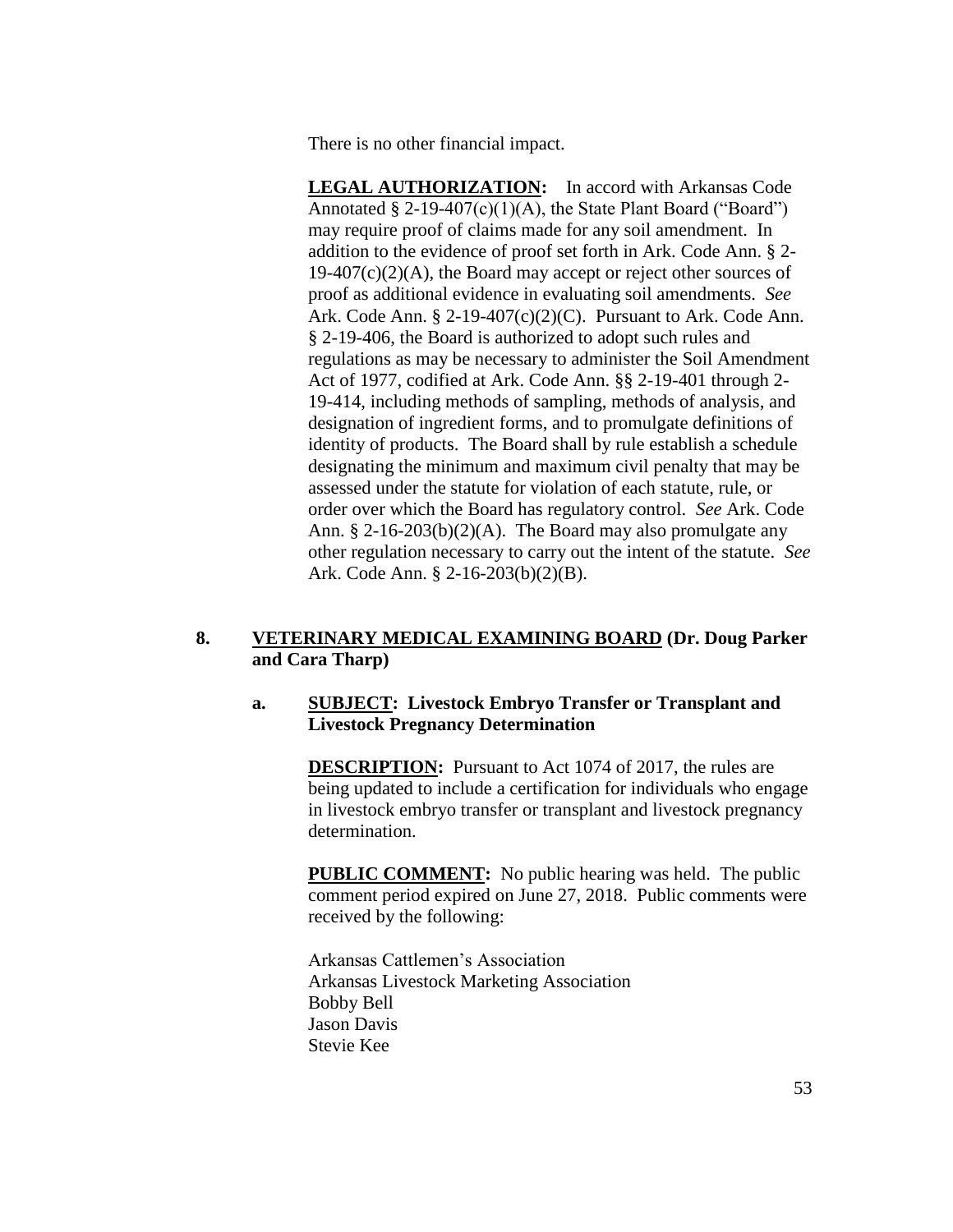There is no other financial impact.

**LEGAL AUTHORIZATION:** In accord with Arkansas Code Annotated § 2-19-407(c)(1)(A), the State Plant Board ("Board") may require proof of claims made for any soil amendment. In addition to the evidence of proof set forth in Ark. Code Ann. § 2-19-407(c)(2)(A), the Board may accept or reject other sources of proof as additional evidence in evaluating soil amendments. *See* Ark. Code Ann. § 2-19-407(c)(2)(C). Pursuant to Ark. Code Ann. § 2-19-406, the Board is authorized to adopt such rules and regulations as may be necessary to administer the Soil Amendment Act of 1977, codified at Ark. Code Ann. §§ 2-19-401 through 2-19-414, including methods of sampling, methods of analysis, and designation of ingredient forms, and to promulgate definitions of identity of products. The Board shall by rule establish a schedule designating the minimum and maximum civil penalty that may be assessed under the statute for violation of each statute, rule, or order over which the Board has regulatory control. *See* Ark. Code Ann. § 2-16-203(b)(2)(A). The Board may also promulgate any other regulation necessary to carry out the intent of the statute. *See* Ark. Code Ann. § 2-16-203(b)(2)(B).

**8. VETERINARY MEDICAL EXAMINING BOARD (Dr. Doug Parker and Cara Tharp)**

**a. SUBJECT: Livestock Embryo Transfer or Transplant and Livestock Pregnancy Determination**

**DESCRIPTION:** Pursuant to Act 1074 of 2017, the rules are being updated to include a certification for individuals who engage in livestock embryo transfer or transplant and livestock pregnancy determination.

**PUBLIC COMMENT:** No public hearing was held. The public comment period expired on June 27, 2018. Public comments were received by the following:

Arkansas Cattlemen's Association
Arkansas Livestock Marketing Association
Bobby Bell
Jason Davis
Stevie Kee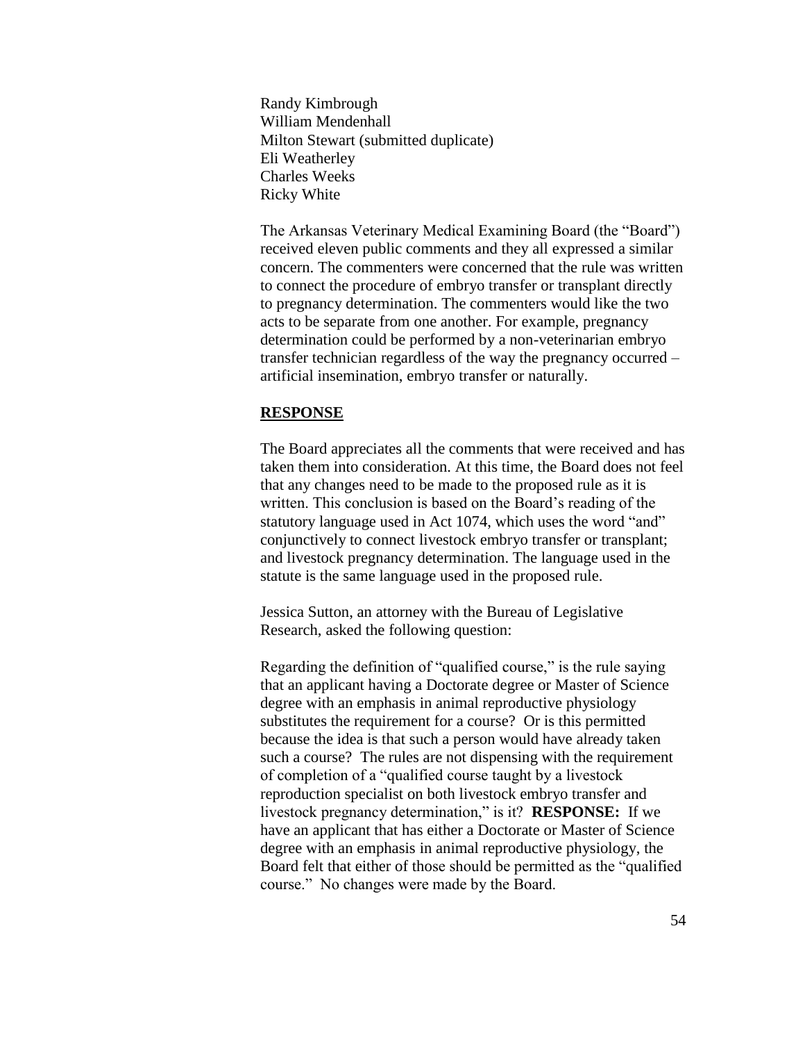Randy Kimbrough
William Mendenhall
Milton Stewart (submitted duplicate)
Eli Weatherley
Charles Weeks
Ricky White

The Arkansas Veterinary Medical Examining Board (the "Board") received eleven public comments and they all expressed a similar concern. The commenters were concerned that the rule was written to connect the procedure of embryo transfer or transplant directly to pregnancy determination. The commenters would like the two acts to be separate from one another. For example, pregnancy determination could be performed by a non-veterinarian embryo transfer technician regardless of the way the pregnancy occurred – artificial insemination, embryo transfer or naturally.

**RESPONSE**

The Board appreciates all the comments that were received and has taken them into consideration. At this time, the Board does not feel that any changes need to be made to the proposed rule as it is written. This conclusion is based on the Board's reading of the statutory language used in Act 1074, which uses the word "and" conjunctively to connect livestock embryo transfer or transplant; and livestock pregnancy determination. The language used in the statute is the same language used in the proposed rule.

Jessica Sutton, an attorney with the Bureau of Legislative Research, asked the following question:

Regarding the definition of "qualified course," is the rule saying that an applicant having a Doctorate degree or Master of Science degree with an emphasis in animal reproductive physiology substitutes the requirement for a course? Or is this permitted because the idea is that such a person would have already taken such a course? The rules are not dispensing with the requirement of completion of a "qualified course taught by a livestock reproduction specialist on both livestock embryo transfer and livestock pregnancy determination," is it? **RESPONSE:** If we have an applicant that has either a Doctorate or Master of Science degree with an emphasis in animal reproductive physiology, the Board felt that either of those should be permitted as the "qualified course." No changes were made by the Board.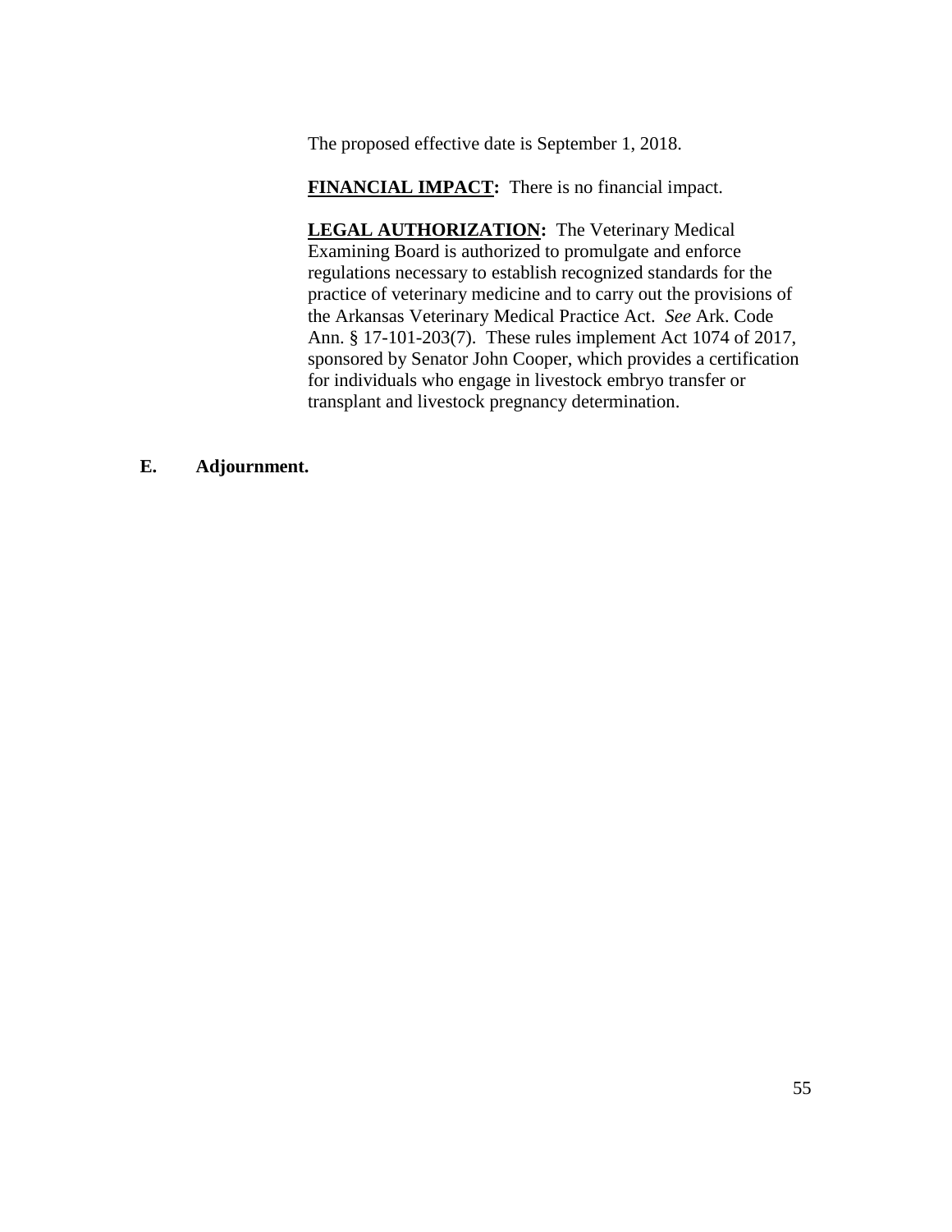The proposed effective date is September 1, 2018.

**FINANCIAL IMPACT:** There is no financial impact.

**LEGAL AUTHORIZATION:** The Veterinary Medical Examining Board is authorized to promulgate and enforce regulations necessary to establish recognized standards for the practice of veterinary medicine and to carry out the provisions of the Arkansas Veterinary Medical Practice Act. *See* Ark. Code Ann. § 17-101-203(7). These rules implement Act 1074 of 2017, sponsored by Senator John Cooper, which provides a certification for individuals who engage in livestock embryo transfer or transplant and livestock pregnancy determination.

**E. Adjournment.**